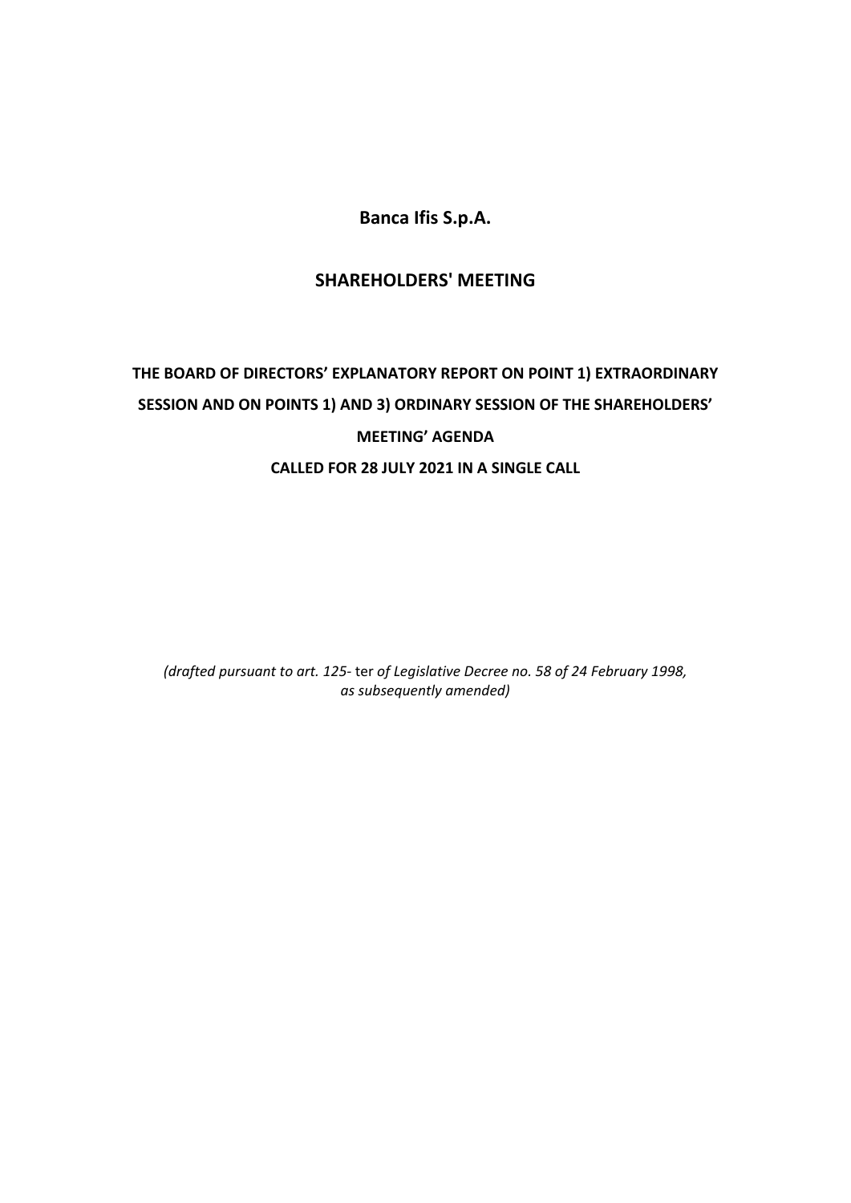# Banca Ifis S.p.A.

## SHAREHOLDERS' MEETING

**THE BOARD OF DIRECTORS' EXPLANATORY REPORT ON POINT 1) EXTRAORDINARY SESSION AND ON POINTS 1) AND 3) ORDINARY SESSION OF THE SHAREHOLDERS' MEETING' AGENDA**

**CALLED FOR 28 JULY 2021 IN A SINGLE CALL**

*(drafted pursuant to art. 125-* ter *of Legislative Decree no. 58 of 24 February 1998, as subsequently amended)*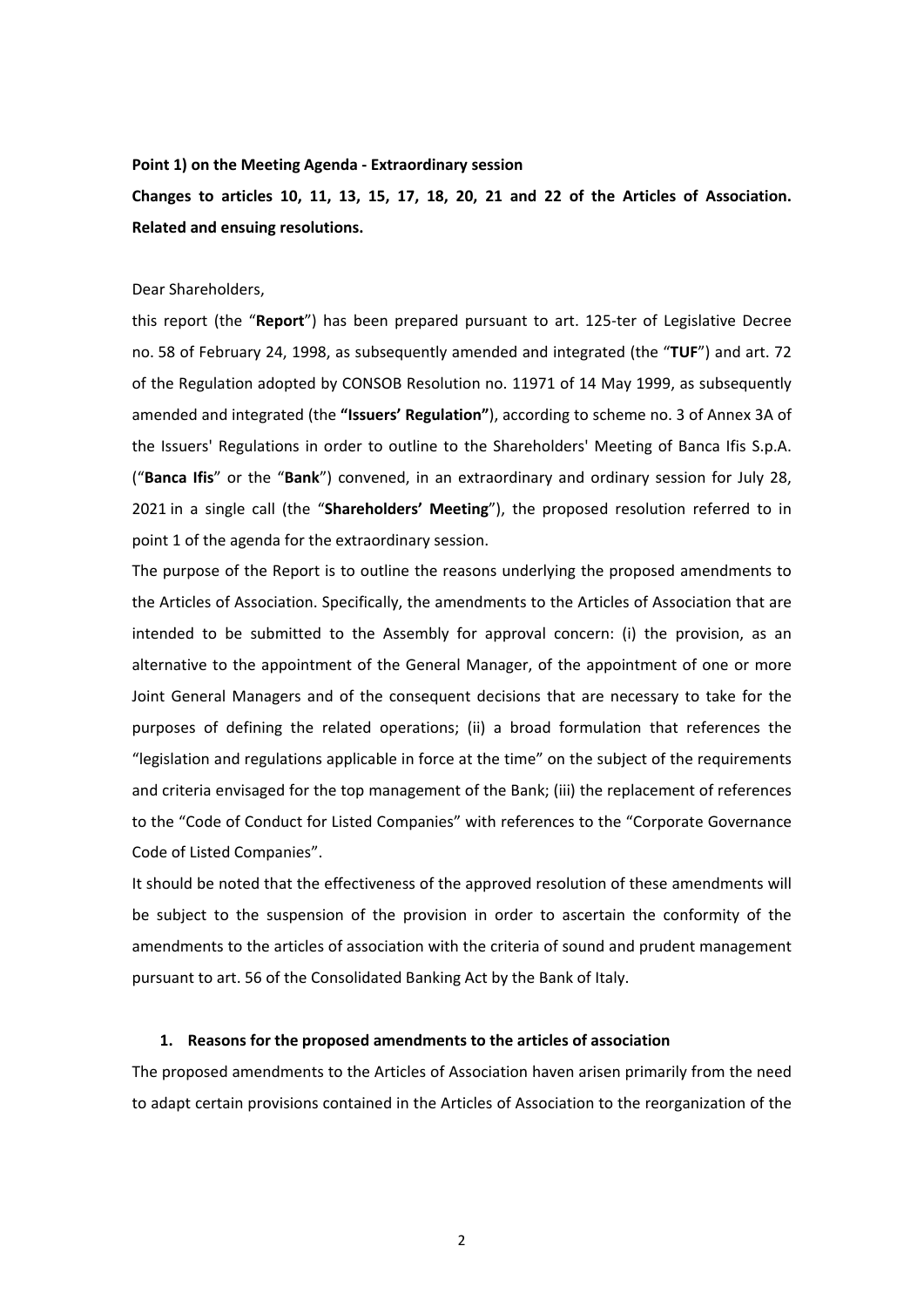**Point 1) on the Meeting Agenda - Extraordinary session**

**Changes to articles 10, 11, 13, 15, 17, 18, 20, 21 and 22 of the Articles of Association. Related and ensuing resolutions.**

Dear Shareholders,

this report (the "**Report**") has been prepared pursuant to art. 125-ter of Legislative Decree no. 58 of February 24, 1998, as subsequently amended and integrated (the "**TUF**") and art. 72 of the Regulation adopted by CONSOB Resolution no. 11971 of 14 May 1999, as subsequently amended and integrated (the **"Issuers' Regulation"**), according to scheme no. 3 of Annex 3A of the Issuers' Regulations in order to outline to the Shareholders' Meeting of Banca Ifis S.p.A. ("**Banca Ifis**" or the "**Bank**") convened, in an extraordinary and ordinary session for July 28, 2021 in a single call (the "**Shareholders' Meeting**"), the proposed resolution referred to in point 1 of the agenda for the extraordinary session.

The purpose of the Report is to outline the reasons underlying the proposed amendments to the Articles of Association. Specifically, the amendments to the Articles of Association that are intended to be submitted to the Assembly for approval concern: (i) the provision, as an alternative to the appointment of the General Manager, of the appointment of one or more Joint General Managers and of the consequent decisions that are necessary to take for the purposes of defining the related operations; (ii) a broad formulation that references the "legislation and regulations applicable in force at the time" on the subject of the requirements and criteria envisaged for the top management of the Bank; (iii) the replacement of references to the "Code of Conduct for Listed Companies" with references to the "Corporate Governance Code of Listed Companies".

It should be noted that the effectiveness of the approved resolution of these amendments will be subject to the suspension of the provision in order to ascertain the conformity of the amendments to the articles of association with the criteria of sound and prudent management pursuant to art. 56 of the Consolidated Banking Act by the Bank of Italy.

## 1. Reasons for the proposed amendments to the articles of association

The proposed amendments to the Articles of Association haven arisen primarily from the need to adapt certain provisions contained in the Articles of Association to the reorganization of the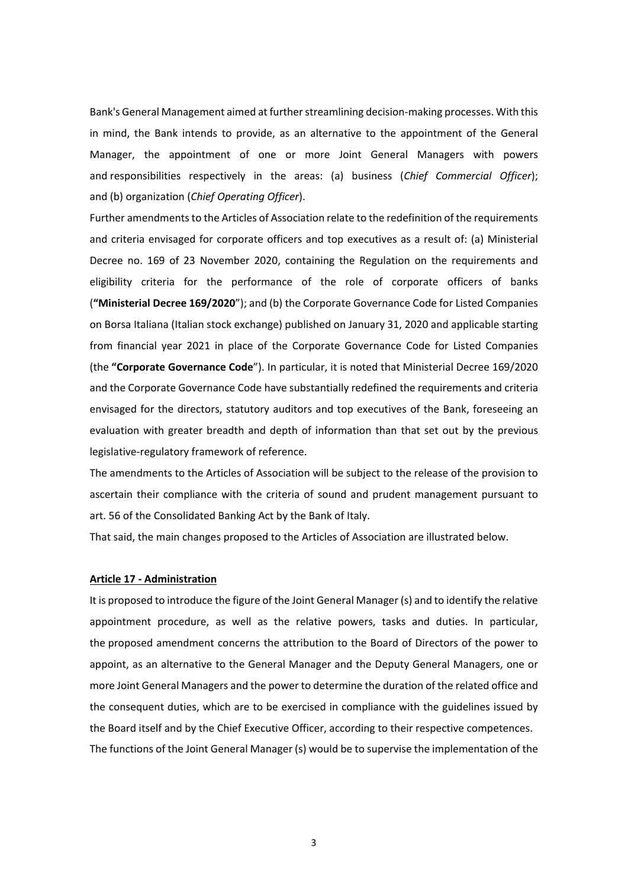Bank's General Management aimed at further streamlining decision-making processes. With this in mind, the Bank intends to provide, as an alternative to the appointment of the General Manager, the appointment of one or more Joint General Managers with powers and responsibilities respectively in the areas: (a) business (*Chief Commercial Officer*); and (b) organization (*Chief Operating Officer*).

Further amendments to the Articles of Association relate to the redefinition of the requirements and criteria envisaged for corporate officers and top executives as a result of: (a) Ministerial Decree no. 169 of 23 November 2020, containing the Regulation on the requirements and eligibility criteria for the performance of the role of corporate officers of banks (**"Ministerial Decree 169/2020**"); and (b) the Corporate Governance Code for Listed Companies on Borsa Italiana (Italian stock exchange) published on January 31, 2020 and applicable starting from financial year 2021 in place of the Corporate Governance Code for Listed Companies (the **"Corporate Governance Code**"). In particular, it is noted that Ministerial Decree 169/2020 and the Corporate Governance Code have substantially redefined the requirements and criteria envisaged for the directors, statutory auditors and top executives of the Bank, foreseeing an evaluation with greater breadth and depth of information than that set out by the previous legislative-regulatory framework of reference.

The amendments to the Articles of Association will be subject to the release of the provision to ascertain their compliance with the criteria of sound and prudent management pursuant to art. 56 of the Consolidated Banking Act by the Bank of Italy.

That said, the main changes proposed to the Articles of Association are illustrated below.

**Article 17 - Administration**

It is proposed to introduce the figure of the Joint General Manager (s) and to identify the relative appointment procedure, as well as the relative powers, tasks and duties. In particular, the proposed amendment concerns the attribution to the Board of Directors of the power to appoint, as an alternative to the General Manager and the Deputy General Managers, one or more Joint General Managers and the power to determine the duration of the related office and the consequent duties, which are to be exercised in compliance with the guidelines issued by the Board itself and by the Chief Executive Officer, according to their respective competences.

The functions of the Joint General Manager (s) would be to supervise the implementation of the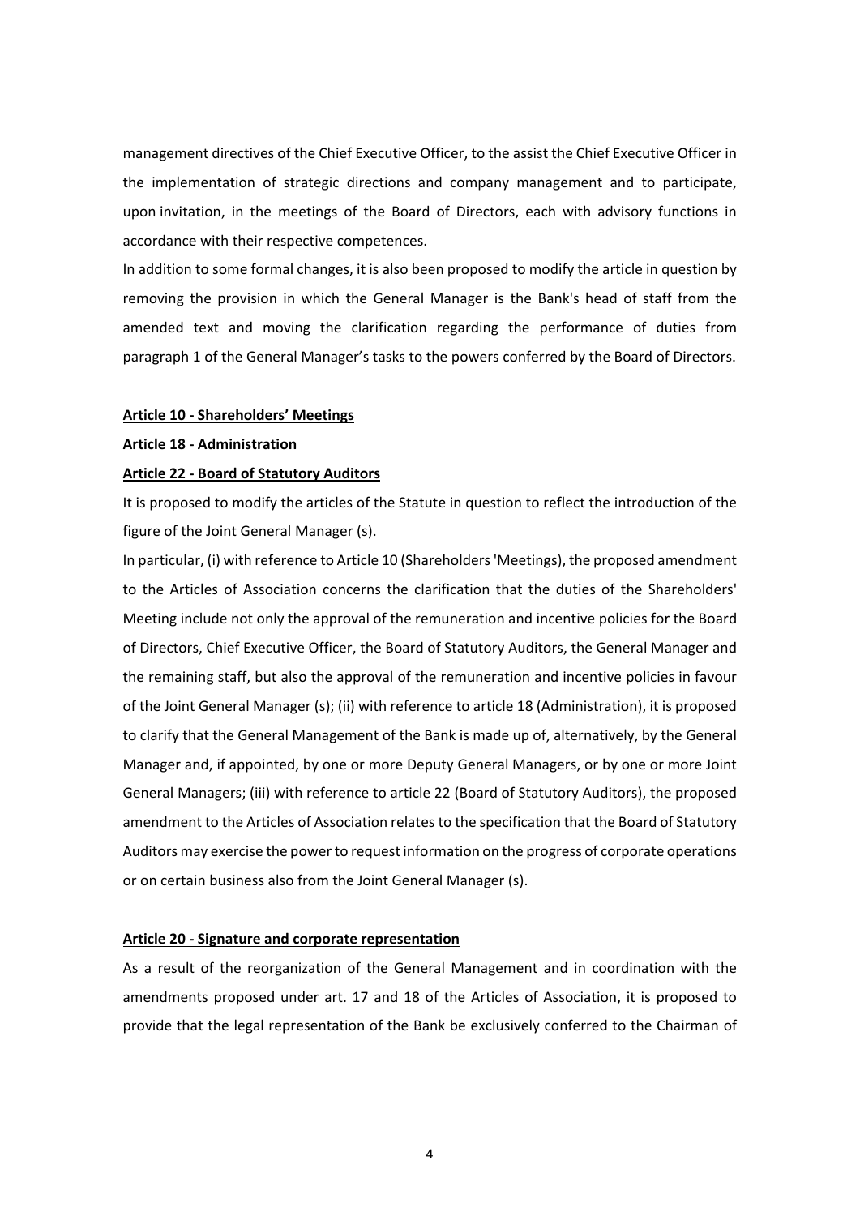management directives of the Chief Executive Officer, to the assist the Chief Executive Officer in the implementation of strategic directions and company management and to participate, upon invitation, in the meetings of the Board of Directors, each with advisory functions in accordance with their respective competences.

In addition to some formal changes, it is also been proposed to modify the article in question by removing the provision in which the General Manager is the Bank's head of staff from the amended text and moving the clarification regarding the performance of duties from paragraph 1 of the General Manager's tasks to the powers conferred by the Board of Directors.

**Article 10 - Shareholders' Meetings**

**Article 18 - Administration**

**Article 22 - Board of Statutory Auditors**

It is proposed to modify the articles of the Statute in question to reflect the introduction of the figure of the Joint General Manager (s).

In particular, (i) with reference to Article 10 (Shareholders 'Meetings), the proposed amendment to the Articles of Association concerns the clarification that the duties of the Shareholders' Meeting include not only the approval of the remuneration and incentive policies for the Board of Directors, Chief Executive Officer, the Board of Statutory Auditors, the General Manager and the remaining staff, but also the approval of the remuneration and incentive policies in favour of the Joint General Manager (s); (ii) with reference to article 18 (Administration), it is proposed to clarify that the General Management of the Bank is made up of, alternatively, by the General Manager and, if appointed, by one or more Deputy General Managers, or by one or more Joint General Managers; (iii) with reference to article 22 (Board of Statutory Auditors), the proposed amendment to the Articles of Association relates to the specification that the Board of Statutory Auditors may exercise the power to request information on the progress of corporate operations or on certain business also from the Joint General Manager (s).

**Article 20 - Signature and corporate representation**

As a result of the reorganization of the General Management and in coordination with the amendments proposed under art. 17 and 18 of the Articles of Association, it is proposed to provide that the legal representation of the Bank be exclusively conferred to the Chairman of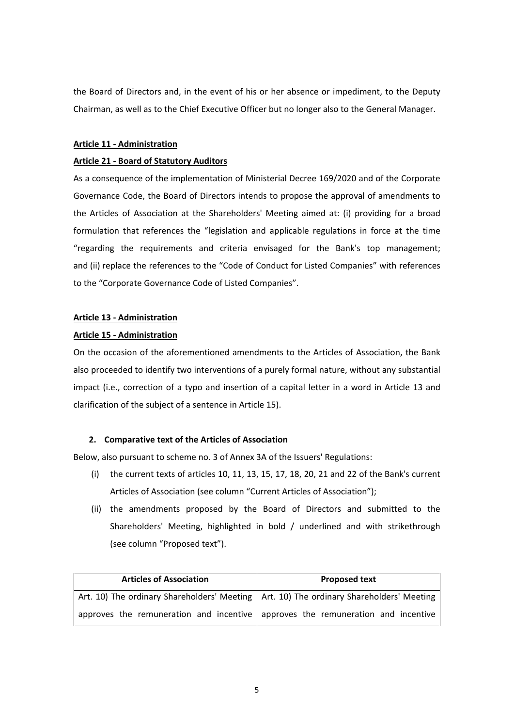the Board of Directors and, in the event of his or her absence or impediment, to the Deputy Chairman, as well as to the Chief Executive Officer but no longer also to the General Manager.

**Article 11 - Administration**

**Article 21 - Board of Statutory Auditors**

As a consequence of the implementation of Ministerial Decree 169/2020 and of the Corporate Governance Code, the Board of Directors intends to propose the approval of amendments to the Articles of Association at the Shareholders' Meeting aimed at: (i) providing for a broad formulation that references the "legislation and applicable regulations in force at the time "regarding the requirements and criteria envisaged for the Bank's top management; and (ii) replace the references to the "Code of Conduct for Listed Companies" with references to the "Corporate Governance Code of Listed Companies".

**Article 13 - Administration**

**Article 15 - Administration**

On the occasion of the aforementioned amendments to the Articles of Association, the Bank also proceeded to identify two interventions of a purely formal nature, without any substantial impact (i.e., correction of a typo and insertion of a capital letter in a word in Article 13 and clarification of the subject of a sentence in Article 15).

## 2. Comparative text of the Articles of Association

Below, also pursuant to scheme no. 3 of Annex 3A of the Issuers' Regulations:

(i) the current texts of articles 10, 11, 13, 15, 17, 18, 20, 21 and 22 of the Bank's current Articles of Association (see column "Current Articles of Association");

(ii) the amendments proposed by the Board of Directors and submitted to the Shareholders' Meeting, highlighted in bold / underlined and with strikethrough (see column "Proposed text").

| Articles of Association | Proposed text |
|---|---|
| Art. 10) The ordinary Shareholders' Meeting approves the remuneration and incentive | Art. 10) The ordinary Shareholders' Meeting approves the remuneration and incentive |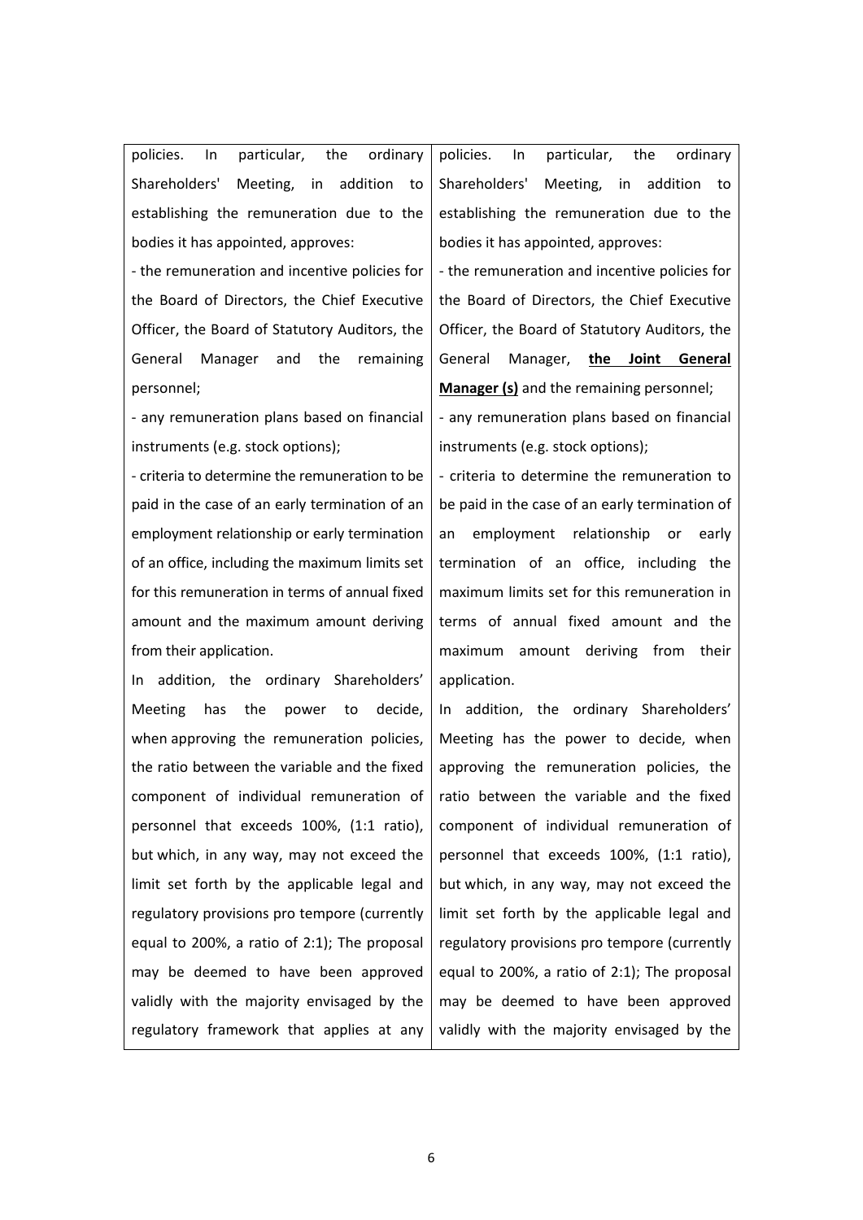| | |
|---|---|
| policies. In particular, the ordinary Shareholders' Meeting, in addition to establishing the remuneration due to the bodies it has appointed, approves:<br>- the remuneration and incentive policies for the Board of Directors, the Chief Executive Officer, the Board of Statutory Auditors, the General Manager and the remaining personnel;<br>- any remuneration plans based on financial instruments (e.g. stock options);<br>- criteria to determine the remuneration to be paid in the case of an early termination of an employment relationship or early termination of an office, including the maximum limits set for this remuneration in terms of annual fixed amount and the maximum amount deriving from their application.<br>In addition, the ordinary Shareholders' Meeting has the power to decide, when approving the remuneration policies, the ratio between the variable and the fixed component of individual remuneration of personnel that exceeds 100%, (1:1 ratio), but which, in any way, may not exceed the limit set forth by the applicable legal and regulatory provisions pro tempore (currently equal to 200%, a ratio of 2:1); The proposal may be deemed to have been approved validly with the majority envisaged by the regulatory framework that applies at any | policies. In particular, the ordinary Shareholders' Meeting, in addition to establishing the remuneration due to the bodies it has appointed, approves:<br>- the remuneration and incentive policies for the Board of Directors, the Chief Executive Officer, the Board of Statutory Auditors, the General Manager, **the Joint General Manager (s)** and the remaining personnel;<br>- any remuneration plans based on financial instruments (e.g. stock options);<br>- criteria to determine the remuneration to be paid in the case of an early termination of an employment relationship or early termination of an office, including the maximum limits set for this remuneration in terms of annual fixed amount and the maximum amount deriving from their application.<br>In addition, the ordinary Shareholders' Meeting has the power to decide, when approving the remuneration policies, the ratio between the variable and the fixed component of individual remuneration of personnel that exceeds 100%, (1:1 ratio), but which, in any way, may not exceed the limit set forth by the applicable legal and regulatory provisions pro tempore (currently equal to 200%, a ratio of 2:1); The proposal may be deemed to have been approved validly with the majority envisaged by the |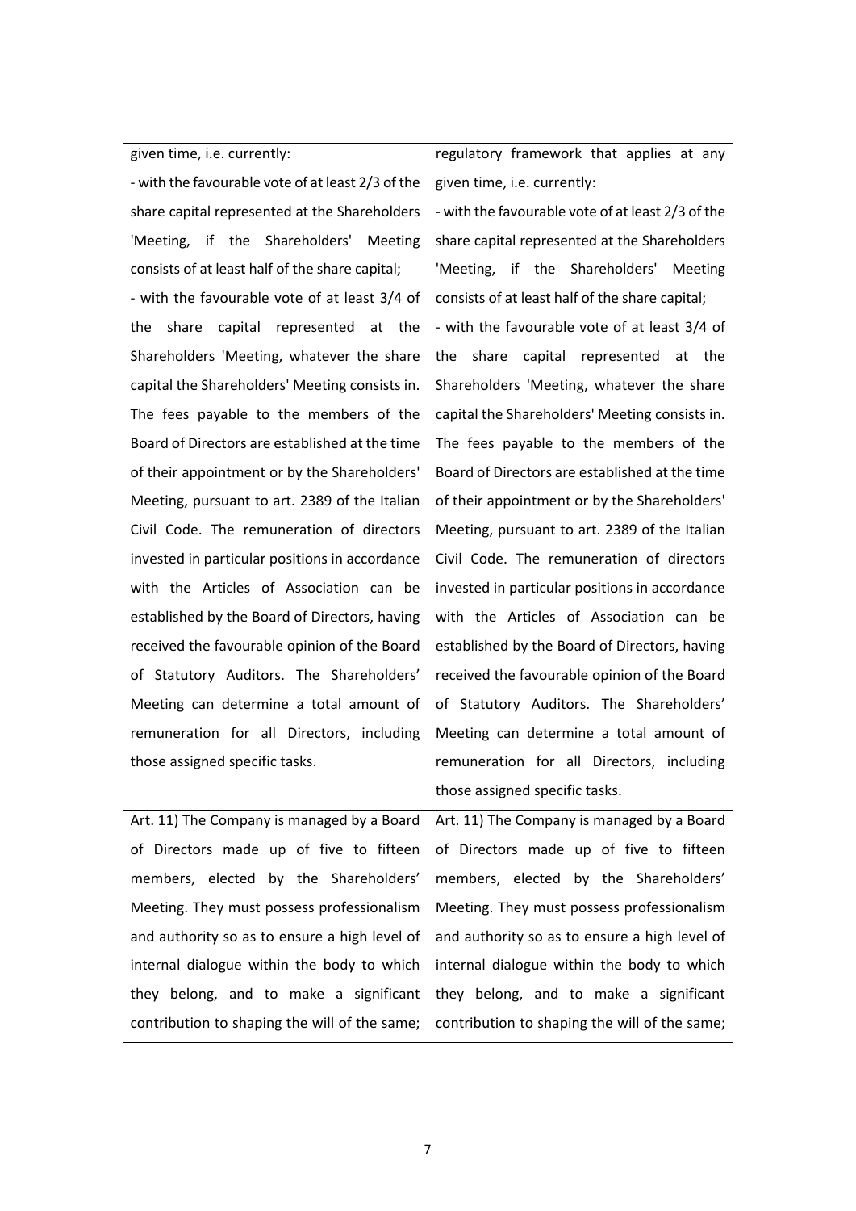| | |
|---|---|
| given time, i.e. currently:<br>- with the favourable vote of at least 2/3 of the share capital represented at the Shareholders 'Meeting, if the Shareholders' Meeting consists of at least half of the share capital;<br>- with the favourable vote of at least 3/4 of the share capital represented at the Shareholders 'Meeting, whatever the share capital the Shareholders' Meeting consists in. The fees payable to the members of the Board of Directors are established at the time of their appointment or by the Shareholders' Meeting, pursuant to art. 2389 of the Italian Civil Code. The remuneration of directors invested in particular positions in accordance with the Articles of Association can be established by the Board of Directors, having received the favourable opinion of the Board of Statutory Auditors. The Shareholders' Meeting can determine a total amount of remuneration for all Directors, including those assigned specific tasks. | regulatory framework that applies at any given time, i.e. currently:<br>- with the favourable vote of at least 2/3 of the share capital represented at the Shareholders 'Meeting, if the Shareholders' Meeting consists of at least half of the share capital;<br>- with the favourable vote of at least 3/4 of the share capital represented at the Shareholders 'Meeting, whatever the share capital the Shareholders' Meeting consists in. The fees payable to the members of the Board of Directors are established at the time of their appointment or by the Shareholders' Meeting, pursuant to art. 2389 of the Italian Civil Code. The remuneration of directors invested in particular positions in accordance with the Articles of Association can be established by the Board of Directors, having received the favourable opinion of the Board of Statutory Auditors. The Shareholders' Meeting can determine a total amount of remuneration for all Directors, including those assigned specific tasks. |
| Art. 11) The Company is managed by a Board of Directors made up of five to fifteen members, elected by the Shareholders' Meeting. They must possess professionalism and authority so as to ensure a high level of internal dialogue within the body to which they belong, and to make a significant contribution to shaping the will of the same; | Art. 11) The Company is managed by a Board of Directors made up of five to fifteen members, elected by the Shareholders' Meeting. They must possess professionalism and authority so as to ensure a high level of internal dialogue within the body to which they belong, and to make a significant contribution to shaping the will of the same; |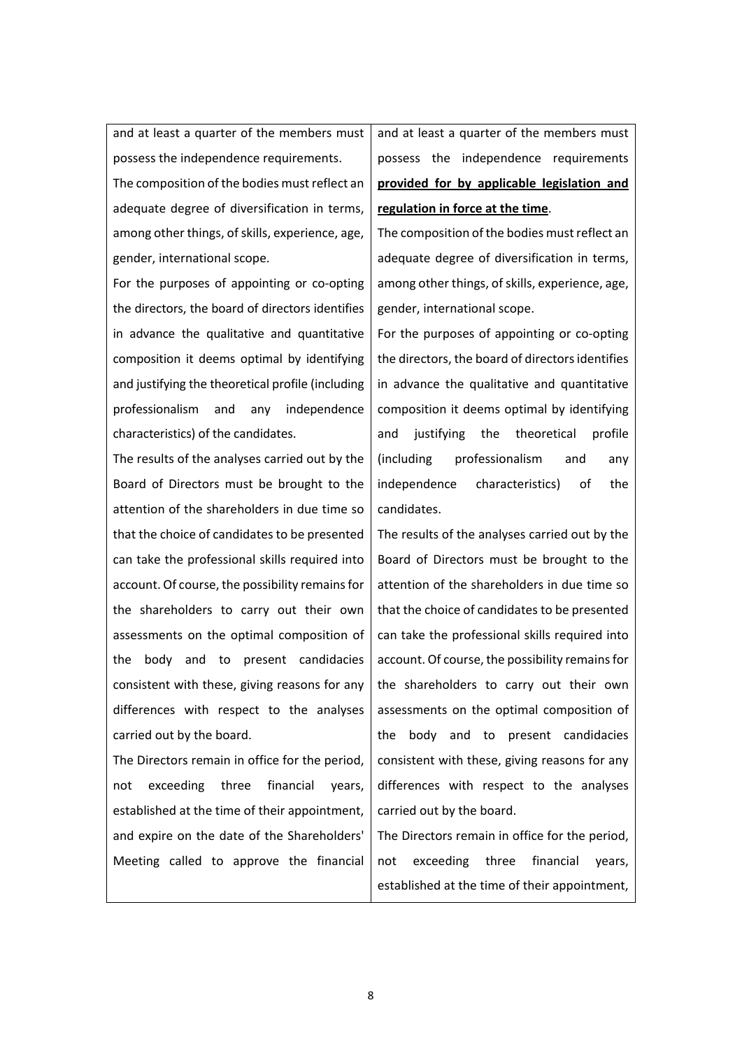| | |
|---|---|
| and at least a quarter of the members must possess the independence requirements.<br>The composition of the bodies must reflect an adequate degree of diversification in terms, among other things, of skills, experience, age, gender, international scope.<br>For the purposes of appointing or co-opting the directors, the board of directors identifies in advance the qualitative and quantitative composition it deems optimal by identifying and justifying the theoretical profile (including professionalism and any independence characteristics) of the candidates.<br>The results of the analyses carried out by the Board of Directors must be brought to the attention of the shareholders in due time so that the choice of candidates to be presented can take the professional skills required into account. Of course, the possibility remains for the shareholders to carry out their own assessments on the optimal composition of the body and to present candidacies consistent with these, giving reasons for any differences with respect to the analyses carried out by the board.<br>The Directors remain in office for the period, not exceeding three financial years, established at the time of their appointment, and expire on the date of the Shareholders' Meeting called to approve the financial | and at least a quarter of the members must possess the independence requirements **provided for by applicable legislation and regulation in force at the time**.<br>The composition of the bodies must reflect an adequate degree of diversification in terms, among other things, of skills, experience, age, gender, international scope.<br>For the purposes of appointing or co-opting the directors, the board of directors identifies in advance the qualitative and quantitative composition it deems optimal by identifying and justifying the theoretical profile (including professionalism and any independence characteristics) of the candidates.<br>The results of the analyses carried out by the Board of Directors must be brought to the attention of the shareholders in due time so that the choice of candidates to be presented can take the professional skills required into account. Of course, the possibility remains for the shareholders to carry out their own assessments on the optimal composition of the body and to present candidacies consistent with these, giving reasons for any differences with respect to the analyses carried out by the board.<br>The Directors remain in office for the period, not exceeding three financial years, established at the time of their appointment, |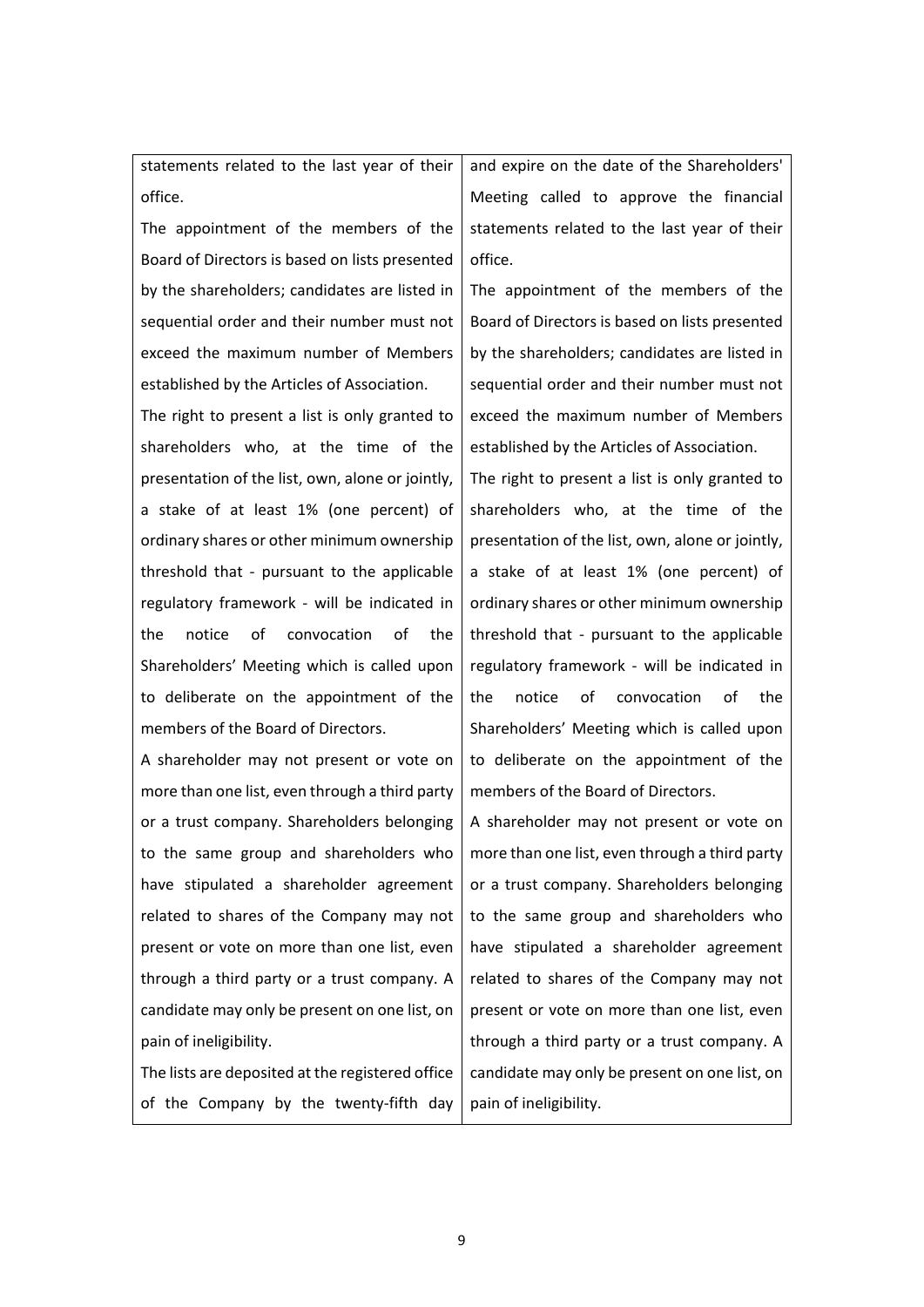| | |
|---|---|
| statements related to the last year of their office.<br>The appointment of the members of the Board of Directors is based on lists presented by the shareholders; candidates are listed in sequential order and their number must not exceed the maximum number of Members established by the Articles of Association.<br>The right to present a list is only granted to shareholders who, at the time of the presentation of the list, own, alone or jointly, a stake of at least 1% (one percent) of ordinary shares or other minimum ownership threshold that - pursuant to the applicable regulatory framework - will be indicated in the notice of convocation of the Shareholders' Meeting which is called upon to deliberate on the appointment of the members of the Board of Directors.<br>A shareholder may not present or vote on more than one list, even through a third party or a trust company. Shareholders belonging to the same group and shareholders who have stipulated a shareholder agreement related to shares of the Company may not present or vote on more than one list, even through a third party or a trust company. A candidate may only be present on one list, on pain of ineligibility.<br>The lists are deposited at the registered office of the Company by the twenty-fifth day | and expire on the date of the Shareholders' Meeting called to approve the financial statements related to the last year of their office.<br>The appointment of the members of the Board of Directors is based on lists presented by the shareholders; candidates are listed in sequential order and their number must not exceed the maximum number of Members established by the Articles of Association.<br>The right to present a list is only granted to shareholders who, at the time of the presentation of the list, own, alone or jointly, a stake of at least 1% (one percent) of ordinary shares or other minimum ownership threshold that - pursuant to the applicable regulatory framework - will be indicated in the notice of convocation of the Shareholders' Meeting which is called upon to deliberate on the appointment of the members of the Board of Directors.<br>A shareholder may not present or vote on more than one list, even through a third party or a trust company. Shareholders belonging to the same group and shareholders who have stipulated a shareholder agreement related to shares of the Company may not present or vote on more than one list, even through a third party or a trust company. A candidate may only be present on one list, on pain of ineligibility. |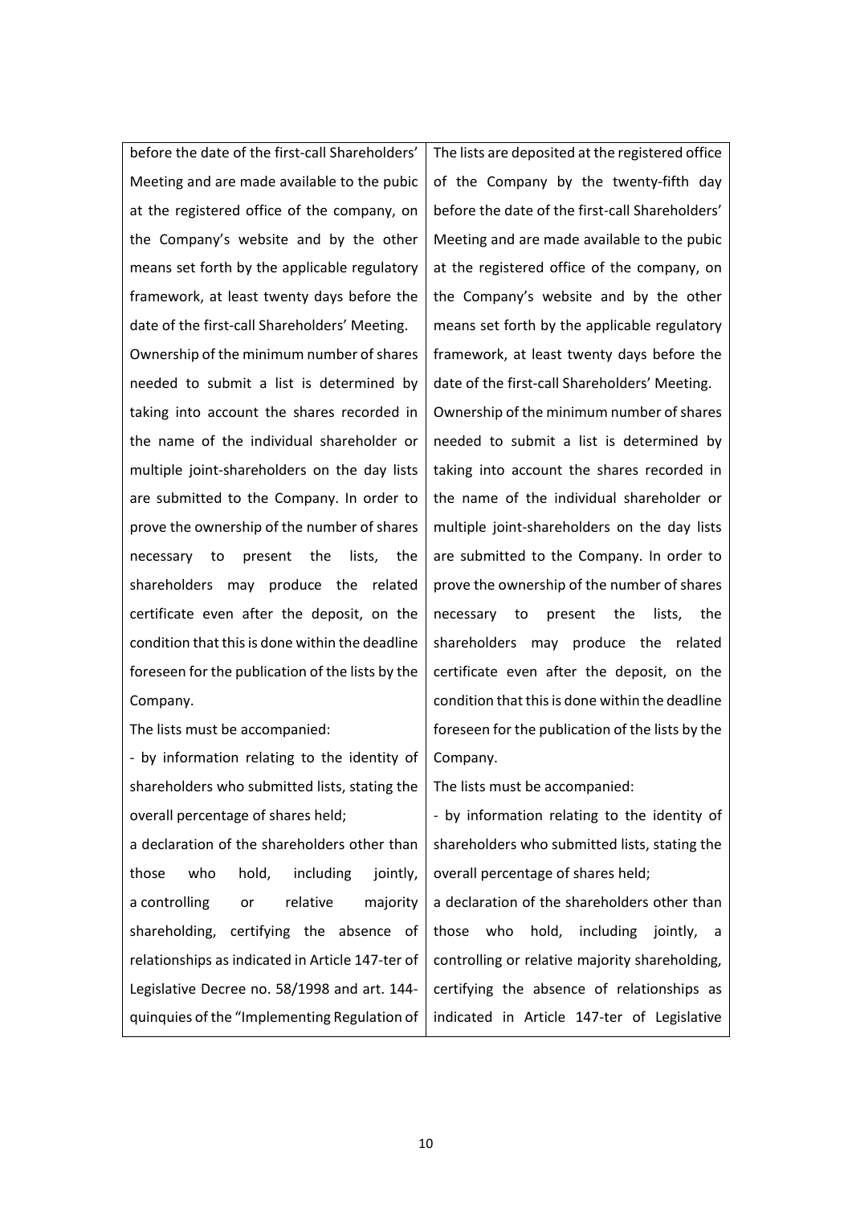| | |
|---|---|
| before the date of the first-call Shareholders' Meeting and are made available to the pubic at the registered office of the company, on the Company's website and by the other means set forth by the applicable regulatory framework, at least twenty days before the date of the first-call Shareholders' Meeting.<br>Ownership of the minimum number of shares needed to submit a list is determined by taking into account the shares recorded in the name of the individual shareholder or multiple joint-shareholders on the day lists are submitted to the Company. In order to prove the ownership of the number of shares necessary to present the lists, the shareholders may produce the related certificate even after the deposit, on the condition that this is done within the deadline foreseen for the publication of the lists by the Company.<br>The lists must be accompanied:<br>- by information relating to the identity of shareholders who submitted lists, stating the overall percentage of shares held;<br>a declaration of the shareholders other than those who hold, including jointly, a controlling or relative majority shareholding, certifying the absence of relationships as indicated in Article 147-ter of Legislative Decree no. 58/1998 and art. 144-quinquies of the "Implementing Regulation of | The lists are deposited at the registered office of the Company by the twenty-fifth day before the date of the first-call Shareholders' Meeting and are made available to the pubic at the registered office of the company, on the Company's website and by the other means set forth by the applicable regulatory framework, at least twenty days before the date of the first-call Shareholders' Meeting.<br>Ownership of the minimum number of shares needed to submit a list is determined by taking into account the shares recorded in the name of the individual shareholder or multiple joint-shareholders on the day lists are submitted to the Company. In order to prove the ownership of the number of shares necessary to present the lists, the shareholders may produce the related certificate even after the deposit, on the condition that this is done within the deadline foreseen for the publication of the lists by the Company.<br>The lists must be accompanied:<br>- by information relating to the identity of shareholders who submitted lists, stating the overall percentage of shares held;<br>a declaration of the shareholders other than those who hold, including jointly, a controlling or relative majority shareholding, certifying the absence of relationships as indicated in Article 147-ter of Legislative |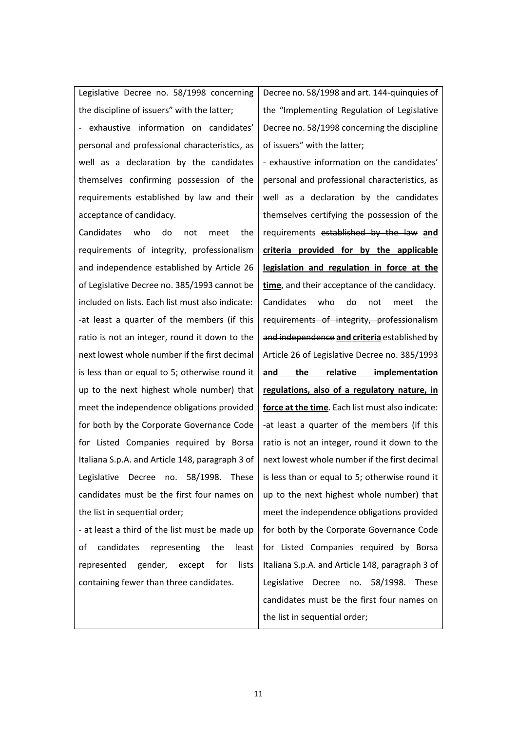| | |
|---|---|
| Legislative Decree no. 58/1998 concerning the discipline of issuers" with the latter;<br>- exhaustive information on candidates' personal and professional characteristics, as well as a declaration by the candidates themselves confirming possession of the requirements established by law and their acceptance of candidacy.<br>Candidates who do not meet the requirements of integrity, professionalism and independence established by Article 26 of Legislative Decree no. 385/1993 cannot be included on lists. Each list must also indicate:<br>-at least a quarter of the members (if this ratio is not an integer, round it down to the next lowest whole number if the first decimal is less than or equal to 5; otherwise round it up to the next highest whole number) that meet the independence obligations provided for both by the Corporate Governance Code for Listed Companies required by Borsa Italiana S.p.A. and Article 148, paragraph 3 of Legislative Decree no. 58/1998. These candidates must be the first four names on the list in sequential order;<br>- at least a third of the list must be made up of candidates representing the least represented gender, except for lists containing fewer than three candidates. | Decree no. 58/1998 and art. 144-quinquies of the "Implementing Regulation of Legislative Decree no. 58/1998 concerning the discipline of issuers" with the latter;<br>- exhaustive information on the candidates' personal and professional characteristics, as well as a declaration by the candidates themselves certifying the possession of the requirements ~~established by the law~~ **<u>and criteria provided for by the applicable legislation and regulation in force at the time</u>**, and their acceptance of the candidacy.<br>Candidates who do not meet the ~~requirements of integrity, professionalism and independence~~ **<u>and criteria</u>** established by Article 26 of Legislative Decree no. 385/1993 **<u>and the relative implementation regulations, also of a regulatory nature, in force at the time</u>**. Each list must also indicate:<br>-at least a quarter of the members (if this ratio is not an integer, round it down to the next lowest whole number if the first decimal is less than or equal to 5; otherwise round it up to the next highest whole number) that meet the independence obligations provided for both by the ~~Corporate Governance~~ Code for Listed Companies required by Borsa Italiana S.p.A. and Article 148, paragraph 3 of Legislative Decree no. 58/1998. These candidates must be the first four names on the list in sequential order; |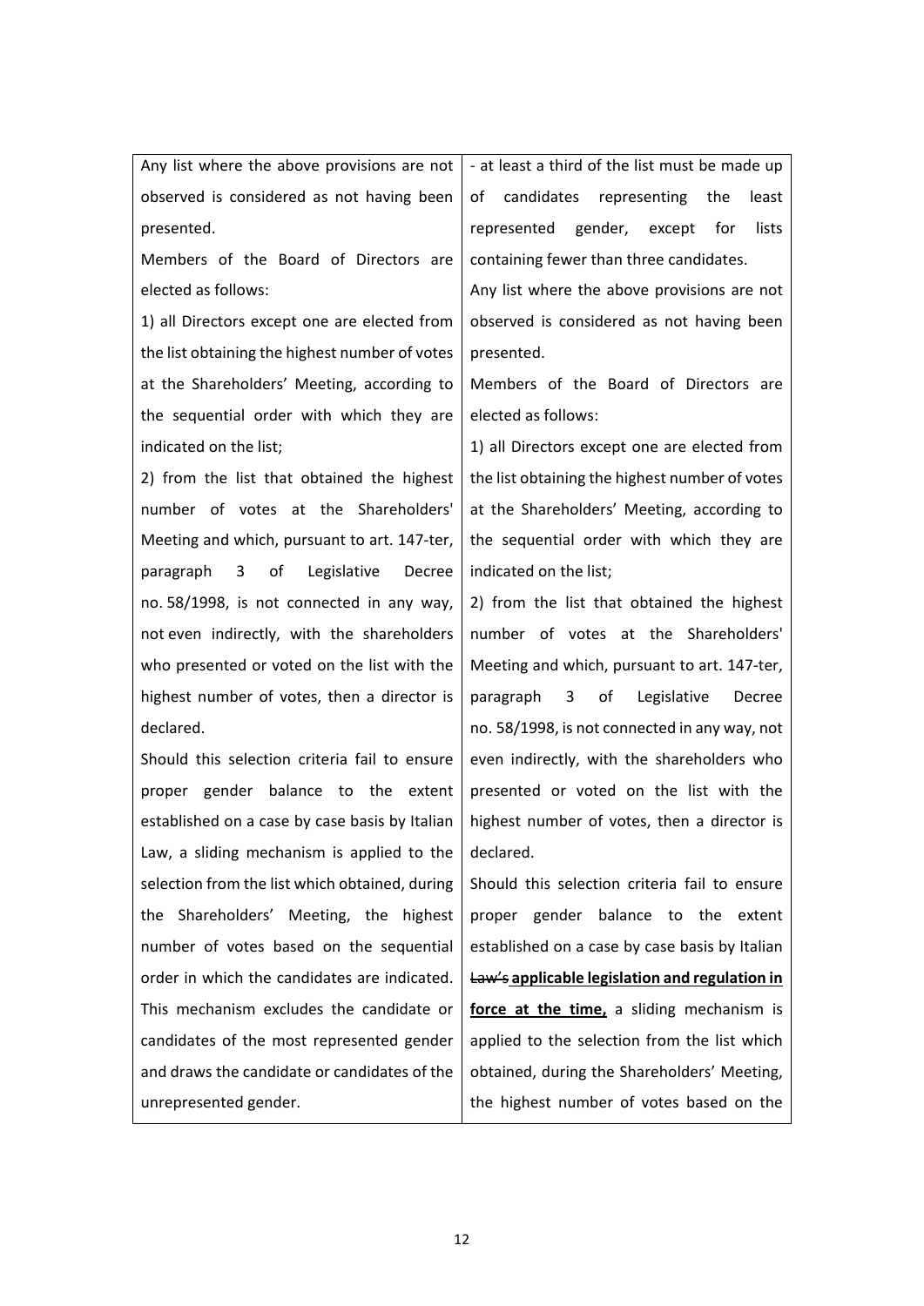| | |
|---|---|
| Any list where the above provisions are not observed is considered as not having been presented.<br>Members of the Board of Directors are elected as follows:<br>1) all Directors except one are elected from the list obtaining the highest number of votes at the Shareholders' Meeting, according to the sequential order with which they are indicated on the list;<br>2) from the list that obtained the highest number of votes at the Shareholders' Meeting and which, pursuant to art. 147-ter, paragraph 3 of Legislative Decree no. 58/1998, is not connected in any way, not even indirectly, with the shareholders who presented or voted on the list with the highest number of votes, then a director is declared.<br>Should this selection criteria fail to ensure proper gender balance to the extent established on a case by case basis by Italian Law, a sliding mechanism is applied to the selection from the list which obtained, during the Shareholders' Meeting, the highest number of votes based on the sequential order in which the candidates are indicated. This mechanism excludes the candidate or candidates of the most represented gender and draws the candidate or candidates of the unrepresented gender. | - at least a third of the list must be made up of candidates representing the least represented gender, except for lists containing fewer than three candidates.<br>Any list where the above provisions are not observed is considered as not having been presented.<br>Members of the Board of Directors are elected as follows:<br>1) all Directors except one are elected from the list obtaining the highest number of votes at the Shareholders' Meeting, according to the sequential order with which they are indicated on the list;<br>2) from the list that obtained the highest number of votes at the Shareholders' Meeting and which, pursuant to art. 147-ter, paragraph 3 of Legislative Decree no. 58/1998, is not connected in any way, not even indirectly, with the shareholders who presented or voted on the list with the highest number of votes, then a director is declared.<br>Should this selection criteria fail to ensure proper gender balance to the extent established on a case by case basis by Italian ~~Law's~~ **<u>applicable legislation and regulation in force at the time,</u>** a sliding mechanism is applied to the selection from the list which obtained, during the Shareholders' Meeting, the highest number of votes based on the |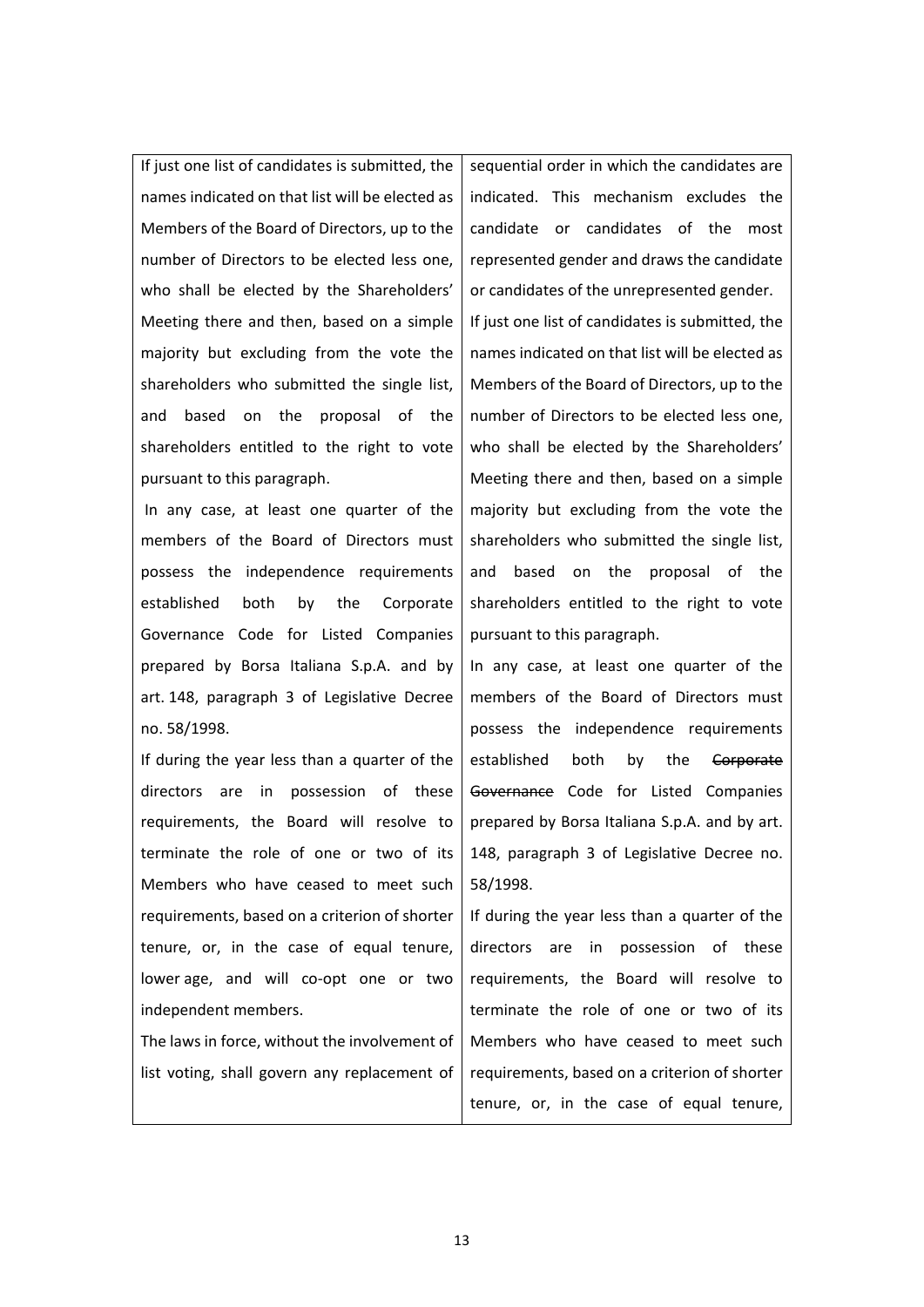| | |
|---|---|
| If just one list of candidates is submitted, the names indicated on that list will be elected as Members of the Board of Directors, up to the number of Directors to be elected less one, who shall be elected by the Shareholders' Meeting there and then, based on a simple majority but excluding from the vote the shareholders who submitted the single list, and based on the proposal of the shareholders entitled to the right to vote pursuant to this paragraph.<br>In any case, at least one quarter of the members of the Board of Directors must possess the independence requirements established both by the Corporate Governance Code for Listed Companies prepared by Borsa Italiana S.p.A. and by art. 148, paragraph 3 of Legislative Decree no. 58/1998.<br>If during the year less than a quarter of the directors are in possession of these requirements, the Board will resolve to terminate the role of one or two of its Members who have ceased to meet such requirements, based on a criterion of shorter tenure, or, in the case of equal tenure, lower age, and will co-opt one or two independent members.<br>The laws in force, without the involvement of list voting, shall govern any replacement of | sequential order in which the candidates are indicated. This mechanism excludes the candidate or candidates of the most represented gender and draws the candidate or candidates of the unrepresented gender.<br>If just one list of candidates is submitted, the names indicated on that list will be elected as Members of the Board of Directors, up to the number of Directors to be elected less one, who shall be elected by the Shareholders' Meeting there and then, based on a simple majority but excluding from the vote the shareholders who submitted the single list, and based on the proposal of the shareholders entitled to the right to vote pursuant to this paragraph.<br>In any case, at least one quarter of the members of the Board of Directors must possess the independence requirements established both by the ~~Corporate Governance~~ Code for Listed Companies prepared by Borsa Italiana S.p.A. and by art. 148, paragraph 3 of Legislative Decree no. 58/1998.<br>If during the year less than a quarter of the directors are in possession of these requirements, the Board will resolve to terminate the role of one or two of its Members who have ceased to meet such requirements, based on a criterion of shorter tenure, or, in the case of equal tenure, |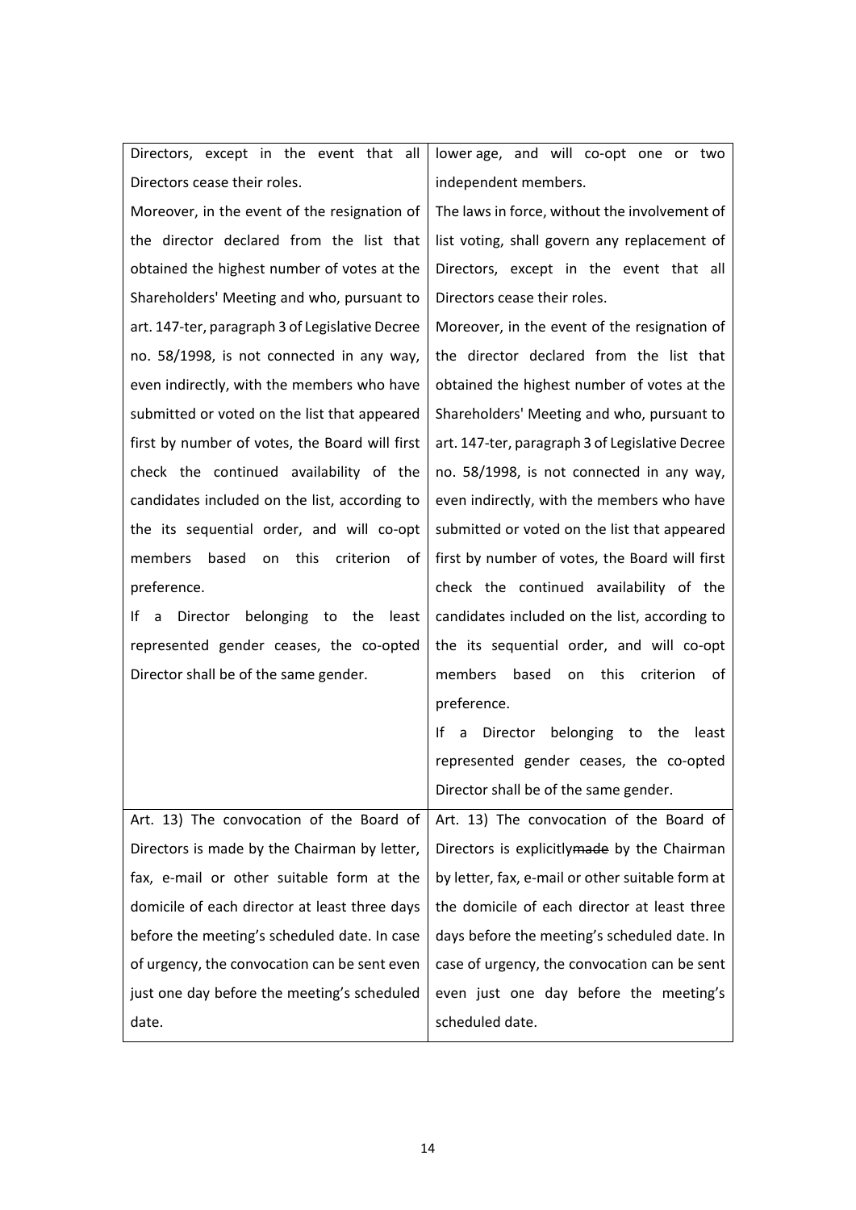| | |
|---|---|
| Directors, except in the event that all Directors cease their roles.<br>Moreover, in the event of the resignation of the director declared from the list that obtained the highest number of votes at the Shareholders' Meeting and who, pursuant to art. 147-ter, paragraph 3 of Legislative Decree no. 58/1998, is not connected in any way, even indirectly, with the members who have submitted or voted on the list that appeared first by number of votes, the Board will first check the continued availability of the candidates included on the list, according to the its sequential order, and will co-opt members based on this criterion of preference.<br>If a Director belonging to the least represented gender ceases, the co-opted Director shall be of the same gender. | lower age, and will co-opt one or two independent members.<br>The laws in force, without the involvement of list voting, shall govern any replacement of Directors, except in the event that all Directors cease their roles.<br>Moreover, in the event of the resignation of the director declared from the list that obtained the highest number of votes at the Shareholders' Meeting and who, pursuant to art. 147-ter, paragraph 3 of Legislative Decree no. 58/1998, is not connected in any way, even indirectly, with the members who have submitted or voted on the list that appeared first by number of votes, the Board will first check the continued availability of the candidates included on the list, according to the its sequential order, and will co-opt members based on this criterion of preference.<br>If a Director belonging to the least represented gender ceases, the co-opted Director shall be of the same gender. |
| Art. 13) The convocation of the Board of Directors is made by the Chairman by letter, fax, e-mail or other suitable form at the domicile of each director at least three days before the meeting's scheduled date. In case of urgency, the convocation can be sent even just one day before the meeting's scheduled date. | Art. 13) The convocation of the Board of Directors is explicitly~~made~~ by the Chairman by letter, fax, e-mail or other suitable form at the domicile of each director at least three days before the meeting's scheduled date. In case of urgency, the convocation can be sent even just one day before the meeting's scheduled date. |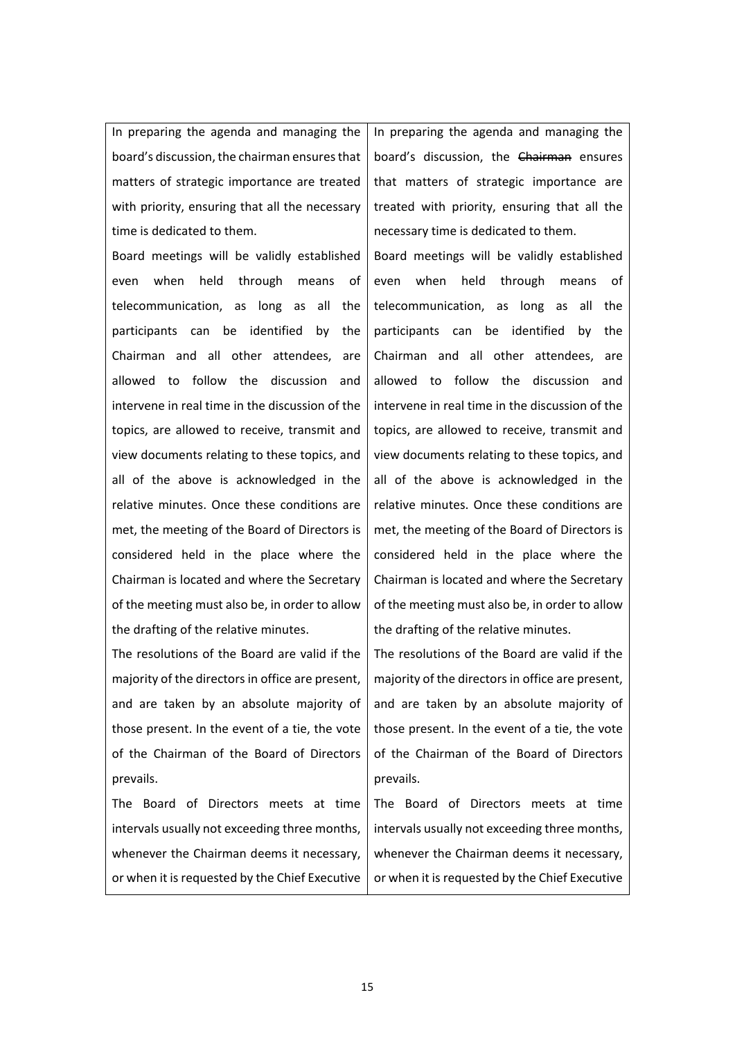| | |
|---|---|
| In preparing the agenda and managing the board's discussion, the chairman ensures that matters of strategic importance are treated with priority, ensuring that all the necessary time is dedicated to them. | In preparing the agenda and managing the board's discussion, the ~~Chairman~~ ensures that matters of strategic importance are treated with priority, ensuring that all the necessary time is dedicated to them. |
| Board meetings will be validly established even when held through means of telecommunication, as long as all the participants can be identified by the Chairman and all other attendees, are allowed to follow the discussion and intervene in real time in the discussion of the topics, are allowed to receive, transmit and view documents relating to these topics, and all of the above is acknowledged in the relative minutes. Once these conditions are met, the meeting of the Board of Directors is considered held in the place where the Chairman is located and where the Secretary of the meeting must also be, in order to allow the drafting of the relative minutes. | Board meetings will be validly established even when held through means of telecommunication, as long as all the participants can be identified by the Chairman and all other attendees, are allowed to follow the discussion and intervene in real time in the discussion of the topics, are allowed to receive, transmit and view documents relating to these topics, and all of the above is acknowledged in the relative minutes. Once these conditions are met, the meeting of the Board of Directors is considered held in the place where the Chairman is located and where the Secretary of the meeting must also be, in order to allow the drafting of the relative minutes. |
| The resolutions of the Board are valid if the majority of the directors in office are present, and are taken by an absolute majority of those present. In the event of a tie, the vote of the Chairman of the Board of Directors prevails. | The resolutions of the Board are valid if the majority of the directors in office are present, and are taken by an absolute majority of those present. In the event of a tie, the vote of the Chairman of the Board of Directors prevails. |
| The Board of Directors meets at time intervals usually not exceeding three months, whenever the Chairman deems it necessary, or when it is requested by the Chief Executive | The Board of Directors meets at time intervals usually not exceeding three months, whenever the Chairman deems it necessary, or when it is requested by the Chief Executive |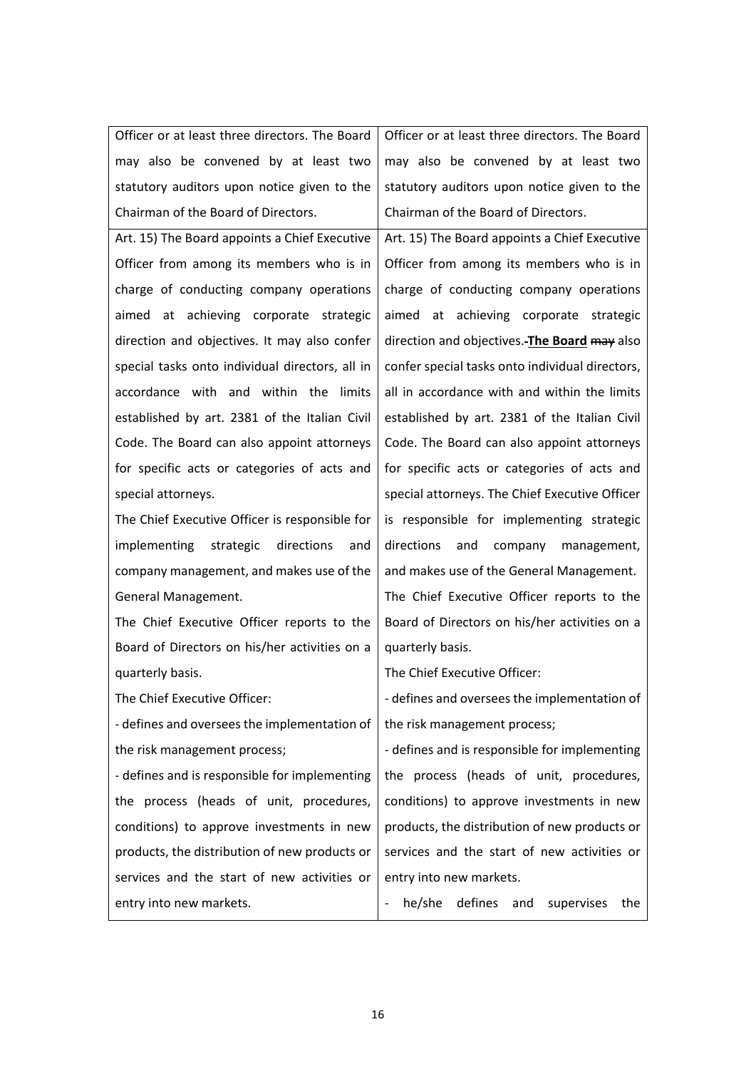| | |
|---|---|
| Officer or at least three directors. The Board may also be convened by at least two statutory auditors upon notice given to the Chairman of the Board of Directors. | Officer or at least three directors. The Board may also be convened by at least two statutory auditors upon notice given to the Chairman of the Board of Directors. |
| Art. 15) The Board appoints a Chief Executive Officer from among its members who is in charge of conducting company operations aimed at achieving corporate strategic direction and objectives. It may also confer special tasks onto individual directors, all in accordance with and within the limits established by art. 2381 of the Italian Civil Code. The Board can also appoint attorneys for specific acts or categories of acts and special attorneys.<br>The Chief Executive Officer is responsible for implementing strategic directions and company management, and makes use of the General Management.<br>The Chief Executive Officer reports to the Board of Directors on his/her activities on a quarterly basis.<br>The Chief Executive Officer:<br>- defines and oversees the implementation of the risk management process;<br>- defines and is responsible for implementing the process (heads of unit, procedures, conditions) to approve investments in new products, the distribution of new products or services and the start of new activities or entry into new markets. | Art. 15) The Board appoints a Chief Executive Officer from among its members who is in charge of conducting company operations aimed at achieving corporate strategic direction and objectives.~~-~~ **The Board** ~~may~~ also confer special tasks onto individual directors, all in accordance with and within the limits established by art. 2381 of the Italian Civil Code. The Board can also appoint attorneys for specific acts or categories of acts and special attorneys. The Chief Executive Officer is responsible for implementing strategic directions and company management, and makes use of the General Management.<br>The Chief Executive Officer reports to the Board of Directors on his/her activities on a quarterly basis.<br>The Chief Executive Officer:<br>- defines and oversees the implementation of the risk management process;<br>- defines and is responsible for implementing the process (heads of unit, procedures, conditions) to approve investments in new products, the distribution of new products or services and the start of new activities or entry into new markets.<br>- he/she defines and supervises the |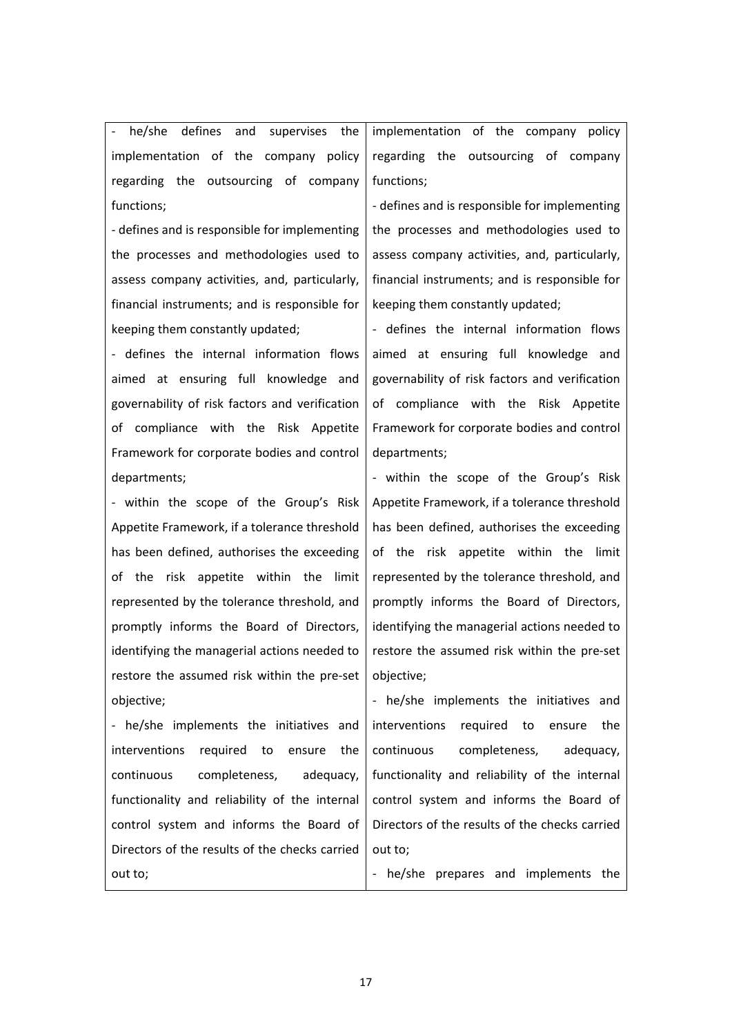| | |
|---|---|
| - he/she defines and supervises the implementation of the company policy regarding the outsourcing of company functions;<br>- defines and is responsible for implementing the processes and methodologies used to assess company activities, and, particularly, financial instruments; and is responsible for keeping them constantly updated;<br>- defines the internal information flows aimed at ensuring full knowledge and governability of risk factors and verification of compliance with the Risk Appetite Framework for corporate bodies and control departments;<br>- within the scope of the Group's Risk Appetite Framework, if a tolerance threshold has been defined, authorises the exceeding of the risk appetite within the limit represented by the tolerance threshold, and promptly informs the Board of Directors, identifying the managerial actions needed to restore the assumed risk within the pre-set objective;<br>- he/she implements the initiatives and interventions required to ensure the continuous completeness, adequacy, functionality and reliability of the internal control system and informs the Board of Directors of the results of the checks carried out to; | implementation of the company policy regarding the outsourcing of company functions;<br>- defines and is responsible for implementing the processes and methodologies used to assess company activities, and, particularly, financial instruments; and is responsible for keeping them constantly updated;<br>- defines the internal information flows aimed at ensuring full knowledge and governability of risk factors and verification of compliance with the Risk Appetite Framework for corporate bodies and control departments;<br>- within the scope of the Group's Risk Appetite Framework, if a tolerance threshold has been defined, authorises the exceeding of the risk appetite within the limit represented by the tolerance threshold, and promptly informs the Board of Directors, identifying the managerial actions needed to restore the assumed risk within the pre-set objective;<br>- he/she implements the initiatives and interventions required to ensure the continuous completeness, adequacy, functionality and reliability of the internal control system and informs the Board of Directors of the results of the checks carried out to;<br>- he/she prepares and implements the |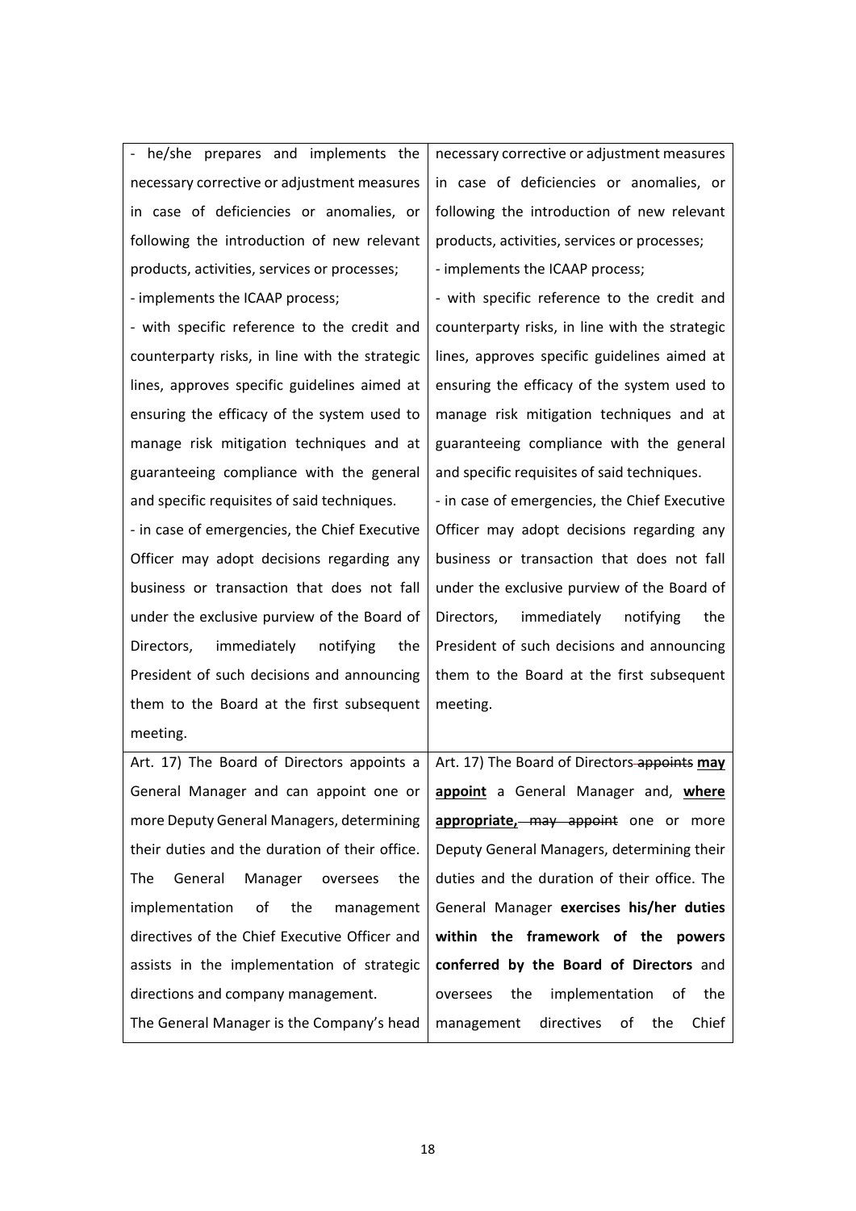| | |
|---|---|
| - he/she prepares and implements the necessary corrective or adjustment measures in case of deficiencies or anomalies, or following the introduction of new relevant products, activities, services or processes;<br>- implements the ICAAP process;<br>- with specific reference to the credit and counterparty risks, in line with the strategic lines, approves specific guidelines aimed at ensuring the efficacy of the system used to manage risk mitigation techniques and at guaranteeing compliance with the general and specific requisites of said techniques.<br>- in case of emergencies, the Chief Executive Officer may adopt decisions regarding any business or transaction that does not fall under the exclusive purview of the Board of Directors, immediately notifying the President of such decisions and announcing them to the Board at the first subsequent meeting. | necessary corrective or adjustment measures in case of deficiencies or anomalies, or following the introduction of new relevant products, activities, services or processes;<br>- implements the ICAAP process;<br>- with specific reference to the credit and counterparty risks, in line with the strategic lines, approves specific guidelines aimed at ensuring the efficacy of the system used to manage risk mitigation techniques and at guaranteeing compliance with the general and specific requisites of said techniques.<br>- in case of emergencies, the Chief Executive Officer may adopt decisions regarding any business or transaction that does not fall under the exclusive purview of the Board of Directors, immediately notifying the President of such decisions and announcing them to the Board at the first subsequent meeting. |
| Art. 17) The Board of Directors appoints a General Manager and can appoint one or more Deputy General Managers, determining their duties and the duration of their office. The General Manager oversees the implementation of the management directives of the Chief Executive Officer and assists in the implementation of strategic directions and company management.<br>The General Manager is the Company's head | Art. 17) The Board of Directors ~~appoints~~ **may appoint** a General Manager and, **where appropriate,** ~~may appoint~~ one or more Deputy General Managers, determining their duties and the duration of their office. The General Manager **exercises his/her duties within the framework of the powers conferred by the Board of Directors** and oversees the implementation of the management directives of the Chief |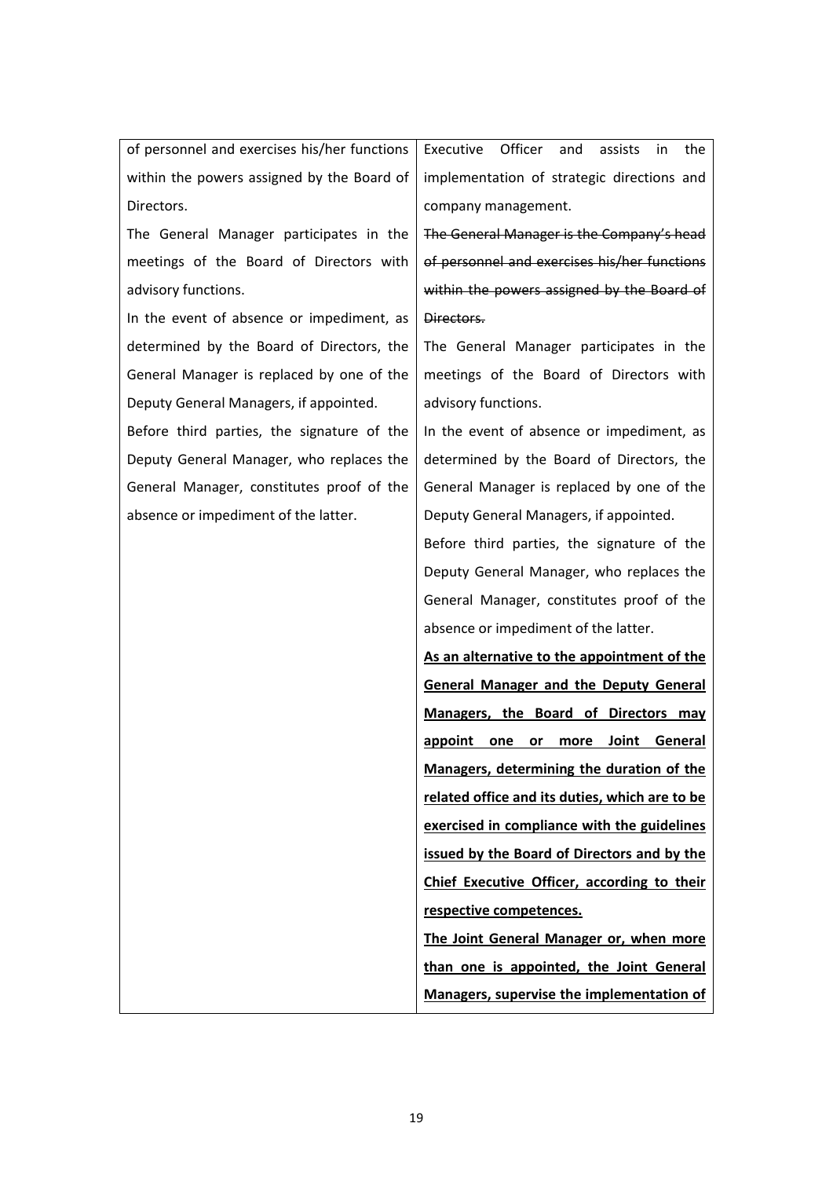| | |
|---|---|
| of personnel and exercises his/her functions within the powers assigned by the Board of Directors.<br>The General Manager participates in the meetings of the Board of Directors with advisory functions.<br>In the event of absence or impediment, as determined by the Board of Directors, the General Manager is replaced by one of the Deputy General Managers, if appointed.<br>Before third parties, the signature of the Deputy General Manager, who replaces the General Manager, constitutes proof of the absence or impediment of the latter. | Executive Officer and assists in the implementation of strategic directions and company management.<br>~~The General Manager is the Company's head of personnel and exercises his/her functions within the powers assigned by the Board of Directors.~~<br>The General Manager participates in the meetings of the Board of Directors with advisory functions.<br>In the event of absence or impediment, as determined by the Board of Directors, the General Manager is replaced by one of the Deputy General Managers, if appointed.<br>Before third parties, the signature of the Deputy General Manager, who replaces the General Manager, constitutes proof of the absence or impediment of the latter.<br>**<u>As an alternative to the appointment of the General Manager and the Deputy General Managers, the Board of Directors may appoint one or more Joint General Managers, determining the duration of the related office and its duties, which are to be exercised in compliance with the guidelines issued by the Board of Directors and by the Chief Executive Officer, according to their respective competences.</u>**<br>**<u>The Joint General Manager or, when more than one is appointed, the Joint General Managers, supervise the implementation of</u>** |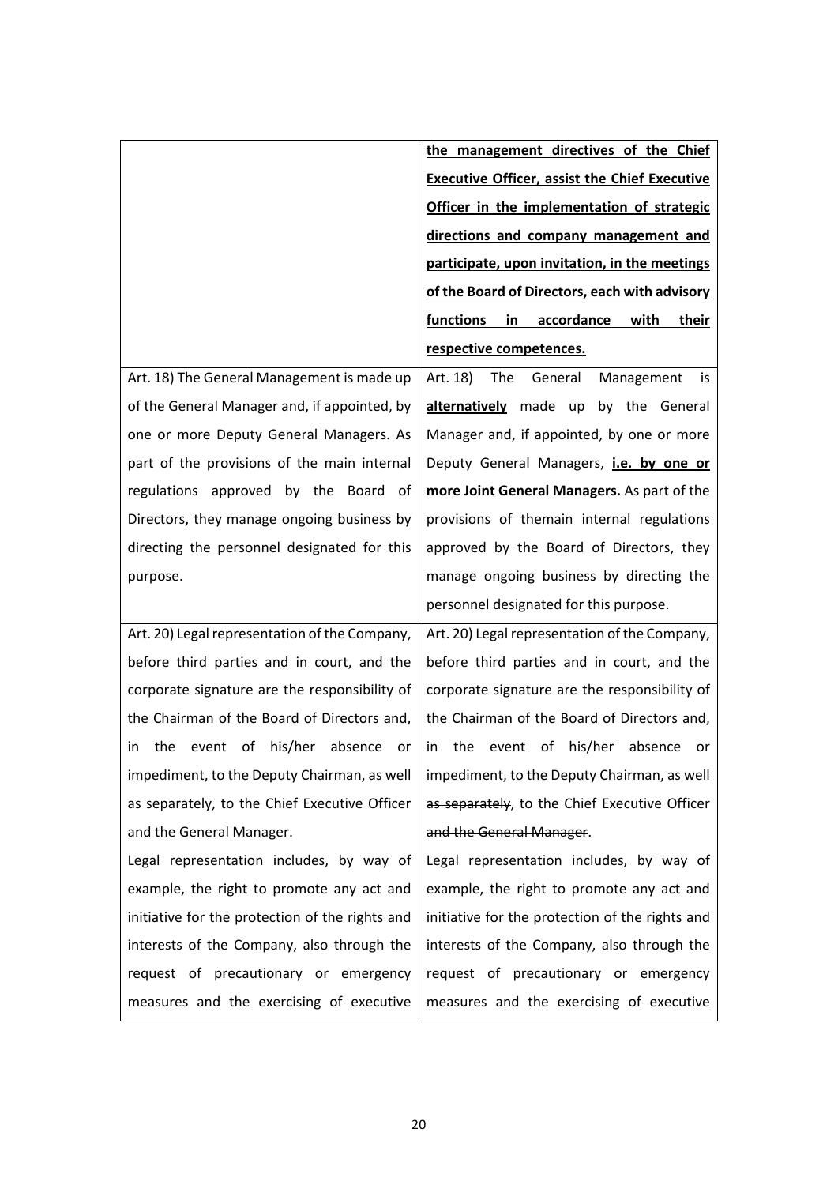| | |
|---|---|
| | **<u>the management directives of the Chief Executive Officer, assist the Chief Executive Officer in the implementation of strategic directions and company management and participate, upon invitation, in the meetings of the Board of Directors, each with advisory functions in accordance with their respective competences.</u>** |
| Art. 18) The General Management is made up of the General Manager and, if appointed, by one or more Deputy General Managers. As part of the provisions of the main internal regulations approved by the Board of Directors, they manage ongoing business by directing the personnel designated for this purpose. | Art. 18) The General Management is **<u>alternatively</u>** made up by the General Manager and, if appointed, by one or more Deputy General Managers, **<u>i.e. by one or more Joint General Managers.</u>** As part of the provisions of themain internal regulations approved by the Board of Directors, they manage ongoing business by directing the personnel designated for this purpose. |
| Art. 20) Legal representation of the Company, before third parties and in court, and the corporate signature are the responsibility of the Chairman of the Board of Directors and, in the event of his/her absence or impediment, to the Deputy Chairman, as well as separately, to the Chief Executive Officer and the General Manager.<br>Legal representation includes, by way of example, the right to promote any act and initiative for the protection of the rights and interests of the Company, also through the request of precautionary or emergency measures and the exercising of executive | Art. 20) Legal representation of the Company, before third parties and in court, and the corporate signature are the responsibility of the Chairman of the Board of Directors and, in the event of his/her absence or impediment, to the Deputy Chairman, ~~as well as separately~~, to the Chief Executive Officer ~~and the General Manager~~.<br>Legal representation includes, by way of example, the right to promote any act and initiative for the protection of the rights and interests of the Company, also through the request of precautionary or emergency measures and the exercising of executive |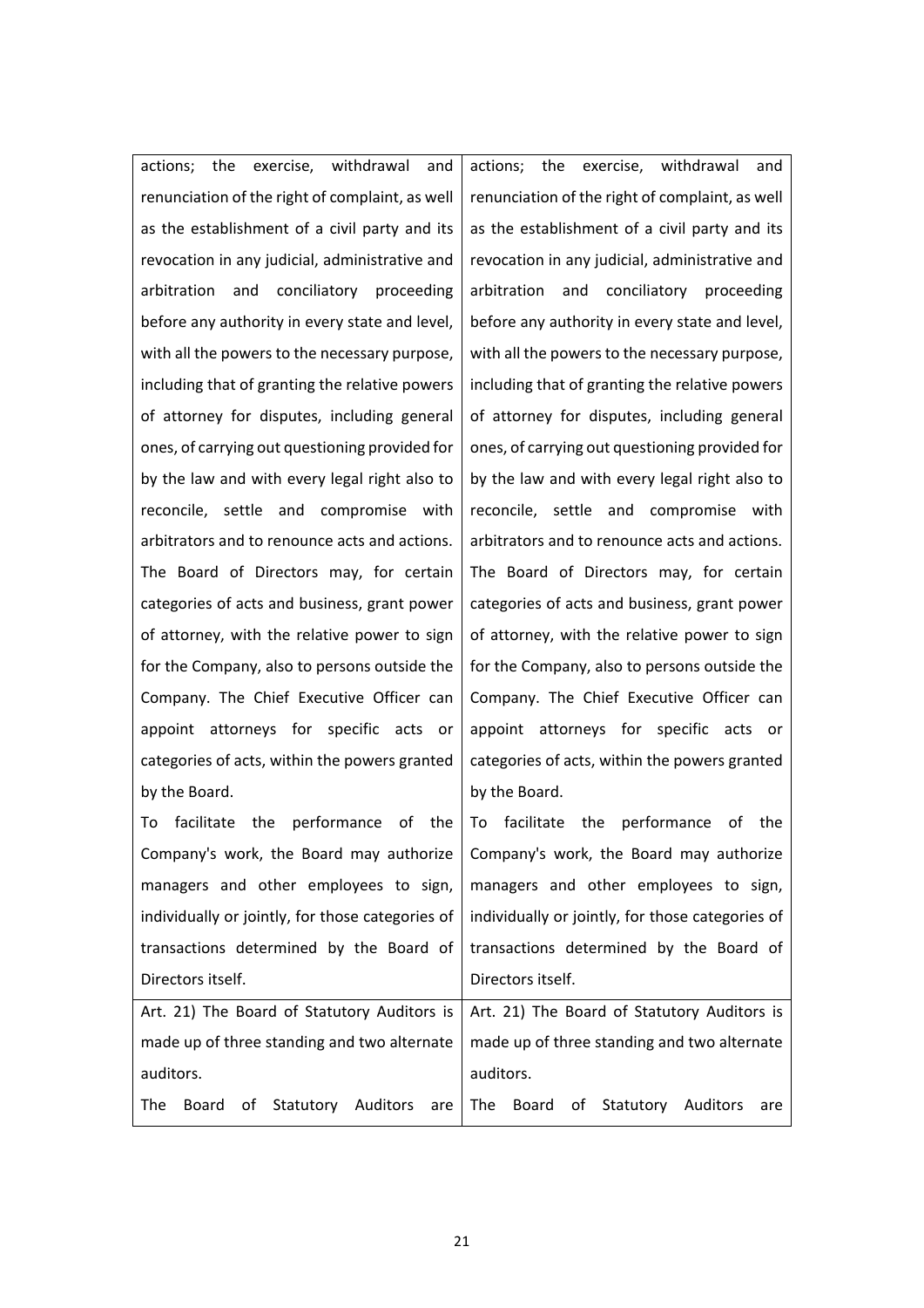| | |
|---|---|
| actions; the exercise, withdrawal and renunciation of the right of complaint, as well as the establishment of a civil party and its revocation in any judicial, administrative and arbitration and conciliatory proceeding before any authority in every state and level, with all the powers to the necessary purpose, including that of granting the relative powers of attorney for disputes, including general ones, of carrying out questioning provided for by the law and with every legal right also to reconcile, settle and compromise with arbitrators and to renounce acts and actions. The Board of Directors may, for certain categories of acts and business, grant power of attorney, with the relative power to sign for the Company, also to persons outside the Company. The Chief Executive Officer can appoint attorneys for specific acts or categories of acts, within the powers granted by the Board.<br>To facilitate the performance of the Company's work, the Board may authorize managers and other employees to sign, individually or jointly, for those categories of transactions determined by the Board of Directors itself. | actions; the exercise, withdrawal and renunciation of the right of complaint, as well as the establishment of a civil party and its revocation in any judicial, administrative and arbitration and conciliatory proceeding before any authority in every state and level, with all the powers to the necessary purpose, including that of granting the relative powers of attorney for disputes, including general ones, of carrying out questioning provided for by the law and with every legal right also to reconcile, settle and compromise with arbitrators and to renounce acts and actions. The Board of Directors may, for certain categories of acts and business, grant power of attorney, with the relative power to sign for the Company, also to persons outside the Company. The Chief Executive Officer can appoint attorneys for specific acts or categories of acts, within the powers granted by the Board.<br>To facilitate the performance of the Company's work, the Board may authorize managers and other employees to sign, individually or jointly, for those categories of transactions determined by the Board of Directors itself. |
| Art. 21) The Board of Statutory Auditors is made up of three standing and two alternate auditors.<br>The Board of Statutory Auditors are | Art. 21) The Board of Statutory Auditors is made up of three standing and two alternate auditors.<br>The Board of Statutory Auditors are |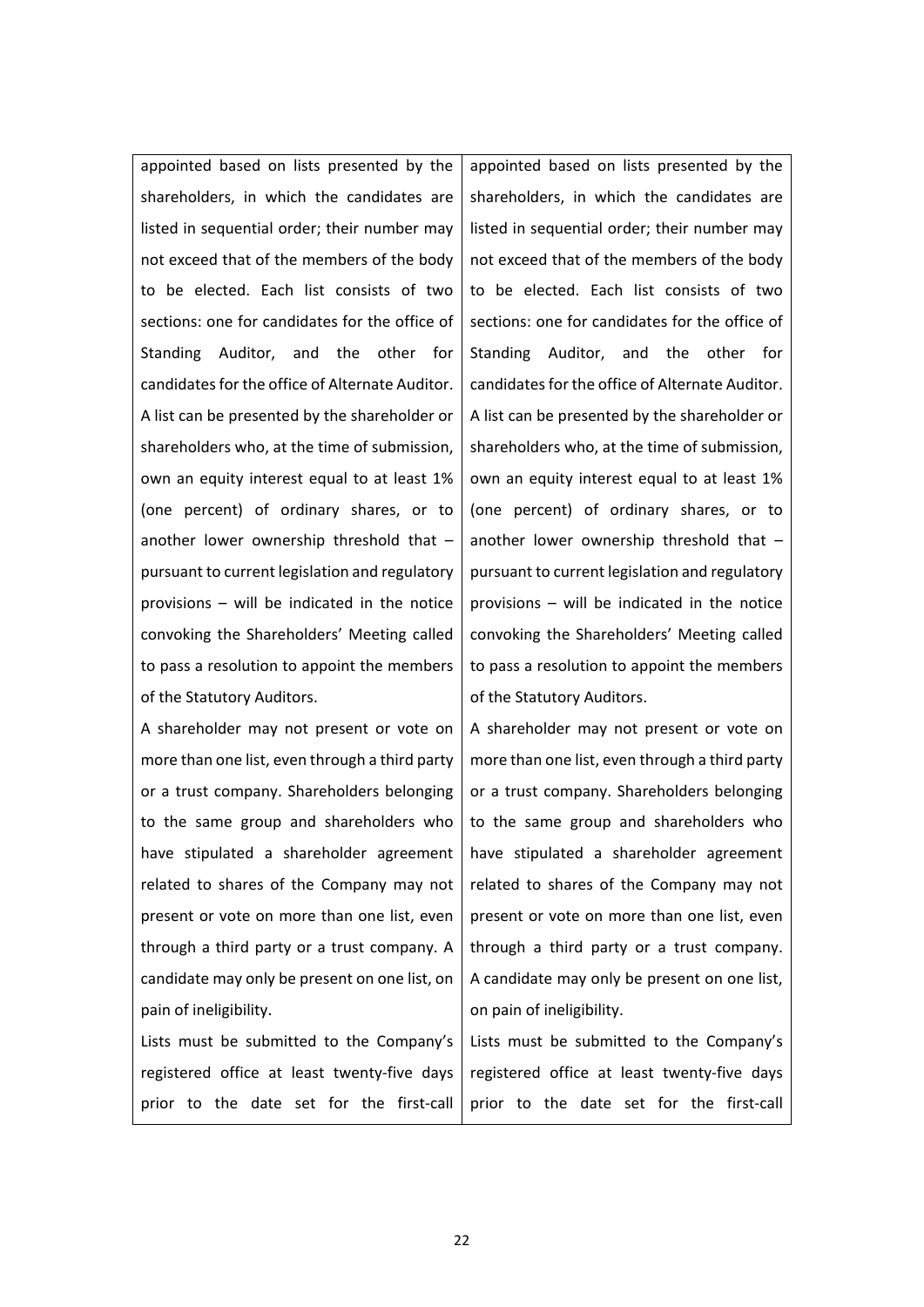| | |
|---|---|
| appointed based on lists presented by the shareholders, in which the candidates are listed in sequential order; their number may not exceed that of the members of the body to be elected. Each list consists of two sections: one for candidates for the office of Standing Auditor, and the other for candidates for the office of Alternate Auditor. A list can be presented by the shareholder or shareholders who, at the time of submission, own an equity interest equal to at least 1% (one percent) of ordinary shares, or to another lower ownership threshold that – pursuant to current legislation and regulatory provisions – will be indicated in the notice convoking the Shareholders' Meeting called to pass a resolution to appoint the members of the Statutory Auditors.<br>A shareholder may not present or vote on more than one list, even through a third party or a trust company. Shareholders belonging to the same group and shareholders who have stipulated a shareholder agreement related to shares of the Company may not present or vote on more than one list, even through a third party or a trust company. A candidate may only be present on one list, on pain of ineligibility.<br>Lists must be submitted to the Company's registered office at least twenty-five days prior to the date set for the first-call | appointed based on lists presented by the shareholders, in which the candidates are listed in sequential order; their number may not exceed that of the members of the body to be elected. Each list consists of two sections: one for candidates for the office of Standing Auditor, and the other for candidates for the office of Alternate Auditor. A list can be presented by the shareholder or shareholders who, at the time of submission, own an equity interest equal to at least 1% (one percent) of ordinary shares, or to another lower ownership threshold that – pursuant to current legislation and regulatory provisions – will be indicated in the notice convoking the Shareholders' Meeting called to pass a resolution to appoint the members of the Statutory Auditors.<br>A shareholder may not present or vote on more than one list, even through a third party or a trust company. Shareholders belonging to the same group and shareholders who have stipulated a shareholder agreement related to shares of the Company may not present or vote on more than one list, even through a third party or a trust company. A candidate may only be present on one list, on pain of ineligibility.<br>Lists must be submitted to the Company's registered office at least twenty-five days prior to the date set for the first-call |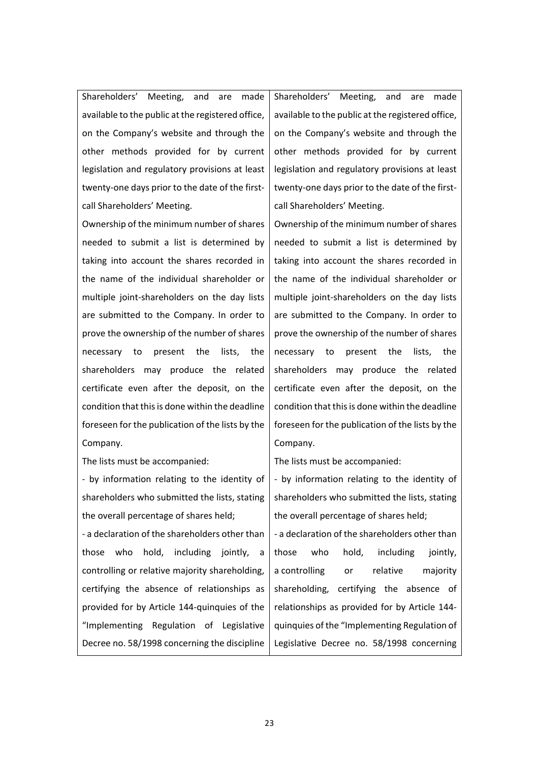| | |
|---|---|
| Shareholders' Meeting, and are made available to the public at the registered office, on the Company's website and through the other methods provided for by current legislation and regulatory provisions at least twenty-one days prior to the date of the first-call Shareholders' Meeting.<br>Ownership of the minimum number of shares needed to submit a list is determined by taking into account the shares recorded in the name of the individual shareholder or multiple joint-shareholders on the day lists are submitted to the Company. In order to prove the ownership of the number of shares necessary to present the lists, the shareholders may produce the related certificate even after the deposit, on the condition that this is done within the deadline foreseen for the publication of the lists by the Company.<br>The lists must be accompanied:<br>- by information relating to the identity of shareholders who submitted the lists, stating the overall percentage of shares held;<br>- a declaration of the shareholders other than those who hold, including jointly, a controlling or relative majority shareholding, certifying the absence of relationships as provided for by Article 144-quinquies of the "Implementing Regulation of Legislative Decree no. 58/1998 concerning the discipline | Shareholders' Meeting, and are made available to the public at the registered office, on the Company's website and through the other methods provided for by current legislation and regulatory provisions at least twenty-one days prior to the date of the first-call Shareholders' Meeting.<br>Ownership of the minimum number of shares needed to submit a list is determined by taking into account the shares recorded in the name of the individual shareholder or multiple joint-shareholders on the day lists are submitted to the Company. In order to prove the ownership of the number of shares necessary to present the lists, the shareholders may produce the related certificate even after the deposit, on the condition that this is done within the deadline foreseen for the publication of the lists by the Company.<br>The lists must be accompanied:<br>- by information relating to the identity of shareholders who submitted the lists, stating the overall percentage of shares held;<br>- a declaration of the shareholders other than those who hold, including jointly, a controlling or relative majority shareholding, certifying the absence of relationships as provided for by Article 144-quinquies of the "Implementing Regulation of Legislative Decree no. 58/1998 concerning |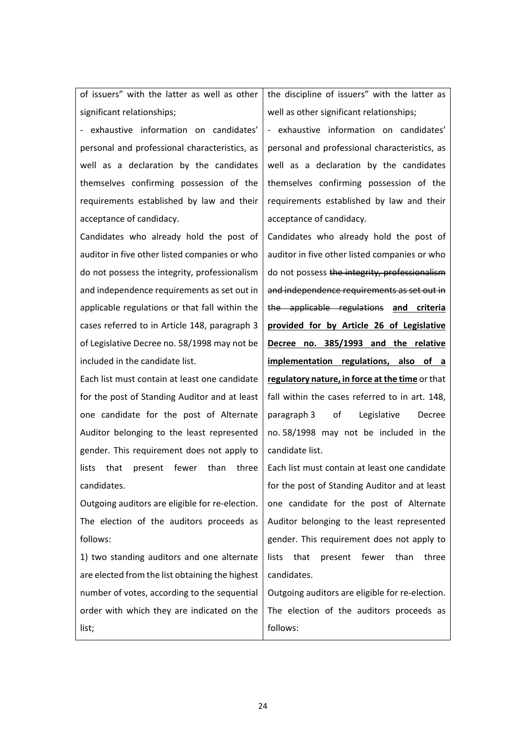| | |
|---|---|
| of issuers" with the latter as well as other significant relationships;<br>- exhaustive information on candidates' personal and professional characteristics, as well as a declaration by the candidates themselves confirming possession of the requirements established by law and their acceptance of candidacy.<br>Candidates who already hold the post of auditor in five other listed companies or who do not possess the integrity, professionalism and independence requirements as set out in applicable regulations or that fall within the cases referred to in Article 148, paragraph 3 of Legislative Decree no. 58/1998 may not be included in the candidate list.<br>Each list must contain at least one candidate for the post of Standing Auditor and at least one candidate for the post of Alternate Auditor belonging to the least represented gender. This requirement does not apply to lists that present fewer than three candidates.<br>Outgoing auditors are eligible for re-election.<br>The election of the auditors proceeds as follows:<br>1) two standing auditors and one alternate are elected from the list obtaining the highest number of votes, according to the sequential order with which they are indicated on the list; | the discipline of issuers" with the latter as well as other significant relationships;<br>- exhaustive information on candidates' personal and professional characteristics, as well as a declaration by the candidates themselves confirming possession of the requirements established by law and their acceptance of candidacy.<br>Candidates who already hold the post of auditor in five other listed companies or who do not possess ~~the integrity, professionalism and independence requirements as set out in the applicable regulations~~ **<u>and criteria provided for by Article 26 of Legislative Decree no. 385/1993 and the relative implementation regulations, also of a regulatory nature, in force at the time</u>** or that fall within the cases referred to in art. 148, paragraph 3 of Legislative Decree no. 58/1998 may not be included in the candidate list.<br>Each list must contain at least one candidate for the post of Standing Auditor and at least one candidate for the post of Alternate Auditor belonging to the least represented gender. This requirement does not apply to lists that present fewer than three candidates.<br>Outgoing auditors are eligible for re-election.<br>The election of the auditors proceeds as follows: |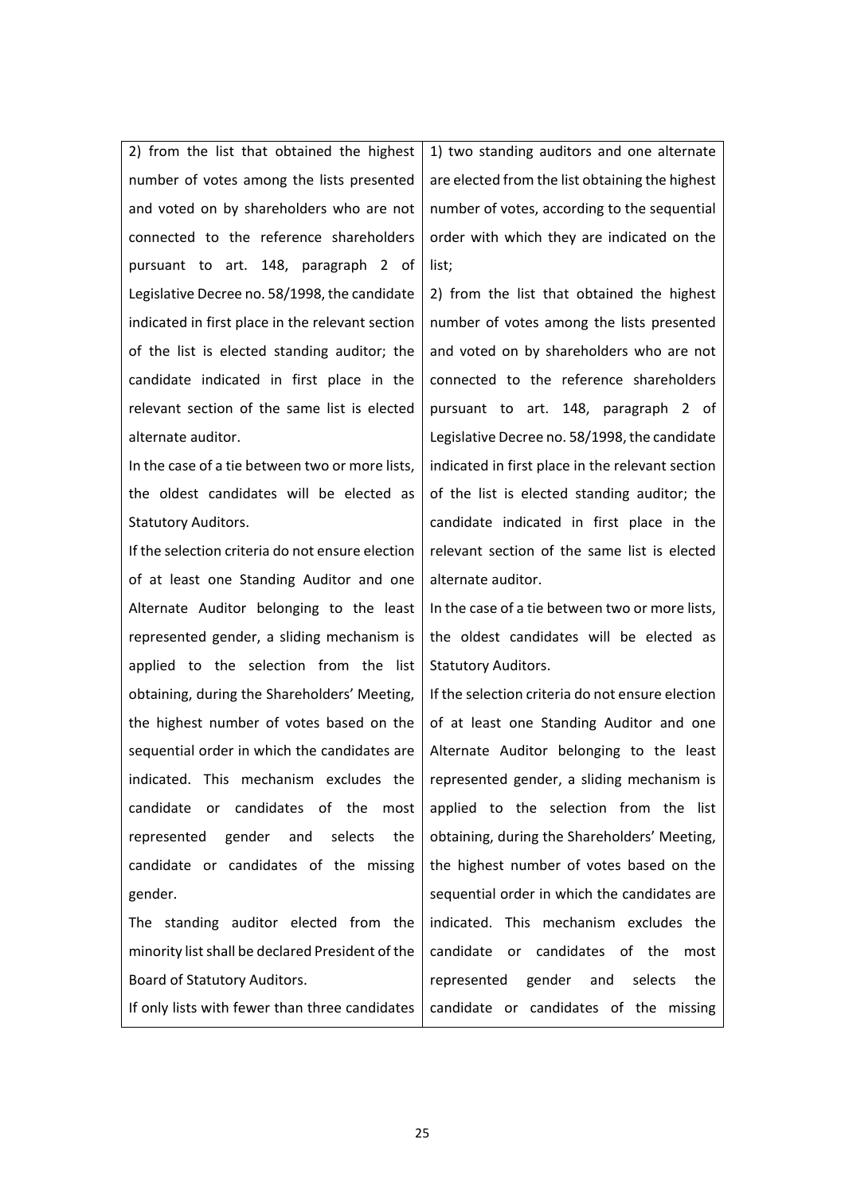| | |
|---|---|
| 2) from the list that obtained the highest number of votes among the lists presented and voted on by shareholders who are not connected to the reference shareholders pursuant to art. 148, paragraph 2 of Legislative Decree no. 58/1998, the candidate indicated in first place in the relevant section of the list is elected standing auditor; the candidate indicated in first place in the relevant section of the same list is elected alternate auditor.<br>In the case of a tie between two or more lists, the oldest candidates will be elected as Statutory Auditors.<br>If the selection criteria do not ensure election of at least one Standing Auditor and one Alternate Auditor belonging to the least represented gender, a sliding mechanism is applied to the selection from the list obtaining, during the Shareholders' Meeting, the highest number of votes based on the sequential order in which the candidates are indicated. This mechanism excludes the candidate or candidates of the most represented gender and selects the candidate or candidates of the missing gender.<br>The standing auditor elected from the minority list shall be declared President of the Board of Statutory Auditors.<br>If only lists with fewer than three candidates | 1) two standing auditors and one alternate are elected from the list obtaining the highest number of votes, according to the sequential order with which they are indicated on the list;<br>2) from the list that obtained the highest number of votes among the lists presented and voted on by shareholders who are not connected to the reference shareholders pursuant to art. 148, paragraph 2 of Legislative Decree no. 58/1998, the candidate indicated in first place in the relevant section of the list is elected standing auditor; the candidate indicated in first place in the relevant section of the same list is elected alternate auditor.<br>In the case of a tie between two or more lists, the oldest candidates will be elected as Statutory Auditors.<br>If the selection criteria do not ensure election of at least one Standing Auditor and one Alternate Auditor belonging to the least represented gender, a sliding mechanism is applied to the selection from the list obtaining, during the Shareholders' Meeting, the highest number of votes based on the sequential order in which the candidates are indicated. This mechanism excludes the candidate or candidates of the most represented gender and selects the candidate or candidates of the missing |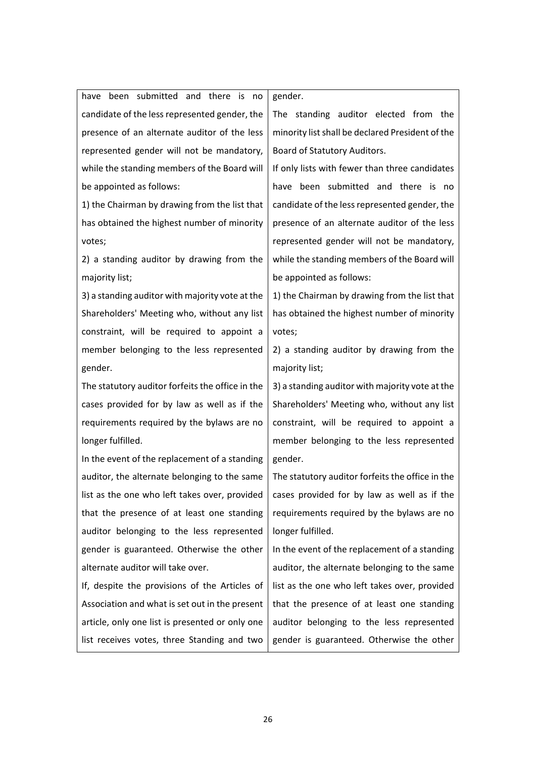| | |
|---|---|
| have been submitted and there is no candidate of the less represented gender, the presence of an alternate auditor of the less represented gender will not be mandatory, while the standing members of the Board will be appointed as follows:<br>1) the Chairman by drawing from the list that has obtained the highest number of minority votes;<br>2) a standing auditor by drawing from the majority list;<br>3) a standing auditor with majority vote at the Shareholders' Meeting who, without any list constraint, will be required to appoint a member belonging to the less represented gender.<br>The statutory auditor forfeits the office in the cases provided for by law as well as if the requirements required by the bylaws are no longer fulfilled.<br>In the event of the replacement of a standing auditor, the alternate belonging to the same list as the one who left takes over, provided that the presence of at least one standing auditor belonging to the less represented gender is guaranteed. Otherwise the other alternate auditor will take over.<br>If, despite the provisions of the Articles of Association and what is set out in the present article, only one list is presented or only one list receives votes, three Standing and two | gender.<br>The standing auditor elected from the minority list shall be declared President of the Board of Statutory Auditors.<br>If only lists with fewer than three candidates have been submitted and there is no candidate of the less represented gender, the presence of an alternate auditor of the less represented gender will not be mandatory, while the standing members of the Board will be appointed as follows:<br>1) the Chairman by drawing from the list that has obtained the highest number of minority votes;<br>2) a standing auditor by drawing from the majority list;<br>3) a standing auditor with majority vote at the Shareholders' Meeting who, without any list constraint, will be required to appoint a member belonging to the less represented gender.<br>The statutory auditor forfeits the office in the cases provided for by law as well as if the requirements required by the bylaws are no longer fulfilled.<br>In the event of the replacement of a standing auditor, the alternate belonging to the same list as the one who left takes over, provided that the presence of at least one standing auditor belonging to the less represented gender is guaranteed. Otherwise the other |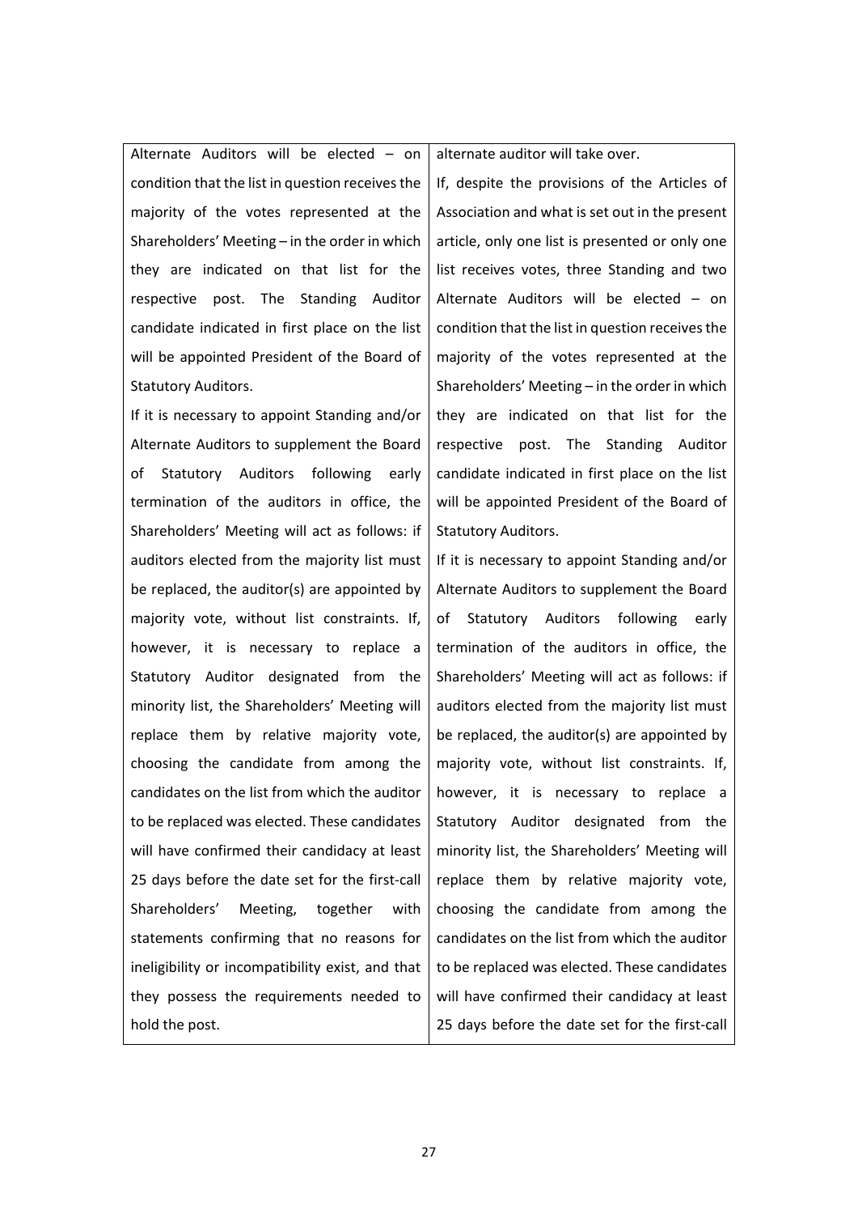| | |
|---|---|
| Alternate Auditors will be elected – on condition that the list in question receives the majority of the votes represented at the Shareholders' Meeting – in the order in which they are indicated on that list for the respective post. The Standing Auditor candidate indicated in first place on the list will be appointed President of the Board of Statutory Auditors.<br>If it is necessary to appoint Standing and/or Alternate Auditors to supplement the Board of Statutory Auditors following early termination of the auditors in office, the Shareholders' Meeting will act as follows: if auditors elected from the majority list must be replaced, the auditor(s) are appointed by majority vote, without list constraints. If, however, it is necessary to replace a Statutory Auditor designated from the minority list, the Shareholders' Meeting will replace them by relative majority vote, choosing the candidate from among the candidates on the list from which the auditor to be replaced was elected. These candidates will have confirmed their candidacy at least 25 days before the date set for the first-call Shareholders' Meeting, together with statements confirming that no reasons for ineligibility or incompatibility exist, and that they possess the requirements needed to hold the post. | alternate auditor will take over.<br>If, despite the provisions of the Articles of Association and what is set out in the present article, only one list is presented or only one list receives votes, three Standing and two Alternate Auditors will be elected – on condition that the list in question receives the majority of the votes represented at the Shareholders' Meeting – in the order in which they are indicated on that list for the respective post. The Standing Auditor candidate indicated in first place on the list will be appointed President of the Board of Statutory Auditors.<br>If it is necessary to appoint Standing and/or Alternate Auditors to supplement the Board of Statutory Auditors following early termination of the auditors in office, the Shareholders' Meeting will act as follows: if auditors elected from the majority list must be replaced, the auditor(s) are appointed by majority vote, without list constraints. If, however, it is necessary to replace a Statutory Auditor designated from the minority list, the Shareholders' Meeting will replace them by relative majority vote, choosing the candidate from among the candidates on the list from which the auditor to be replaced was elected. These candidates will have confirmed their candidacy at least 25 days before the date set for the first-call |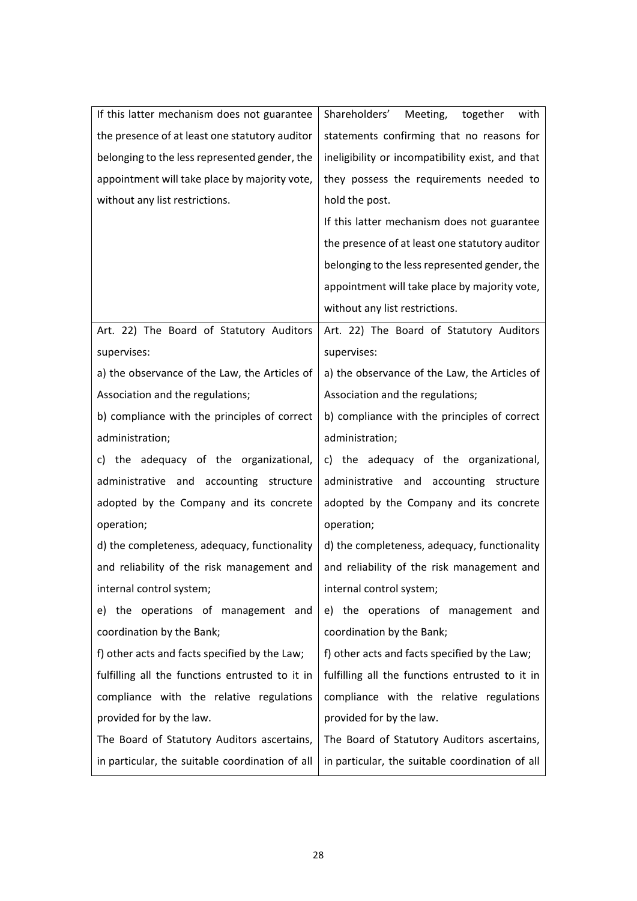| | |
|---|---|
| If this latter mechanism does not guarantee the presence of at least one statutory auditor belonging to the less represented gender, the appointment will take place by majority vote, without any list restrictions. | Shareholders' Meeting, together with statements confirming that no reasons for ineligibility or incompatibility exist, and that they possess the requirements needed to hold the post.<br>If this latter mechanism does not guarantee the presence of at least one statutory auditor belonging to the less represented gender, the appointment will take place by majority vote, without any list restrictions. |
| Art. 22) The Board of Statutory Auditors supervises:<br>a) the observance of the Law, the Articles of Association and the regulations;<br>b) compliance with the principles of correct administration;<br>c) the adequacy of the organizational, administrative and accounting structure adopted by the Company and its concrete operation;<br>d) the completeness, adequacy, functionality and reliability of the risk management and internal control system;<br>e) the operations of management and coordination by the Bank;<br>f) other acts and facts specified by the Law;<br>fulfilling all the functions entrusted to it in compliance with the relative regulations provided for by the law.<br>The Board of Statutory Auditors ascertains, in particular, the suitable coordination of all | Art. 22) The Board of Statutory Auditors supervises:<br>a) the observance of the Law, the Articles of Association and the regulations;<br>b) compliance with the principles of correct administration;<br>c) the adequacy of the organizational, administrative and accounting structure adopted by the Company and its concrete operation;<br>d) the completeness, adequacy, functionality and reliability of the risk management and internal control system;<br>e) the operations of management and coordination by the Bank;<br>f) other acts and facts specified by the Law;<br>fulfilling all the functions entrusted to it in compliance with the relative regulations provided for by the law.<br>The Board of Statutory Auditors ascertains, in particular, the suitable coordination of all |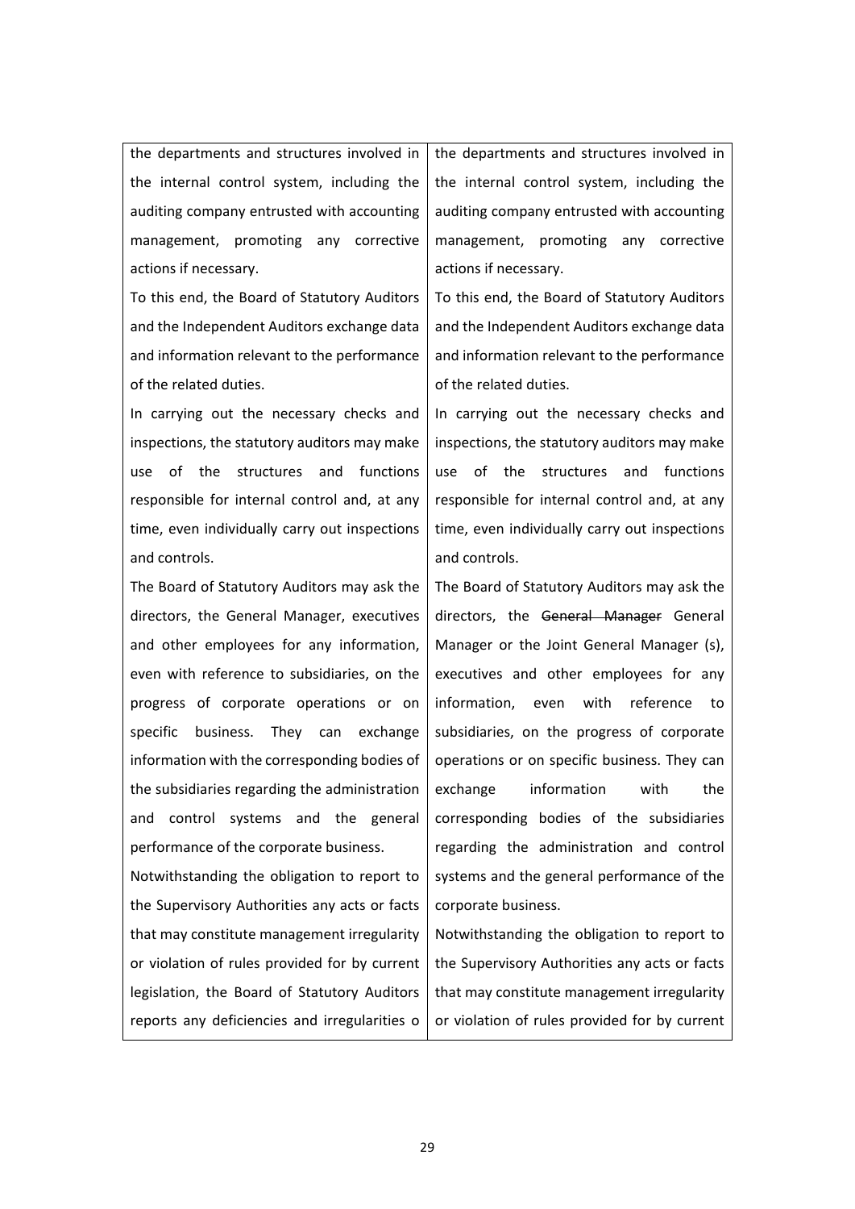| | |
|---|---|
| the departments and structures involved in the internal control system, including the auditing company entrusted with accounting management, promoting any corrective actions if necessary.<br>To this end, the Board of Statutory Auditors and the Independent Auditors exchange data and information relevant to the performance of the related duties.<br>In carrying out the necessary checks and inspections, the statutory auditors may make use of the structures and functions responsible for internal control and, at any time, even individually carry out inspections and controls.<br>The Board of Statutory Auditors may ask the directors, the General Manager, executives and other employees for any information, even with reference to subsidiaries, on the progress of corporate operations or on specific business. They can exchange information with the corresponding bodies of the subsidiaries regarding the administration and control systems and the general performance of the corporate business.<br>Notwithstanding the obligation to report to the Supervisory Authorities any acts or facts that may constitute management irregularity or violation of rules provided for by current legislation, the Board of Statutory Auditors reports any deficiencies and irregularities o | the departments and structures involved in the internal control system, including the auditing company entrusted with accounting management, promoting any corrective actions if necessary.<br>To this end, the Board of Statutory Auditors and the Independent Auditors exchange data and information relevant to the performance of the related duties.<br>In carrying out the necessary checks and inspections, the statutory auditors may make use of the structures and functions responsible for internal control and, at any time, even individually carry out inspections and controls.<br>The Board of Statutory Auditors may ask the directors, the ~~General Manager~~ General Manager or the Joint General Manager (s), executives and other employees for any information, even with reference to subsidiaries, on the progress of corporate operations or on specific business. They can exchange information with the corresponding bodies of the subsidiaries regarding the administration and control systems and the general performance of the corporate business.<br>Notwithstanding the obligation to report to the Supervisory Authorities any acts or facts that may constitute management irregularity or violation of rules provided for by current |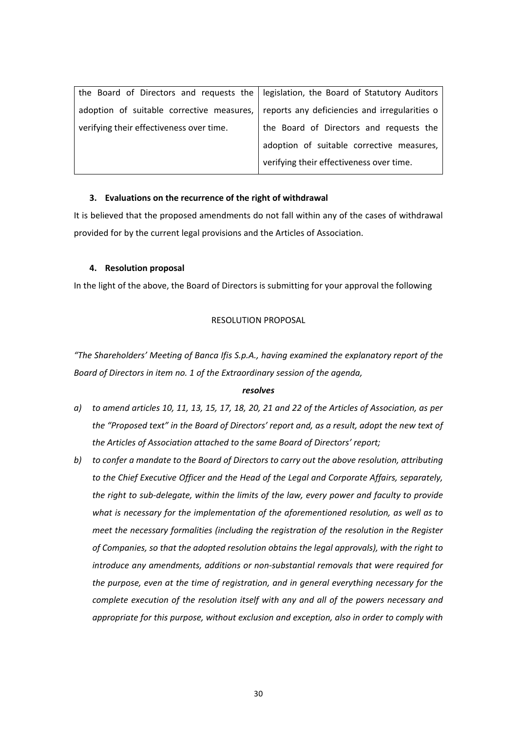| | |
|---|---|
| the Board of Directors and requests the adoption of suitable corrective measures, verifying their effectiveness over time. | legislation, the Board of Statutory Auditors reports any deficiencies and irregularities o the Board of Directors and requests the adoption of suitable corrective measures, verifying their effectiveness over time. |

### 3. Evaluations on the recurrence of the right of withdrawal

It is believed that the proposed amendments do not fall within any of the cases of withdrawal provided for by the current legal provisions and the Articles of Association.

### 4. Resolution proposal

In the light of the above, the Board of Directors is submitting for your approval the following

RESOLUTION PROPOSAL

*"The Shareholders' Meeting of Banca Ifis S.p.A., having examined the explanatory report of the Board of Directors in item no. 1 of the Extraordinary session of the agenda,*

***resolves***

*a) to amend articles 10, 11, 13, 15, 17, 18, 20, 21 and 22 of the Articles of Association, as per the "Proposed text" in the Board of Directors' report and, as a result, adopt the new text of the Articles of Association attached to the same Board of Directors' report;*

*b) to confer a mandate to the Board of Directors to carry out the above resolution, attributing to the Chief Executive Officer and the Head of the Legal and Corporate Affairs, separately, the right to sub-delegate, within the limits of the law, every power and faculty to provide what is necessary for the implementation of the aforementioned resolution, as well as to meet the necessary formalities (including the registration of the resolution in the Register of Companies, so that the adopted resolution obtains the legal approvals), with the right to introduce any amendments, additions or non-substantial removals that were required for the purpose, even at the time of registration, and in general everything necessary for the complete execution of the resolution itself with any and all of the powers necessary and appropriate for this purpose, without exclusion and exception, also in order to comply with*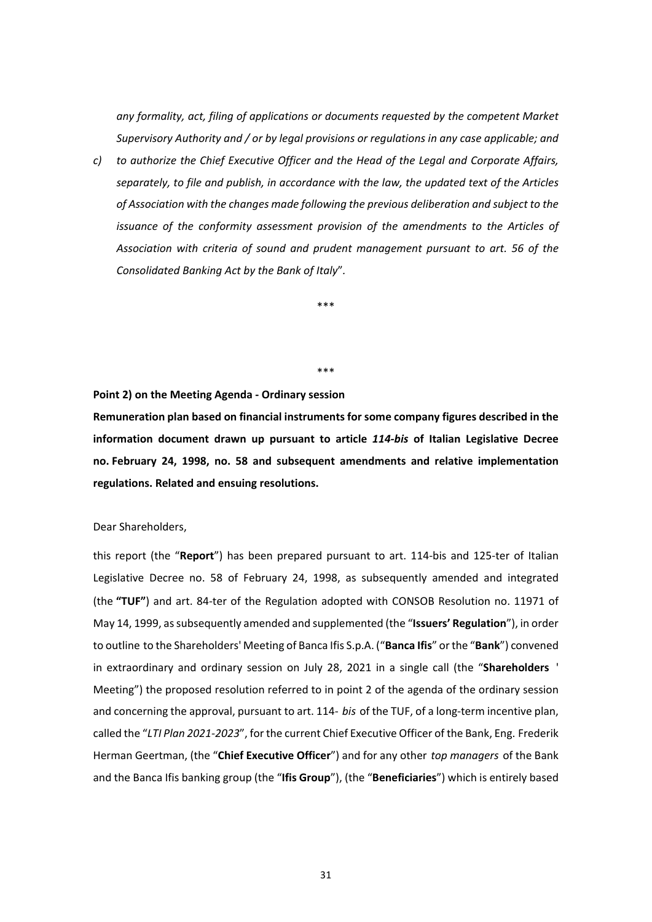*any formality, act, filing of applications or documents requested by the competent Market Supervisory Authority and / or by legal provisions or regulations in any case applicable; and*

c) *to authorize the Chief Executive Officer and the Head of the Legal and Corporate Affairs, separately, to file and publish, in accordance with the law, the updated text of the Articles of Association with the changes made following the previous deliberation and subject to the issuance of the conformity assessment provision of the amendments to the Articles of Association with criteria of sound and prudent management pursuant to art. 56 of the Consolidated Banking Act by the Bank of Italy*".

\*\*\*

\*\*\*

**Point 2) on the Meeting Agenda - Ordinary session**

**Remuneration plan based on financial instruments for some company figures described in the information document drawn up pursuant to article *114-bis* of Italian Legislative Decree no. February 24, 1998, no. 58 and subsequent amendments and relative implementation regulations. Related and ensuing resolutions.**

Dear Shareholders,

this report (the "**Report**") has been prepared pursuant to art. 114-bis and 125-ter of Italian Legislative Decree no. 58 of February 24, 1998, as subsequently amended and integrated (the **"TUF"**) and art. 84-ter of the Regulation adopted with CONSOB Resolution no. 11971 of May 14, 1999, as subsequently amended and supplemented (the "**Issuers' Regulation**"), in order to outline to the Shareholders' Meeting of Banca Ifis S.p.A. ("**Banca Ifis**" or the "**Bank**") convened in extraordinary and ordinary session on July 28, 2021 in a single call (the "**Shareholders '** Meeting") the proposed resolution referred to in point 2 of the agenda of the ordinary session and concerning the approval, pursuant to art. 114- *bis* of the TUF, of a long-term incentive plan, called the "*LTI Plan 2021-2023*", for the current Chief Executive Officer of the Bank, Eng. Frederik Herman Geertman, (the "**Chief Executive Officer**") and for any other *top managers* of the Bank and the Banca Ifis banking group (the "**Ifis Group**"), (the "**Beneficiaries**") which is entirely based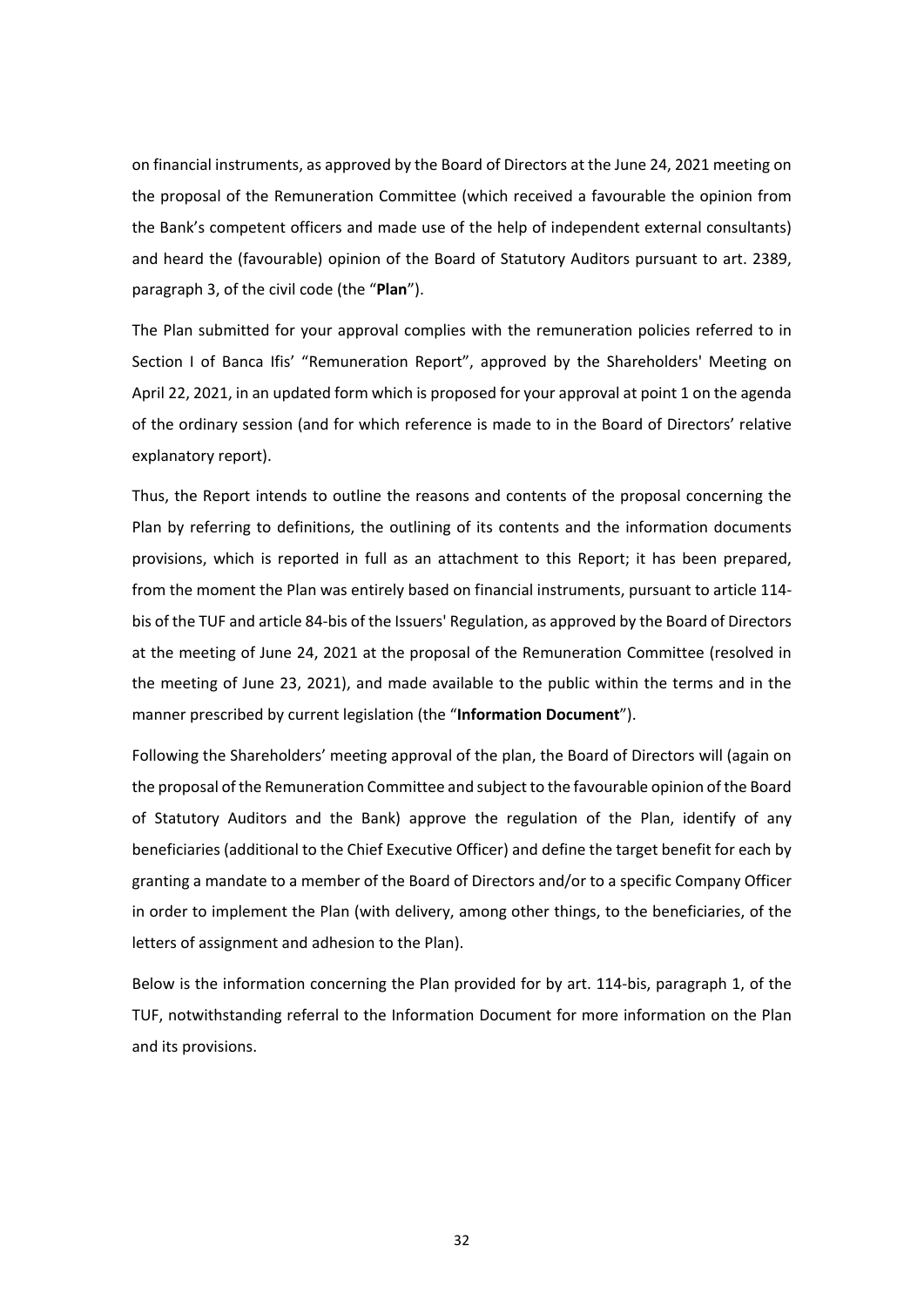on financial instruments, as approved by the Board of Directors at the June 24, 2021 meeting on the proposal of the Remuneration Committee (which received a favourable the opinion from the Bank's competent officers and made use of the help of independent external consultants) and heard the (favourable) opinion of the Board of Statutory Auditors pursuant to art. 2389, paragraph 3, of the civil code (the "**Plan**").

The Plan submitted for your approval complies with the remuneration policies referred to in Section I of Banca Ifis' "Remuneration Report", approved by the Shareholders' Meeting on April 22, 2021, in an updated form which is proposed for your approval at point 1 on the agenda of the ordinary session (and for which reference is made to in the Board of Directors' relative explanatory report).

Thus, the Report intends to outline the reasons and contents of the proposal concerning the Plan by referring to definitions, the outlining of its contents and the information documents provisions, which is reported in full as an attachment to this Report; it has been prepared, from the moment the Plan was entirely based on financial instruments, pursuant to article 114-bis of the TUF and article 84-bis of the Issuers' Regulation, as approved by the Board of Directors at the meeting of June 24, 2021 at the proposal of the Remuneration Committee (resolved in the meeting of June 23, 2021), and made available to the public within the terms and in the manner prescribed by current legislation (the "**Information Document**").

Following the Shareholders' meeting approval of the plan, the Board of Directors will (again on the proposal of the Remuneration Committee and subject to the favourable opinion of the Board of Statutory Auditors and the Bank) approve the regulation of the Plan, identify of any beneficiaries (additional to the Chief Executive Officer) and define the target benefit for each by granting a mandate to a member of the Board of Directors and/or to a specific Company Officer in order to implement the Plan (with delivery, among other things, to the beneficiaries, of the letters of assignment and adhesion to the Plan).

Below is the information concerning the Plan provided for by art. 114-bis, paragraph 1, of the TUF, notwithstanding referral to the Information Document for more information on the Plan and its provisions.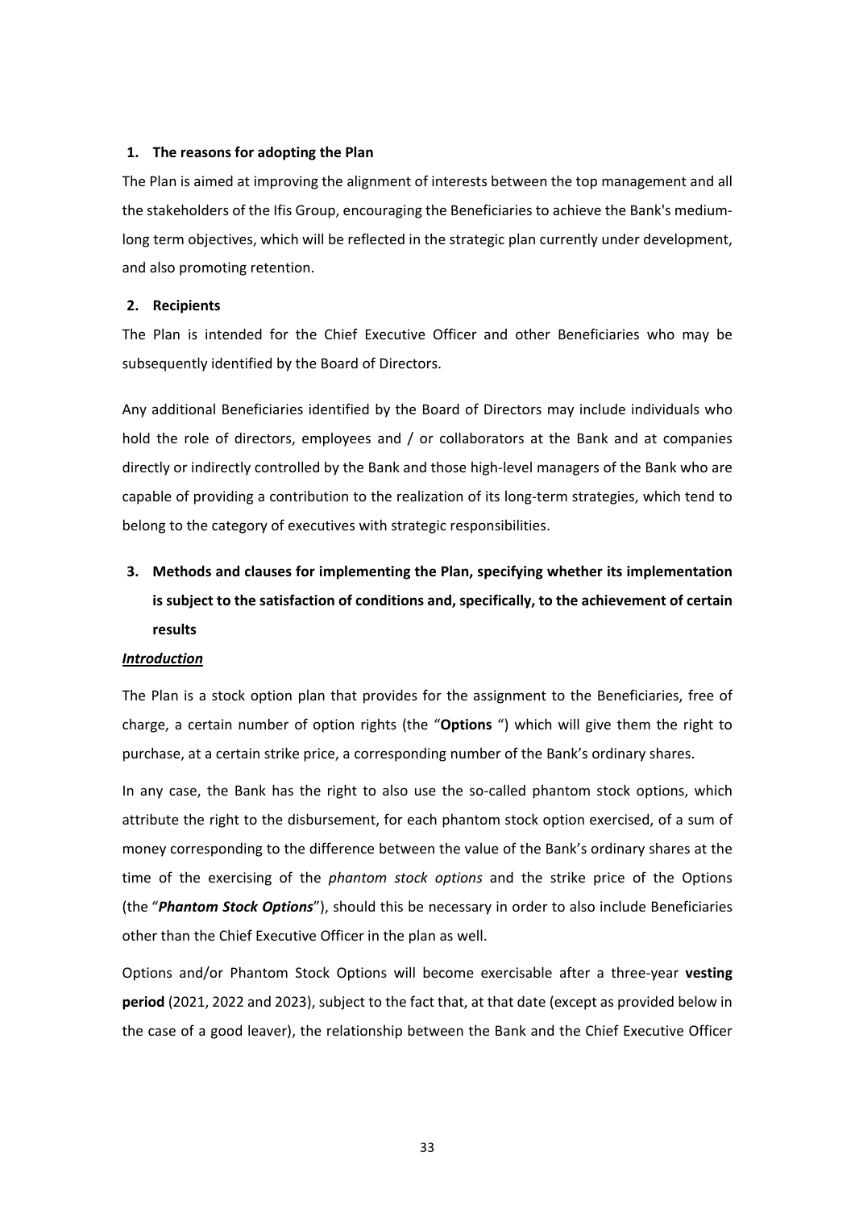**1. The reasons for adopting the Plan**

The Plan is aimed at improving the alignment of interests between the top management and all the stakeholders of the Ifis Group, encouraging the Beneficiaries to achieve the Bank's medium-long term objectives, which will be reflected in the strategic plan currently under development, and also promoting retention.

**2. Recipients**

The Plan is intended for the Chief Executive Officer and other Beneficiaries who may be subsequently identified by the Board of Directors.

Any additional Beneficiaries identified by the Board of Directors may include individuals who hold the role of directors, employees and / or collaborators at the Bank and at companies directly or indirectly controlled by the Bank and those high-level managers of the Bank who are capable of providing a contribution to the realization of its long-term strategies, which tend to belong to the category of executives with strategic responsibilities.

**3. Methods and clauses for implementing the Plan, specifying whether its implementation is subject to the satisfaction of conditions and, specifically, to the achievement of certain results**

***Introduction***

The Plan is a stock option plan that provides for the assignment to the Beneficiaries, free of charge, a certain number of option rights (the "**Options** ") which will give them the right to purchase, at a certain strike price, a corresponding number of the Bank's ordinary shares.

In any case, the Bank has the right to also use the so-called phantom stock options, which attribute the right to the disbursement, for each phantom stock option exercised, of a sum of money corresponding to the difference between the value of the Bank's ordinary shares at the time of the exercising of the *phantom stock options* and the strike price of the Options (the "***Phantom Stock Options***"), should this be necessary in order to also include Beneficiaries other than the Chief Executive Officer in the plan as well.

Options and/or Phantom Stock Options will become exercisable after a three-year **vesting period** (2021, 2022 and 2023), subject to the fact that, at that date (except as provided below in the case of a good leaver), the relationship between the Bank and the Chief Executive Officer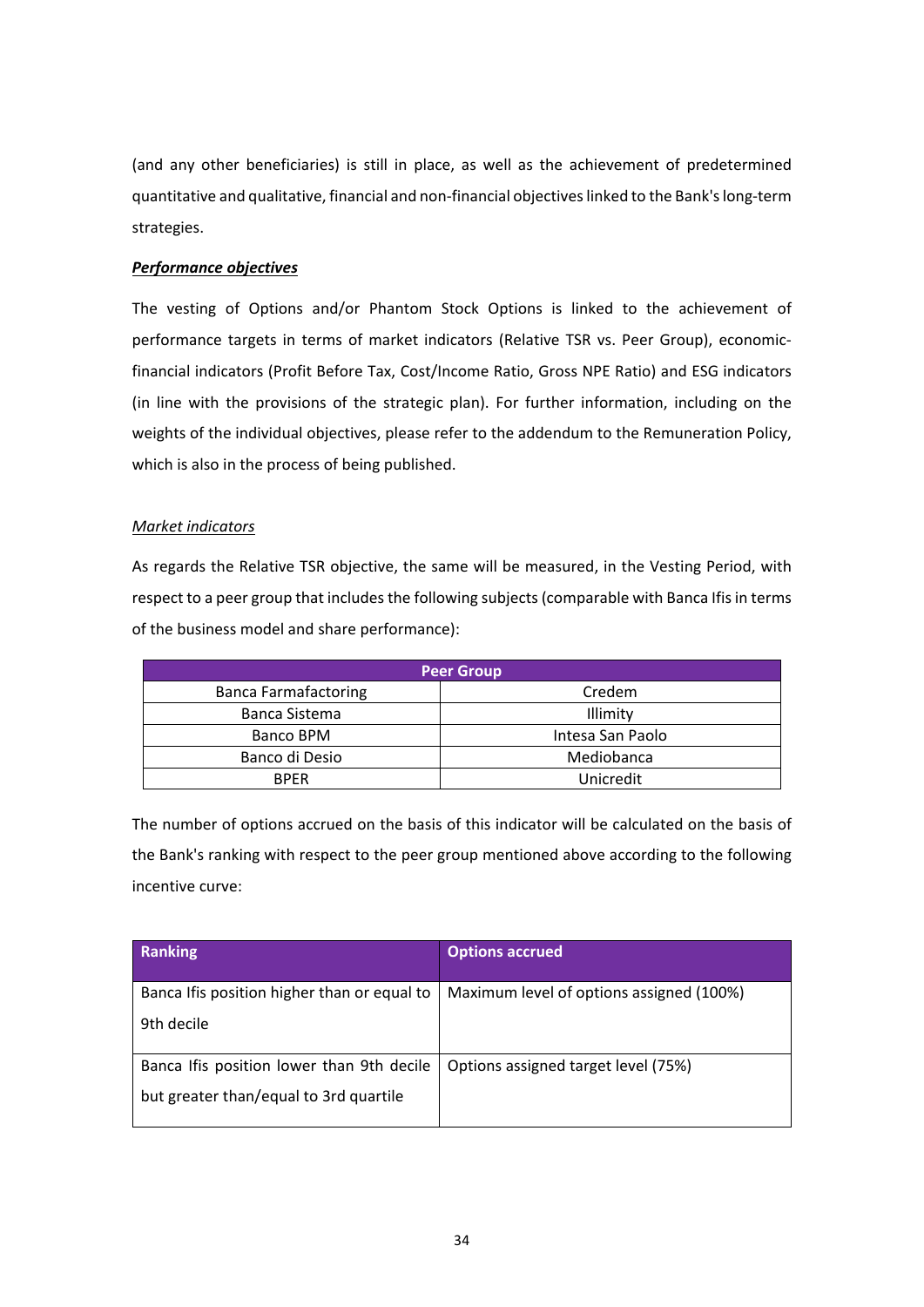(and any other beneficiaries) is still in place, as well as the achievement of predetermined quantitative and qualitative, financial and non-financial objectives linked to the Bank's long-term strategies.

***Performance objectives***

The vesting of Options and/or Phantom Stock Options is linked to the achievement of performance targets in terms of market indicators (Relative TSR vs. Peer Group), economic-financial indicators (Profit Before Tax, Cost/Income Ratio, Gross NPE Ratio) and ESG indicators (in line with the provisions of the strategic plan). For further information, including on the weights of the individual objectives, please refer to the addendum to the Remuneration Policy, which is also in the process of being published.

*Market indicators*

As regards the Relative TSR objective, the same will be measured, in the Vesting Period, with respect to a peer group that includes the following subjects (comparable with Banca Ifis in terms of the business model and share performance):

| Peer Group | |
|---|---|
| Banca Farmafactoring | Credem |
| Banca Sistema | Illimity |
| Banco BPM | Intesa San Paolo |
| Banco di Desio | Mediobanca |
| BPER | Unicredit |

The number of options accrued on the basis of this indicator will be calculated on the basis of the Bank's ranking with respect to the peer group mentioned above according to the following incentive curve:

| Ranking | Options accrued |
|---|---|
| Banca Ifis position higher than or equal to 9th decile | Maximum level of options assigned (100%) |
| Banca Ifis position lower than 9th decile but greater than/equal to 3rd quartile | Options assigned target level (75%) |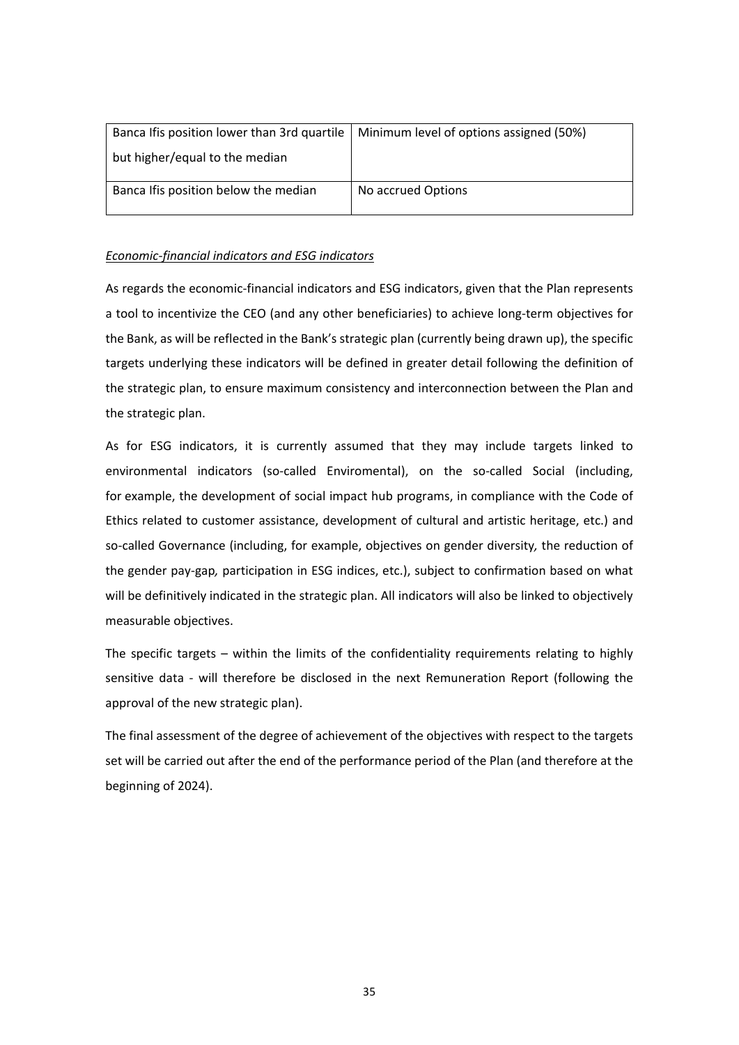| Banca Ifis position lower than 3rd quartile but higher/equal to the median | Minimum level of options assigned (50%) |
|---|---|
| Banca Ifis position below the median | No accrued Options |

*Economic-financial indicators and ESG indicators*

As regards the economic-financial indicators and ESG indicators, given that the Plan represents a tool to incentivize the CEO (and any other beneficiaries) to achieve long-term objectives for the Bank, as will be reflected in the Bank's strategic plan (currently being drawn up), the specific targets underlying these indicators will be defined in greater detail following the definition of the strategic plan, to ensure maximum consistency and interconnection between the Plan and the strategic plan.

As for ESG indicators, it is currently assumed that they may include targets linked to environmental indicators (so-called Enviromental), on the so-called Social (including, for example, the development of social impact hub programs, in compliance with the Code of Ethics related to customer assistance, development of cultural and artistic heritage, etc.) and so-called Governance (including, for example, objectives on gender diversity*,* the reduction of the gender pay-gap*,* participation in ESG indices, etc.), subject to confirmation based on what will be definitively indicated in the strategic plan. All indicators will also be linked to objectively measurable objectives.

The specific targets – within the limits of the confidentiality requirements relating to highly sensitive data - will therefore be disclosed in the next Remuneration Report (following the approval of the new strategic plan).

The final assessment of the degree of achievement of the objectives with respect to the targets set will be carried out after the end of the performance period of the Plan (and therefore at the beginning of 2024).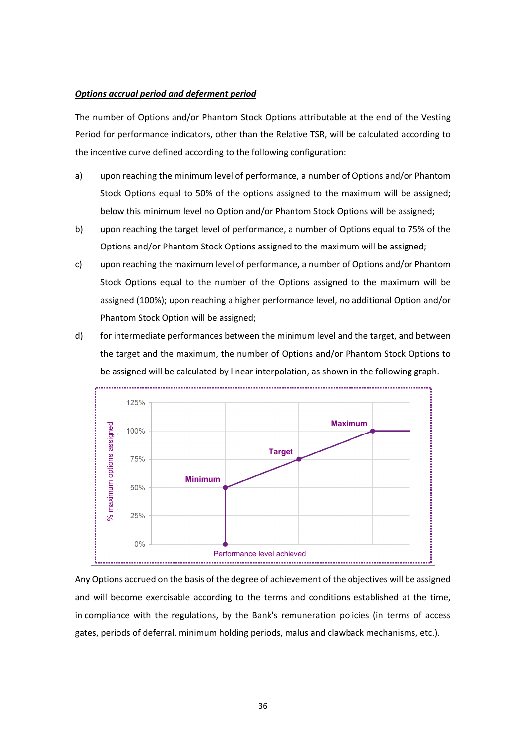***Options accrual period and deferment period***

The number of Options and/or Phantom Stock Options attributable at the end of the Vesting Period for performance indicators, other than the Relative TSR, will be calculated according to the incentive curve defined according to the following configuration:

a) upon reaching the minimum level of performance, a number of Options and/or Phantom Stock Options equal to 50% of the options assigned to the maximum will be assigned; below this minimum level no Option and/or Phantom Stock Options will be assigned;

b) upon reaching the target level of performance, a number of Options equal to 75% of the Options and/or Phantom Stock Options assigned to the maximum will be assigned;

c) upon reaching the maximum level of performance, a number of Options and/or Phantom Stock Options equal to the number of the Options assigned to the maximum will be assigned (100%); upon reaching a higher performance level, no additional Option and/or Phantom Stock Option will be assigned;

d) for intermediate performances between the minimum level and the target, and between the target and the maximum, the number of Options and/or Phantom Stock Options to be assigned will be calculated by linear interpolation, as shown in the following graph.

Any Options accrued on the basis of the degree of achievement of the objectives will be assigned and will become exercisable according to the terms and conditions established at the time, in compliance with the regulations, by the Bank's remuneration policies (in terms of access gates, periods of deferral, minimum holding periods, malus and clawback mechanisms, etc.).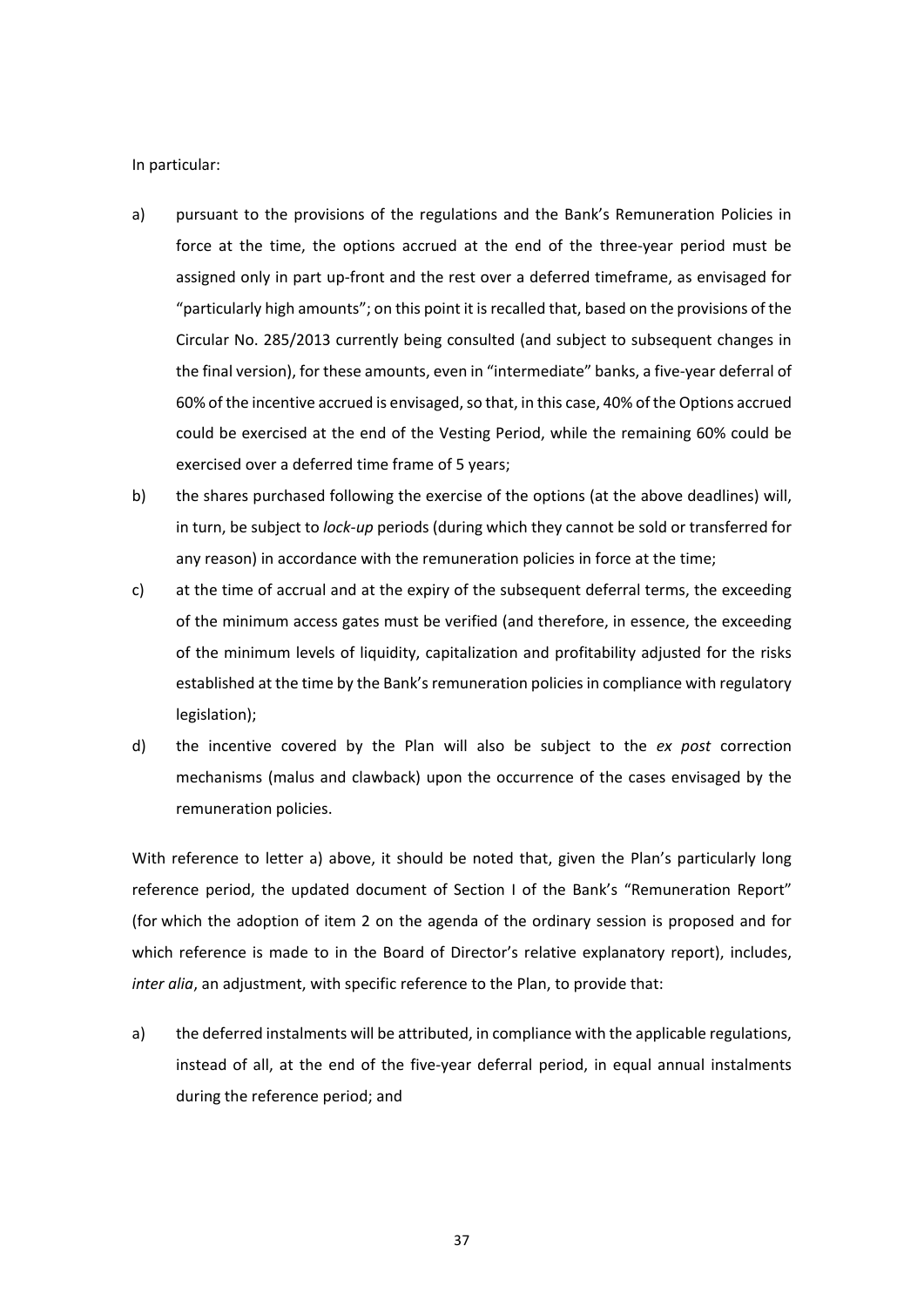In particular:

a) pursuant to the provisions of the regulations and the Bank's Remuneration Policies in force at the time, the options accrued at the end of the three-year period must be assigned only in part up-front and the rest over a deferred timeframe, as envisaged for "particularly high amounts"; on this point it is recalled that, based on the provisions of the Circular No. 285/2013 currently being consulted (and subject to subsequent changes in the final version), for these amounts, even in "intermediate" banks, a five-year deferral of 60% of the incentive accrued is envisaged, so that, in this case, 40% of the Options accrued could be exercised at the end of the Vesting Period, while the remaining 60% could be exercised over a deferred time frame of 5 years;

b) the shares purchased following the exercise of the options (at the above deadlines) will, in turn, be subject to *lock-up* periods (during which they cannot be sold or transferred for any reason) in accordance with the remuneration policies in force at the time;

c) at the time of accrual and at the expiry of the subsequent deferral terms, the exceeding of the minimum access gates must be verified (and therefore, in essence, the exceeding of the minimum levels of liquidity, capitalization and profitability adjusted for the risks established at the time by the Bank's remuneration policies in compliance with regulatory legislation);

d) the incentive covered by the Plan will also be subject to the *ex post* correction mechanisms (malus and clawback) upon the occurrence of the cases envisaged by the remuneration policies.

With reference to letter a) above, it should be noted that, given the Plan's particularly long reference period, the updated document of Section I of the Bank's "Remuneration Report" (for which the adoption of item 2 on the agenda of the ordinary session is proposed and for which reference is made to in the Board of Director's relative explanatory report), includes, *inter alia*, an adjustment, with specific reference to the Plan, to provide that:

a) the deferred instalments will be attributed, in compliance with the applicable regulations, instead of all, at the end of the five-year deferral period, in equal annual instalments during the reference period; and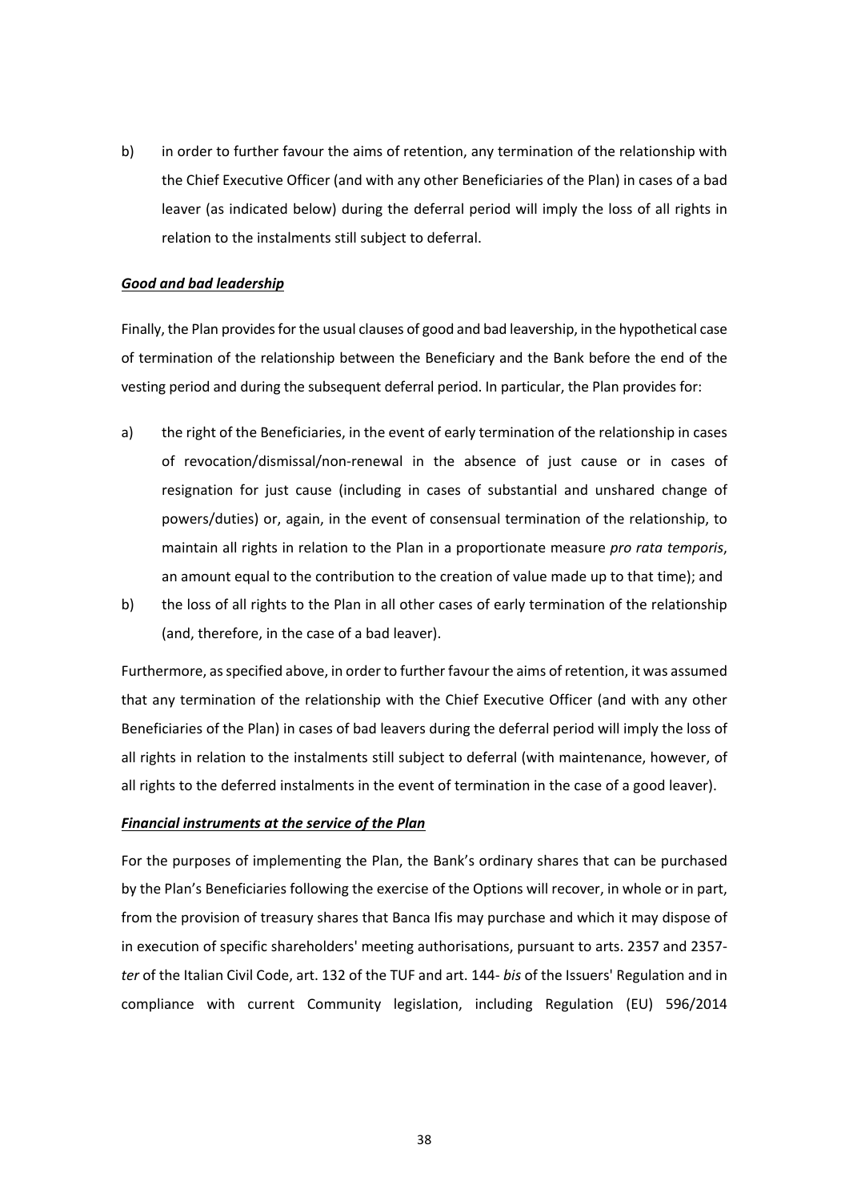b) in order to further favour the aims of retention, any termination of the relationship with the Chief Executive Officer (and with any other Beneficiaries of the Plan) in cases of a bad leaver (as indicated below) during the deferral period will imply the loss of all rights in relation to the instalments still subject to deferral.

***Good and bad leadership***

Finally, the Plan provides for the usual clauses of good and bad leavership, in the hypothetical case of termination of the relationship between the Beneficiary and the Bank before the end of the vesting period and during the subsequent deferral period. In particular, the Plan provides for:

a) the right of the Beneficiaries, in the event of early termination of the relationship in cases of revocation/dismissal/non-renewal in the absence of just cause or in cases of resignation for just cause (including in cases of substantial and unshared change of powers/duties) or, again, in the event of consensual termination of the relationship, to maintain all rights in relation to the Plan in a proportionate measure *pro rata temporis*, an amount equal to the contribution to the creation of value made up to that time); and
b) the loss of all rights to the Plan in all other cases of early termination of the relationship (and, therefore, in the case of a bad leaver).

Furthermore, as specified above, in order to further favour the aims of retention, it was assumed that any termination of the relationship with the Chief Executive Officer (and with any other Beneficiaries of the Plan) in cases of bad leavers during the deferral period will imply the loss of all rights in relation to the instalments still subject to deferral (with maintenance, however, of all rights to the deferred instalments in the event of termination in the case of a good leaver).

***Financial instruments at the service of the Plan***

For the purposes of implementing the Plan, the Bank's ordinary shares that can be purchased by the Plan's Beneficiaries following the exercise of the Options will recover, in whole or in part, from the provision of treasury shares that Banca Ifis may purchase and which it may dispose of in execution of specific shareholders' meeting authorisations, pursuant to arts. 2357 and 2357-*ter* of the Italian Civil Code, art. 132 of the TUF and art. 144- *bis* of the Issuers' Regulation and in compliance with current Community legislation, including Regulation (EU) 596/2014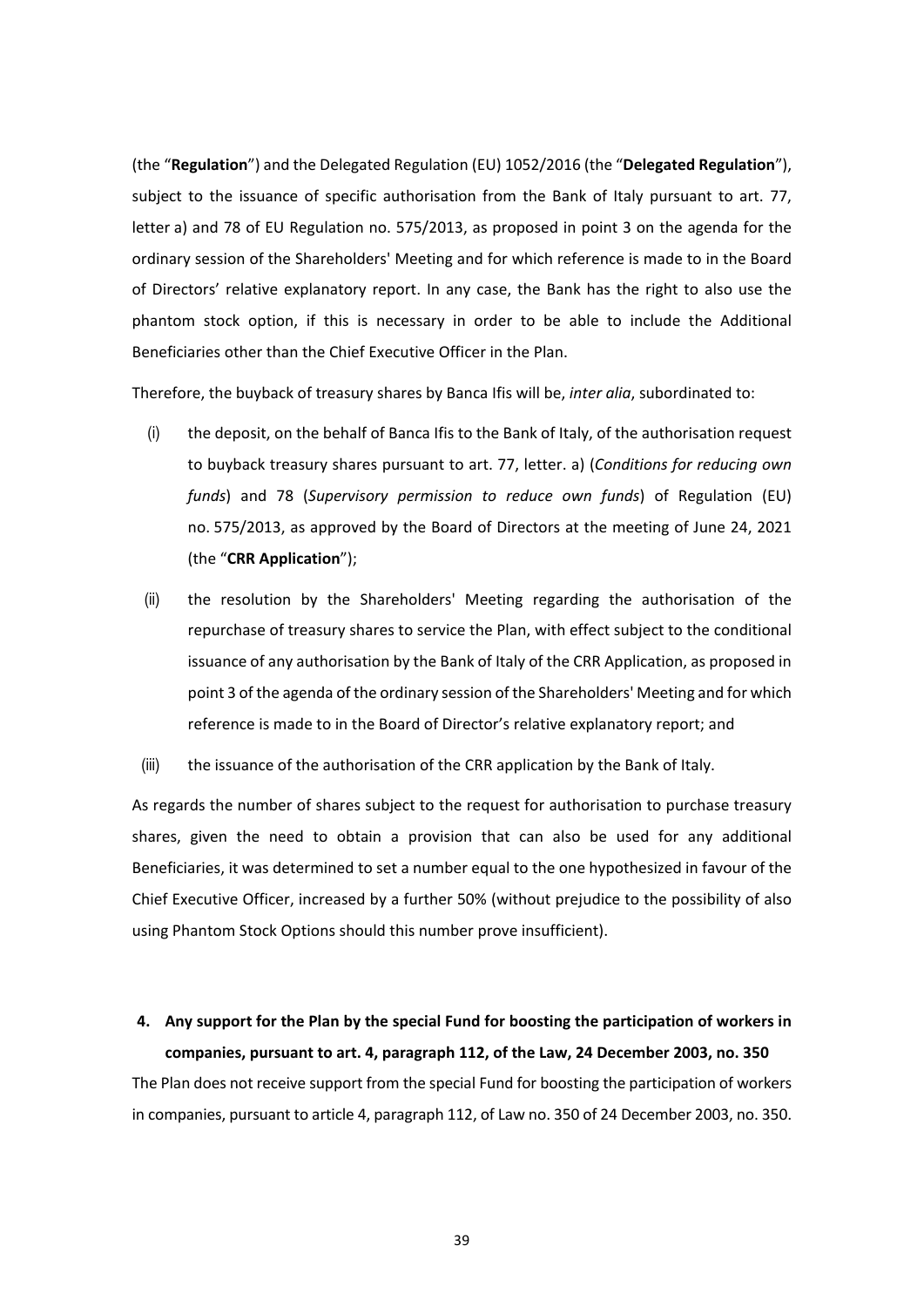(the “**Regulation**”) and the Delegated Regulation (EU) 1052/2016 (the “**Delegated Regulation**”), subject to the issuance of specific authorisation from the Bank of Italy pursuant to art. 77, letter a) and 78 of EU Regulation no. 575/2013, as proposed in point 3 on the agenda for the ordinary session of the Shareholders' Meeting and for which reference is made to in the Board of Directors’ relative explanatory report. In any case, the Bank has the right to also use the phantom stock option, if this is necessary in order to be able to include the Additional Beneficiaries other than the Chief Executive Officer in the Plan.

Therefore, the buyback of treasury shares by Banca Ifis will be, *inter alia*, subordinated to:

(i) the deposit, on the behalf of Banca Ifis to the Bank of Italy, of the authorisation request to buyback treasury shares pursuant to art. 77, letter. a) (*Conditions for reducing own funds*) and 78 (*Supervisory permission to reduce own funds*) of Regulation (EU) no. 575/2013, as approved by the Board of Directors at the meeting of June 24, 2021 (the “**CRR Application**”);

(ii) the resolution by the Shareholders' Meeting regarding the authorisation of the repurchase of treasury shares to service the Plan, with effect subject to the conditional issuance of any authorisation by the Bank of Italy of the CRR Application, as proposed in point 3 of the agenda of the ordinary session of the Shareholders' Meeting and for which reference is made to in the Board of Director’s relative explanatory report; and

(iii) the issuance of the authorisation of the CRR application by the Bank of Italy.

As regards the number of shares subject to the request for authorisation to purchase treasury shares, given the need to obtain a provision that can also be used for any additional Beneficiaries, it was determined to set a number equal to the one hypothesized in favour of the Chief Executive Officer, increased by a further 50% (without prejudice to the possibility of also using Phantom Stock Options should this number prove insufficient).

## 4. Any support for the Plan by the special Fund for boosting the participation of workers in companies, pursuant to art. 4, paragraph 112, of the Law, 24 December 2003, no. 350

The Plan does not receive support from the special Fund for boosting the participation of workers in companies, pursuant to article 4, paragraph 112, of Law no. 350 of 24 December 2003, no. 350.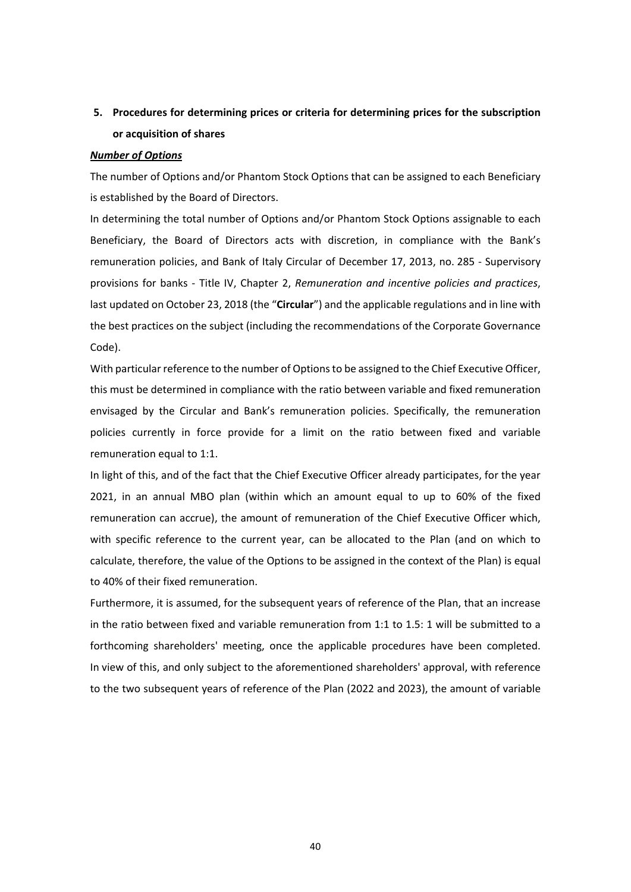## 5. Procedures for determining prices or criteria for determining prices for the subscription or acquisition of shares

***Number of Options***

The number of Options and/or Phantom Stock Options that can be assigned to each Beneficiary is established by the Board of Directors.

In determining the total number of Options and/or Phantom Stock Options assignable to each Beneficiary, the Board of Directors acts with discretion, in compliance with the Bank's remuneration policies, and Bank of Italy Circular of December 17, 2013, no. 285 - Supervisory provisions for banks - Title IV, Chapter 2, *Remuneration and incentive policies and practices*, last updated on October 23, 2018 (the "**Circular**") and the applicable regulations and in line with the best practices on the subject (including the recommendations of the Corporate Governance Code).

With particular reference to the number of Options to be assigned to the Chief Executive Officer, this must be determined in compliance with the ratio between variable and fixed remuneration envisaged by the Circular and Bank's remuneration policies. Specifically, the remuneration policies currently in force provide for a limit on the ratio between fixed and variable remuneration equal to 1:1.

In light of this, and of the fact that the Chief Executive Officer already participates, for the year 2021, in an annual MBO plan (within which an amount equal to up to 60% of the fixed remuneration can accrue), the amount of remuneration of the Chief Executive Officer which, with specific reference to the current year, can be allocated to the Plan (and on which to calculate, therefore, the value of the Options to be assigned in the context of the Plan) is equal to 40% of their fixed remuneration.

Furthermore, it is assumed, for the subsequent years of reference of the Plan, that an increase in the ratio between fixed and variable remuneration from 1:1 to 1.5: 1 will be submitted to a forthcoming shareholders' meeting, once the applicable procedures have been completed. In view of this, and only subject to the aforementioned shareholders' approval, with reference to the two subsequent years of reference of the Plan (2022 and 2023), the amount of variable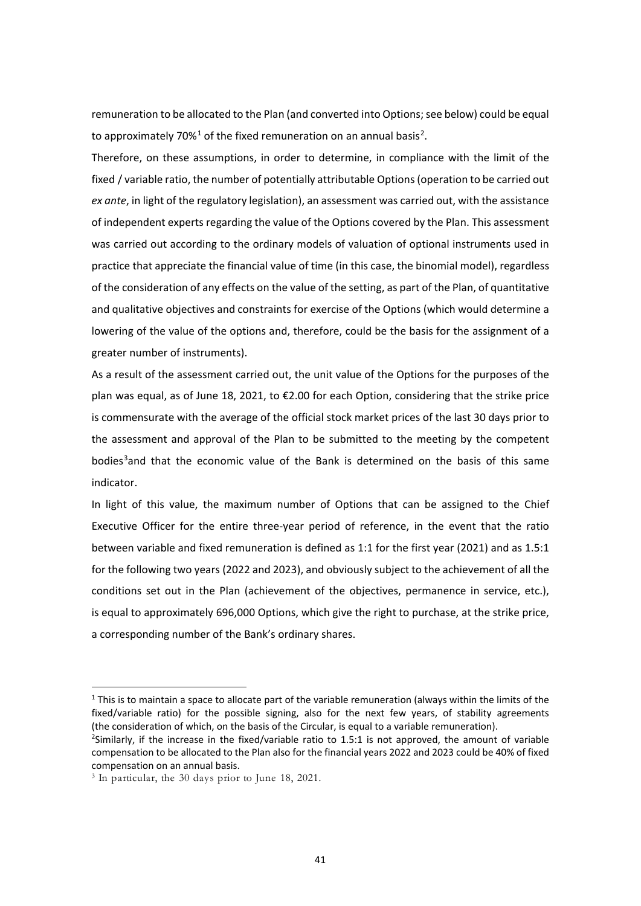remuneration to be allocated to the Plan (and converted into Options; see below) could be equal to approximately 70%[1] of the fixed remuneration on an annual basis[2].

Therefore, on these assumptions, in order to determine, in compliance with the limit of the fixed / variable ratio, the number of potentially attributable Options (operation to be carried out *ex ante*, in light of the regulatory legislation), an assessment was carried out, with the assistance of independent experts regarding the value of the Options covered by the Plan. This assessment was carried out according to the ordinary models of valuation of optional instruments used in practice that appreciate the financial value of time (in this case, the binomial model), regardless of the consideration of any effects on the value of the setting, as part of the Plan, of quantitative and qualitative objectives and constraints for exercise of the Options (which would determine a lowering of the value of the options and, therefore, could be the basis for the assignment of a greater number of instruments).

As a result of the assessment carried out, the unit value of the Options for the purposes of the plan was equal, as of June 18, 2021, to €2.00 for each Option, considering that the strike price is commensurate with the average of the official stock market prices of the last 30 days prior to the assessment and approval of the Plan to be submitted to the meeting by the competent bodies[3]and that the economic value of the Bank is determined on the basis of this same indicator.

In light of this value, the maximum number of Options that can be assigned to the Chief Executive Officer for the entire three-year period of reference, in the event that the ratio between variable and fixed remuneration is defined as 1:1 for the first year (2021) and as 1.5:1 for the following two years (2022 and 2023), and obviously subject to the achievement of all the conditions set out in the Plan (achievement of the objectives, permanence in service, etc.), is equal to approximately 696,000 Options, which give the right to purchase, at the strike price, a corresponding number of the Bank's ordinary shares.

---

[1] This is to maintain a space to allocate part of the variable remuneration (always within the limits of the fixed/variable ratio) for the possible signing, also for the next few years, of stability agreements (the consideration of which, on the basis of the Circular, is equal to a variable remuneration).

[2] Similarly, if the increase in the fixed/variable ratio to 1.5:1 is not approved, the amount of variable compensation to be allocated to the Plan also for the financial years 2022 and 2023 could be 40% of fixed compensation on an annual basis.

[3] In particular, the 30 days prior to June 18, 2021.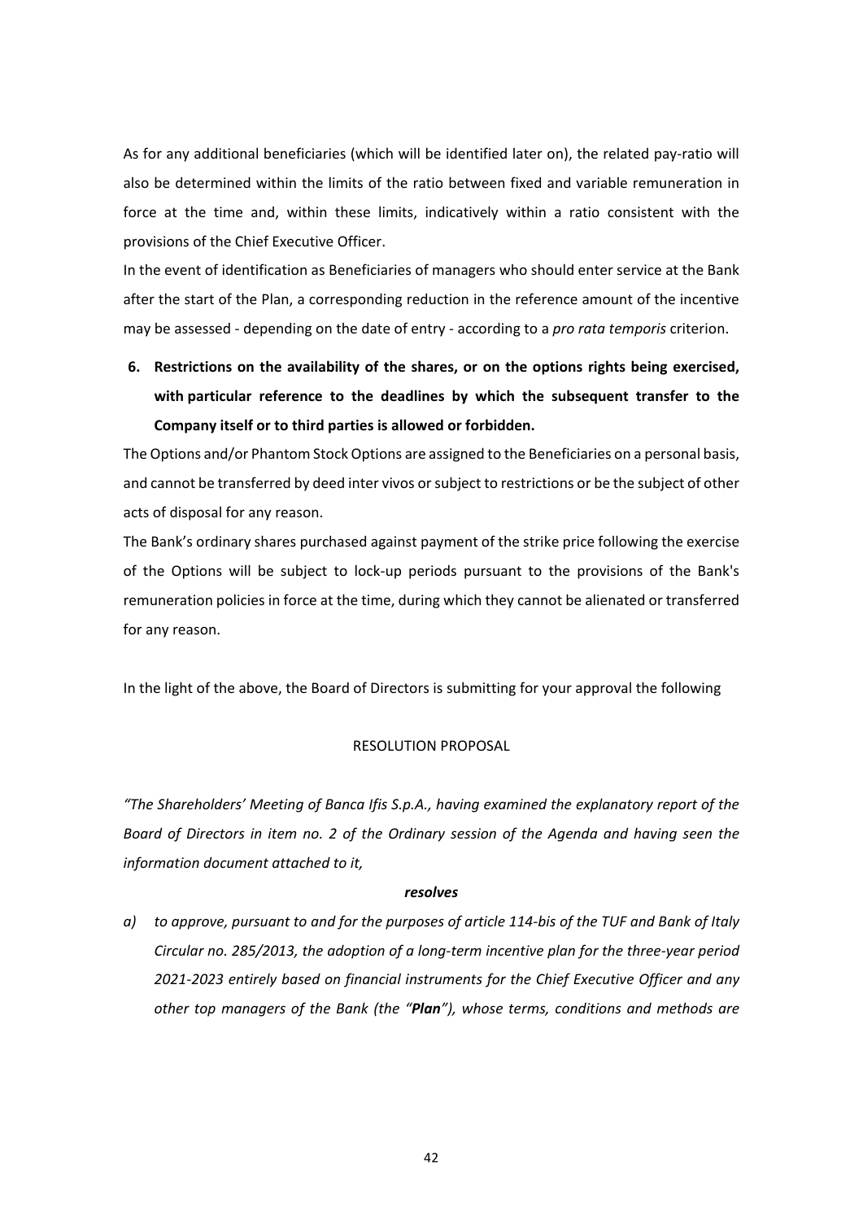As for any additional beneficiaries (which will be identified later on), the related pay-ratio will also be determined within the limits of the ratio between fixed and variable remuneration in force at the time and, within these limits, indicatively within a ratio consistent with the provisions of the Chief Executive Officer.

In the event of identification as Beneficiaries of managers who should enter service at the Bank after the start of the Plan, a corresponding reduction in the reference amount of the incentive may be assessed - depending on the date of entry - according to a *pro rata temporis* criterion.

**6. Restrictions on the availability of the shares, or on the options rights being exercised, with particular reference to the deadlines by which the subsequent transfer to the Company itself or to third parties is allowed or forbidden.**

The Options and/or Phantom Stock Options are assigned to the Beneficiaries on a personal basis, and cannot be transferred by deed inter vivos or subject to restrictions or be the subject of other acts of disposal for any reason.

The Bank's ordinary shares purchased against payment of the strike price following the exercise of the Options will be subject to lock-up periods pursuant to the provisions of the Bank's remuneration policies in force at the time, during which they cannot be alienated or transferred for any reason.

In the light of the above, the Board of Directors is submitting for your approval the following

RESOLUTION PROPOSAL

*"The Shareholders' Meeting of Banca Ifis S.p.A., having examined the explanatory report of the Board of Directors in item no. 2 of the Ordinary session of the Agenda and having seen the information document attached to it,*

***resolves***

*a) to approve, pursuant to and for the purposes of article 114-bis of the TUF and Bank of Italy Circular no. 285/2013, the adoption of a long-term incentive plan for the three-year period 2021-2023 entirely based on financial instruments for the Chief Executive Officer and any other top managers of the Bank (the "**Plan**"), whose terms, conditions and methods are*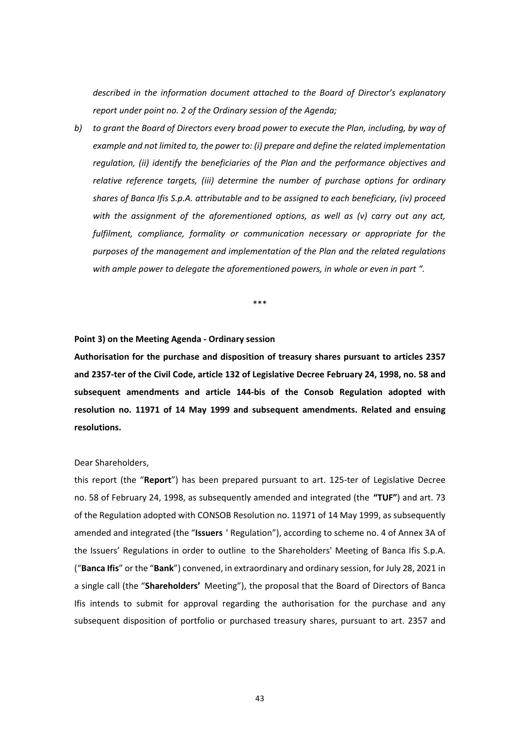*described in the information document attached to the Board of Director's explanatory report under point no. 2 of the Ordinary session of the Agenda;*

*b) to grant the Board of Directors every broad power to execute the Plan, including, by way of example and not limited to, the power to: (i) prepare and define the related implementation regulation, (ii) identify the beneficiaries of the Plan and the performance objectives and relative reference targets, (iii) determine the number of purchase options for ordinary shares of Banca Ifis S.p.A. attributable and to be assigned to each beneficiary, (iv) proceed with the assignment of the aforementioned options, as well as (v) carry out any act, fulfilment, compliance, formality or communication necessary or appropriate for the purposes of the management and implementation of the Plan and the related regulations with ample power to delegate the aforementioned powers, in whole or even in part ".*

\*\*\*

**Point 3) on the Meeting Agenda - Ordinary session**

**Authorisation for the purchase and disposition of treasury shares pursuant to articles 2357 and 2357-ter of the Civil Code, article 132 of Legislative Decree February 24, 1998, no. 58 and subsequent amendments and article 144-bis of the Consob Regulation adopted with resolution no. 11971 of 14 May 1999 and subsequent amendments. Related and ensuing resolutions.**

Dear Shareholders,

this report (the "**Report**") has been prepared pursuant to art. 125-ter of Legislative Decree no. 58 of February 24, 1998, as subsequently amended and integrated (the **"TUF"**) and art. 73 of the Regulation adopted with CONSOB Resolution no. 11971 of 14 May 1999, as subsequently amended and integrated (the "**Issuers** ' Regulation"), according to scheme no. 4 of Annex 3A of the Issuers' Regulations in order to outline to the Shareholders' Meeting of Banca Ifis S.p.A. ("**Banca Ifis**" or the "**Bank**") convened, in extraordinary and ordinary session, for July 28, 2021 in a single call (the "**Shareholders'** Meeting"), the proposal that the Board of Directors of Banca Ifis intends to submit for approval regarding the authorisation for the purchase and any subsequent disposition of portfolio or purchased treasury shares, pursuant to art. 2357 and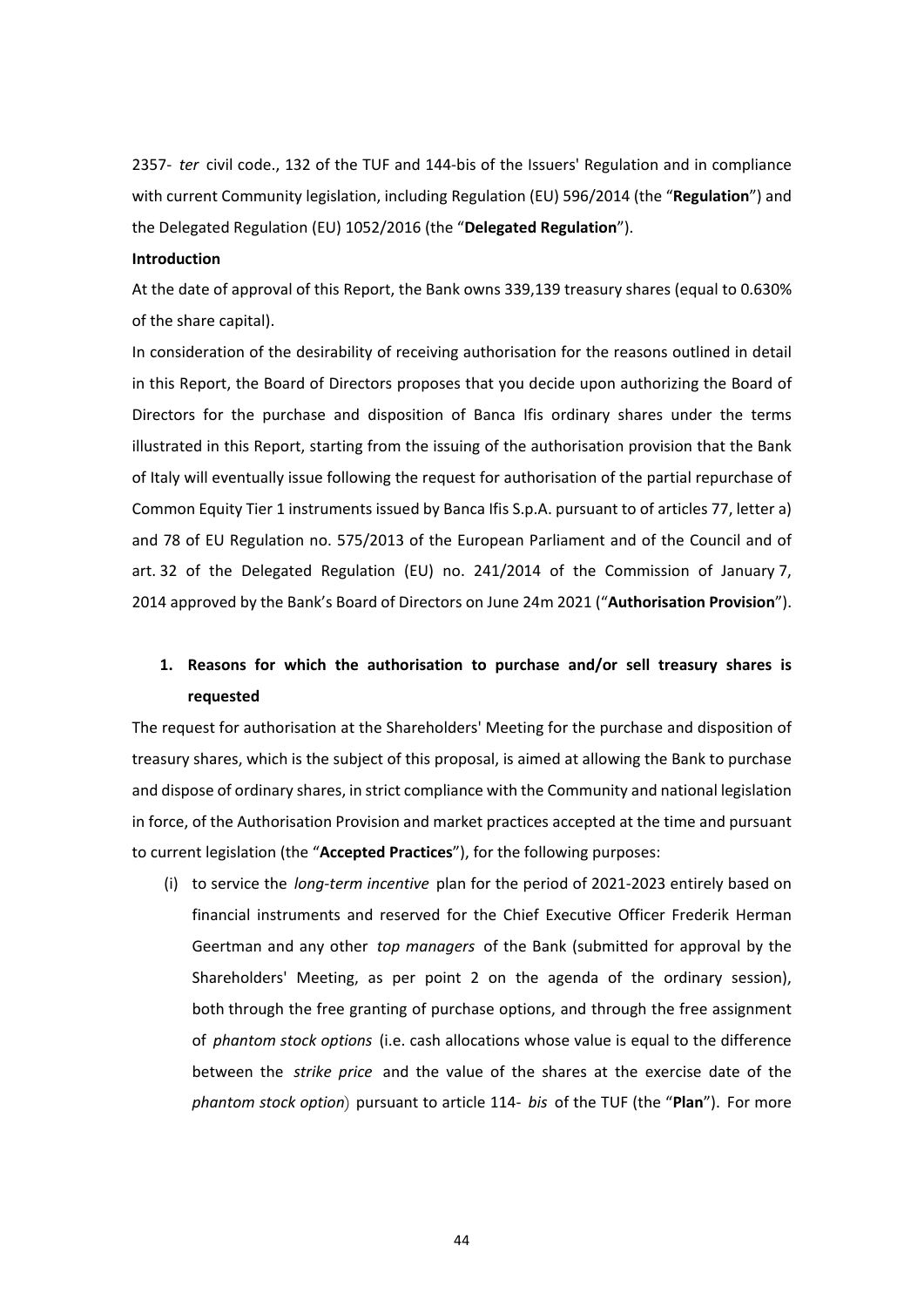2357- *ter* civil code., 132 of the TUF and 144-bis of the Issuers' Regulation and in compliance with current Community legislation, including Regulation (EU) 596/2014 (the "**Regulation**") and the Delegated Regulation (EU) 1052/2016 (the "**Delegated Regulation**").

**Introduction**

At the date of approval of this Report, the Bank owns 339,139 treasury shares (equal to 0.630% of the share capital).

In consideration of the desirability of receiving authorisation for the reasons outlined in detail in this Report, the Board of Directors proposes that you decide upon authorizing the Board of Directors for the purchase and disposition of Banca Ifis ordinary shares under the terms illustrated in this Report, starting from the issuing of the authorisation provision that the Bank of Italy will eventually issue following the request for authorisation of the partial repurchase of Common Equity Tier 1 instruments issued by Banca Ifis S.p.A. pursuant to of articles 77, letter a) and 78 of EU Regulation no. 575/2013 of the European Parliament and of the Council and of art. 32 of the Delegated Regulation (EU) no. 241/2014 of the Commission of January 7, 2014 approved by the Bank's Board of Directors on June 24m 2021 ("**Authorisation Provision**").

1. **Reasons for which the authorisation to purchase and/or sell treasury shares is requested**

The request for authorisation at the Shareholders' Meeting for the purchase and disposition of treasury shares, which is the subject of this proposal, is aimed at allowing the Bank to purchase and dispose of ordinary shares, in strict compliance with the Community and national legislation in force, of the Authorisation Provision and market practices accepted at the time and pursuant to current legislation (the "**Accepted Practices**"), for the following purposes:

(i) to service the *long-term incentive* plan for the period of 2021-2023 entirely based on financial instruments and reserved for the Chief Executive Officer Frederik Herman Geertman and any other *top managers* of the Bank (submitted for approval by the Shareholders' Meeting, as per point 2 on the agenda of the ordinary session), both through the free granting of purchase options, and through the free assignment of *phantom stock options* (i.e. cash allocations whose value is equal to the difference between the *strike price* and the value of the shares at the exercise date of the *phantom stock option*) pursuant to article 114- *bis* of the TUF (the "**Plan**"). For more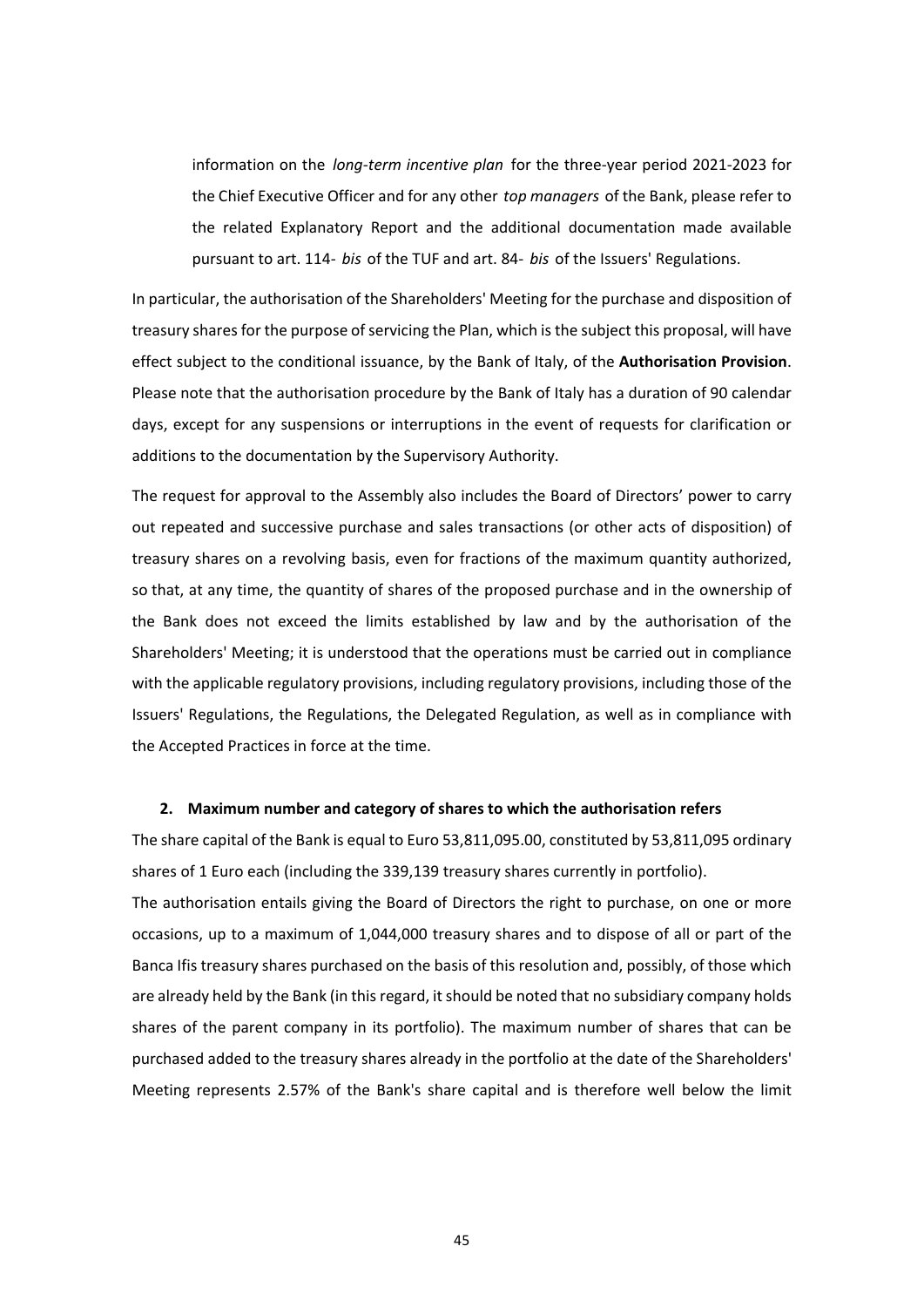information on the *long-term incentive plan* for the three-year period 2021-2023 for the Chief Executive Officer and for any other *top managers* of the Bank, please refer to the related Explanatory Report and the additional documentation made available pursuant to art. 114- *bis* of the TUF and art. 84- *bis* of the Issuers' Regulations.

In particular, the authorisation of the Shareholders' Meeting for the purchase and disposition of treasury shares for the purpose of servicing the Plan, which is the subject this proposal, will have effect subject to the conditional issuance, by the Bank of Italy, of the **Authorisation Provision**. Please note that the authorisation procedure by the Bank of Italy has a duration of 90 calendar days, except for any suspensions or interruptions in the event of requests for clarification or additions to the documentation by the Supervisory Authority.

The request for approval to the Assembly also includes the Board of Directors' power to carry out repeated and successive purchase and sales transactions (or other acts of disposition) of treasury shares on a revolving basis, even for fractions of the maximum quantity authorized, so that, at any time, the quantity of shares of the proposed purchase and in the ownership of the Bank does not exceed the limits established by law and by the authorisation of the Shareholders' Meeting; it is understood that the operations must be carried out in compliance with the applicable regulatory provisions, including regulatory provisions, including those of the Issuers' Regulations, the Regulations, the Delegated Regulation, as well as in compliance with the Accepted Practices in force at the time.

**2. Maximum number and category of shares to which the authorisation refers**

The share capital of the Bank is equal to Euro 53,811,095.00, constituted by 53,811,095 ordinary shares of 1 Euro each (including the 339,139 treasury shares currently in portfolio).

The authorisation entails giving the Board of Directors the right to purchase, on one or more occasions, up to a maximum of 1,044,000 treasury shares and to dispose of all or part of the Banca Ifis treasury shares purchased on the basis of this resolution and, possibly, of those which are already held by the Bank (in this regard, it should be noted that no subsidiary company holds shares of the parent company in its portfolio). The maximum number of shares that can be purchased added to the treasury shares already in the portfolio at the date of the Shareholders' Meeting represents 2.57% of the Bank's share capital and is therefore well below the limit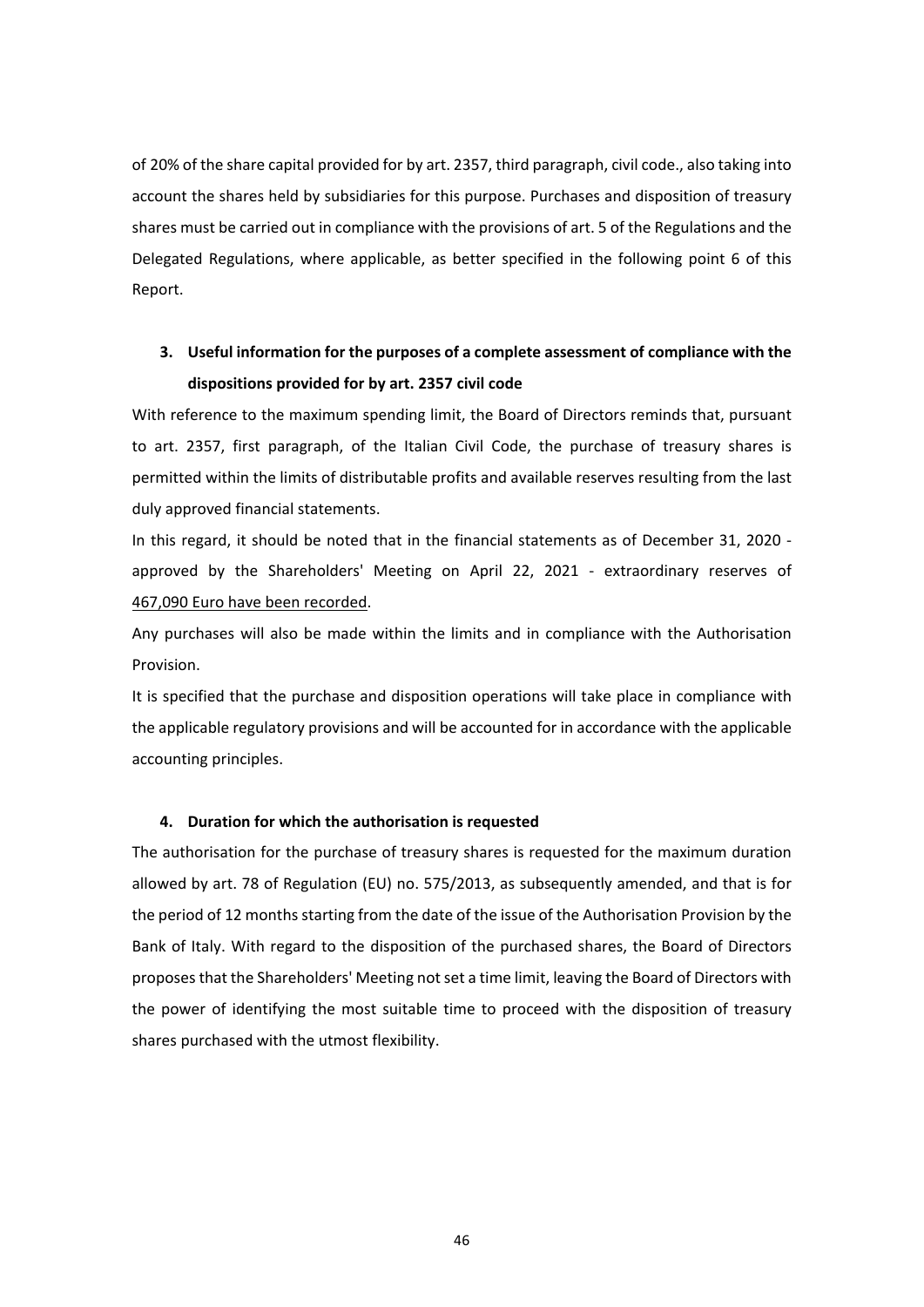of 20% of the share capital provided for by art. 2357, third paragraph, civil code., also taking into account the shares held by subsidiaries for this purpose. Purchases and disposition of treasury shares must be carried out in compliance with the provisions of art. 5 of the Regulations and the Delegated Regulations, where applicable, as better specified in the following point 6 of this Report.

### 3. Useful information for the purposes of a complete assessment of compliance with the dispositions provided for by art. 2357 civil code

With reference to the maximum spending limit, the Board of Directors reminds that, pursuant to art. 2357, first paragraph, of the Italian Civil Code, the purchase of treasury shares is permitted within the limits of distributable profits and available reserves resulting from the last duly approved financial statements.

In this regard, it should be noted that in the financial statements as of December 31, 2020 - approved by the Shareholders' Meeting on April 22, 2021 - extraordinary reserves of 467,090 Euro have been recorded.

Any purchases will also be made within the limits and in compliance with the Authorisation Provision.

It is specified that the purchase and disposition operations will take place in compliance with the applicable regulatory provisions and will be accounted for in accordance with the applicable accounting principles.

### 4. Duration for which the authorisation is requested

The authorisation for the purchase of treasury shares is requested for the maximum duration allowed by art. 78 of Regulation (EU) no. 575/2013, as subsequently amended, and that is for the period of 12 months starting from the date of the issue of the Authorisation Provision by the Bank of Italy. With regard to the disposition of the purchased shares, the Board of Directors proposes that the Shareholders' Meeting not set a time limit, leaving the Board of Directors with the power of identifying the most suitable time to proceed with the disposition of treasury shares purchased with the utmost flexibility.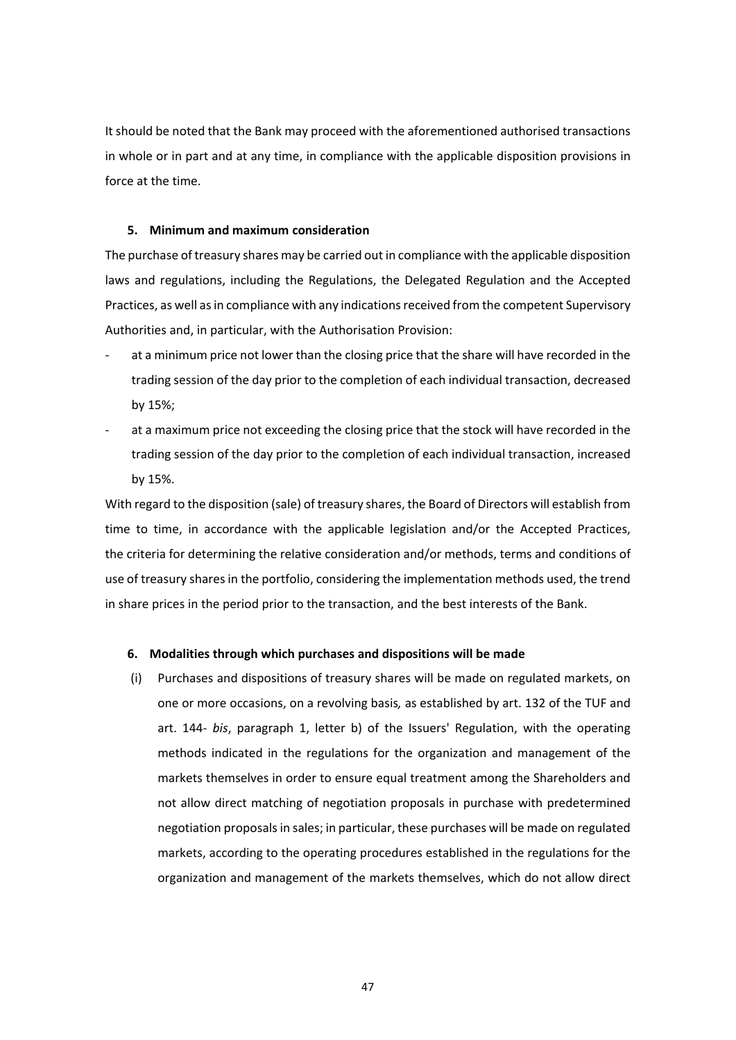It should be noted that the Bank may proceed with the aforementioned authorised transactions in whole or in part and at any time, in compliance with the applicable disposition provisions in force at the time.

### 5. Minimum and maximum consideration

The purchase of treasury shares may be carried out in compliance with the applicable disposition laws and regulations, including the Regulations, the Delegated Regulation and the Accepted Practices, as well as in compliance with any indications received from the competent Supervisory Authorities and, in particular, with the Authorisation Provision:

- at a minimum price not lower than the closing price that the share will have recorded in the trading session of the day prior to the completion of each individual transaction, decreased by 15%;
- at a maximum price not exceeding the closing price that the stock will have recorded in the trading session of the day prior to the completion of each individual transaction, increased by 15%.

With regard to the disposition (sale) of treasury shares, the Board of Directors will establish from time to time, in accordance with the applicable legislation and/or the Accepted Practices, the criteria for determining the relative consideration and/or methods, terms and conditions of use of treasury shares in the portfolio, considering the implementation methods used, the trend in share prices in the period prior to the transaction, and the best interests of the Bank.

### 6. Modalities through which purchases and dispositions will be made

(i) Purchases and dispositions of treasury shares will be made on regulated markets, on one or more occasions, on a revolving basis*,* as established by art. 132 of the TUF and art. 144- *bis*, paragraph 1, letter b) of the Issuers' Regulation, with the operating methods indicated in the regulations for the organization and management of the markets themselves in order to ensure equal treatment among the Shareholders and not allow direct matching of negotiation proposals in purchase with predetermined negotiation proposals in sales; in particular, these purchases will be made on regulated markets, according to the operating procedures established in the regulations for the organization and management of the markets themselves, which do not allow direct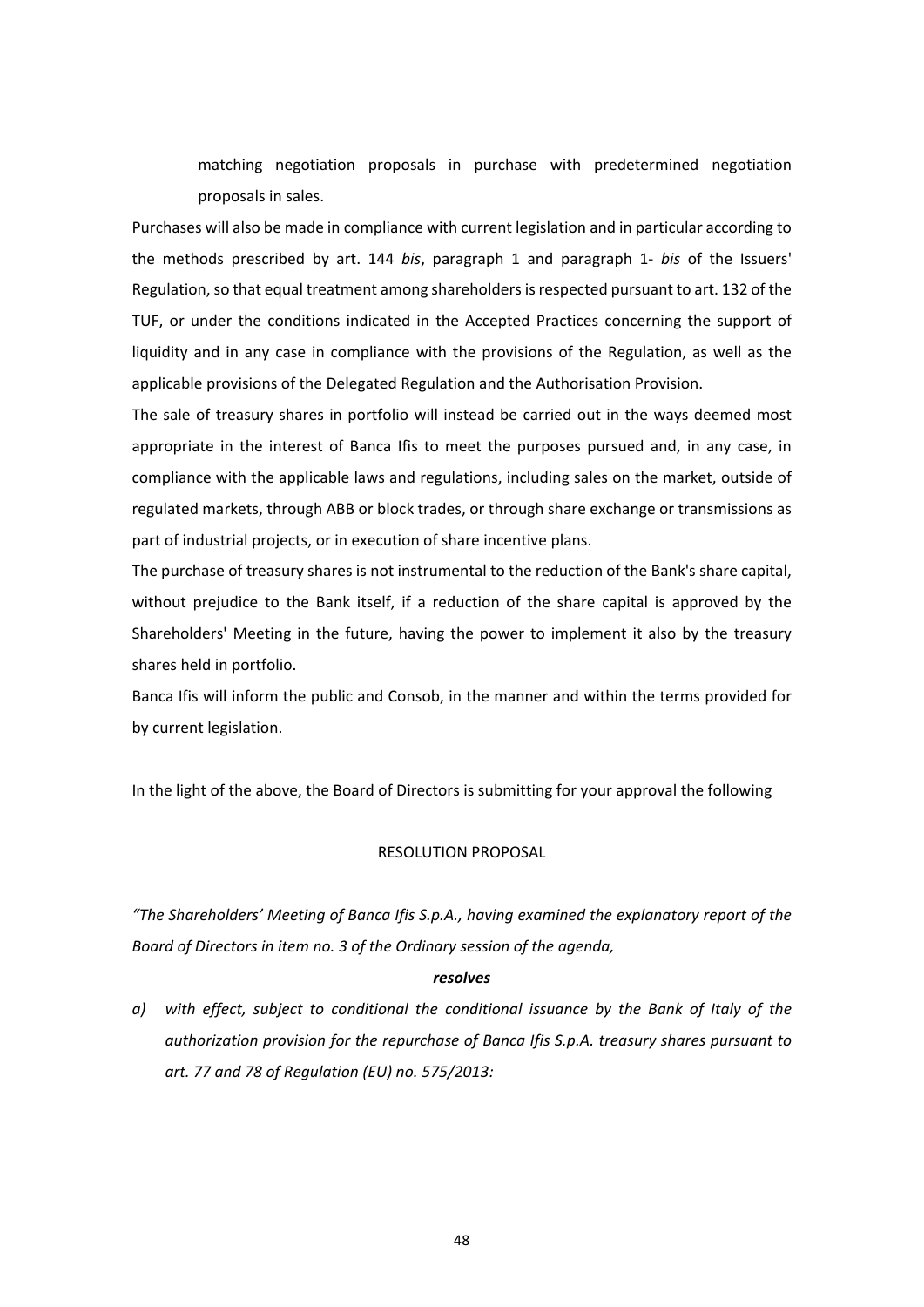matching negotiation proposals in purchase with predetermined negotiation proposals in sales.

Purchases will also be made in compliance with current legislation and in particular according to the methods prescribed by art. 144 *bis*, paragraph 1 and paragraph 1- *bis* of the Issuers' Regulation, so that equal treatment among shareholders is respected pursuant to art. 132 of the TUF, or under the conditions indicated in the Accepted Practices concerning the support of liquidity and in any case in compliance with the provisions of the Regulation, as well as the applicable provisions of the Delegated Regulation and the Authorisation Provision.

The sale of treasury shares in portfolio will instead be carried out in the ways deemed most appropriate in the interest of Banca Ifis to meet the purposes pursued and, in any case, in compliance with the applicable laws and regulations, including sales on the market, outside of regulated markets, through ABB or block trades, or through share exchange or transmissions as part of industrial projects, or in execution of share incentive plans.

The purchase of treasury shares is not instrumental to the reduction of the Bank's share capital, without prejudice to the Bank itself, if a reduction of the share capital is approved by the Shareholders' Meeting in the future, having the power to implement it also by the treasury shares held in portfolio.

Banca Ifis will inform the public and Consob, in the manner and within the terms provided for by current legislation.

In the light of the above, the Board of Directors is submitting for your approval the following

RESOLUTION PROPOSAL

*"The Shareholders' Meeting of Banca Ifis S.p.A., having examined the explanatory report of the Board of Directors in item no. 3 of the Ordinary session of the agenda,*

***resolves***

*a) with effect, subject to conditional the conditional issuance by the Bank of Italy of the authorization provision for the repurchase of Banca Ifis S.p.A. treasury shares pursuant to art. 77 and 78 of Regulation (EU) no. 575/2013:*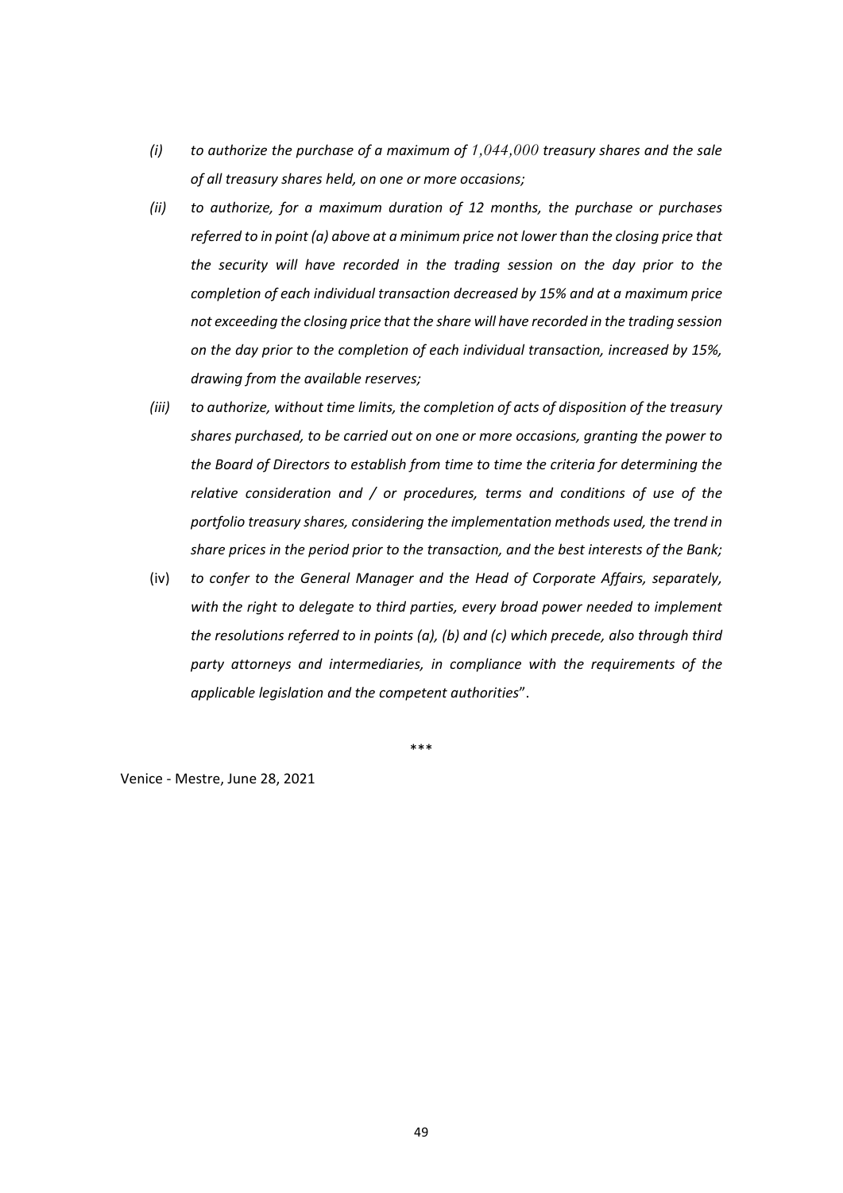- *(i)* *to authorize the purchase of a maximum of 1,044,000 treasury shares and the sale of all treasury shares held, on one or more occasions;*
- *(ii)* *to authorize, for a maximum duration of 12 months, the purchase or purchases referred to in point (a) above at a minimum price not lower than the closing price that the security will have recorded in the trading session on the day prior to the completion of each individual transaction decreased by 15% and at a maximum price not exceeding the closing price that the share will have recorded in the trading session on the day prior to the completion of each individual transaction, increased by 15%, drawing from the available reserves;*
- *(iii)* *to authorize, without time limits, the completion of acts of disposition of the treasury shares purchased, to be carried out on one or more occasions, granting the power to the Board of Directors to establish from time to time the criteria for determining the relative consideration and / or procedures, terms and conditions of use of the portfolio treasury shares, considering the implementation methods used, the trend in share prices in the period prior to the transaction, and the best interests of the Bank;*
- (iv) *to confer to the General Manager and the Head of Corporate Affairs, separately, with the right to delegate to third parties, every broad power needed to implement the resolutions referred to in points (a), (b) and (c) which precede, also through third party attorneys and intermediaries, in compliance with the requirements of the applicable legislation and the competent authorities*".

***

Venice - Mestre, June 28, 2021